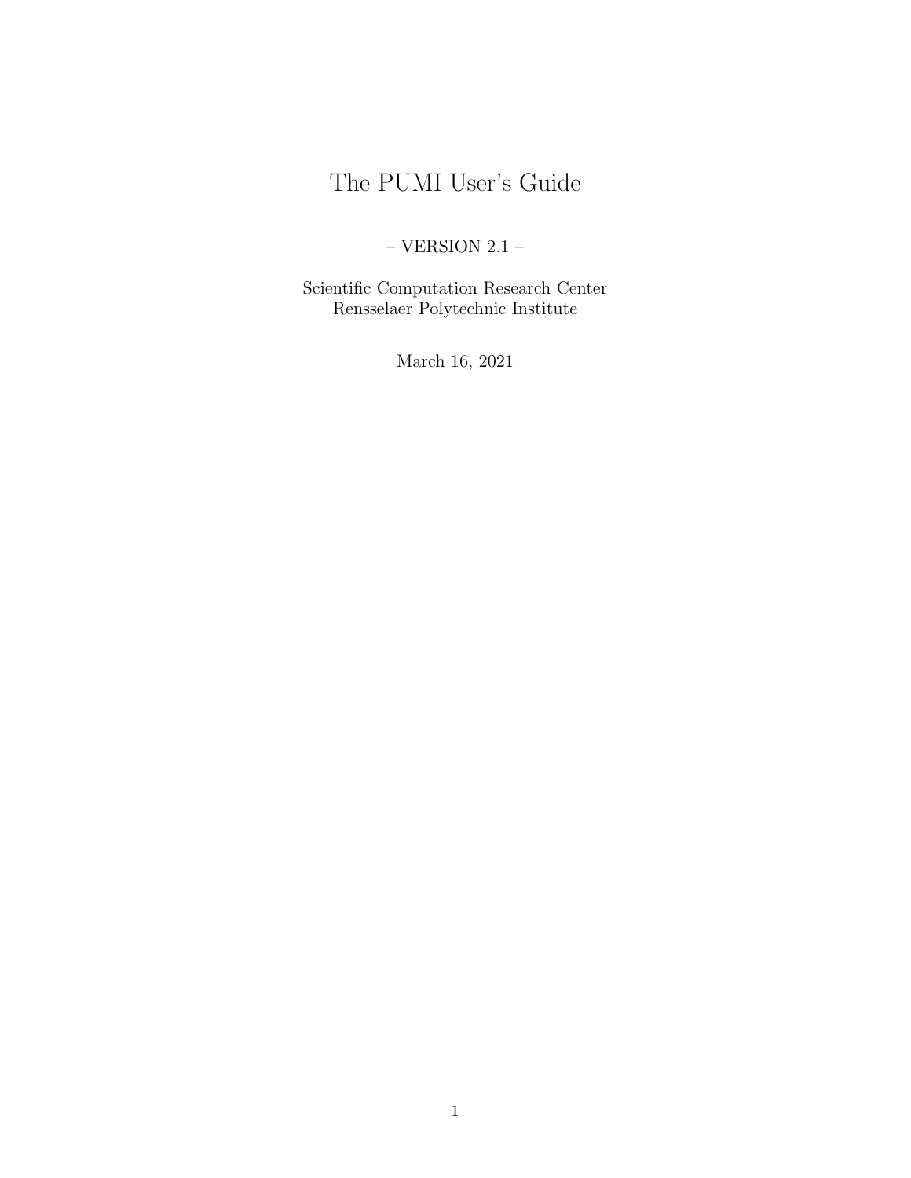# The PUMI User's Guide

– VERSION 2.1 –

Scientific Computation Research Center
Rensselaer Polytechnic Institute

March 16, 2021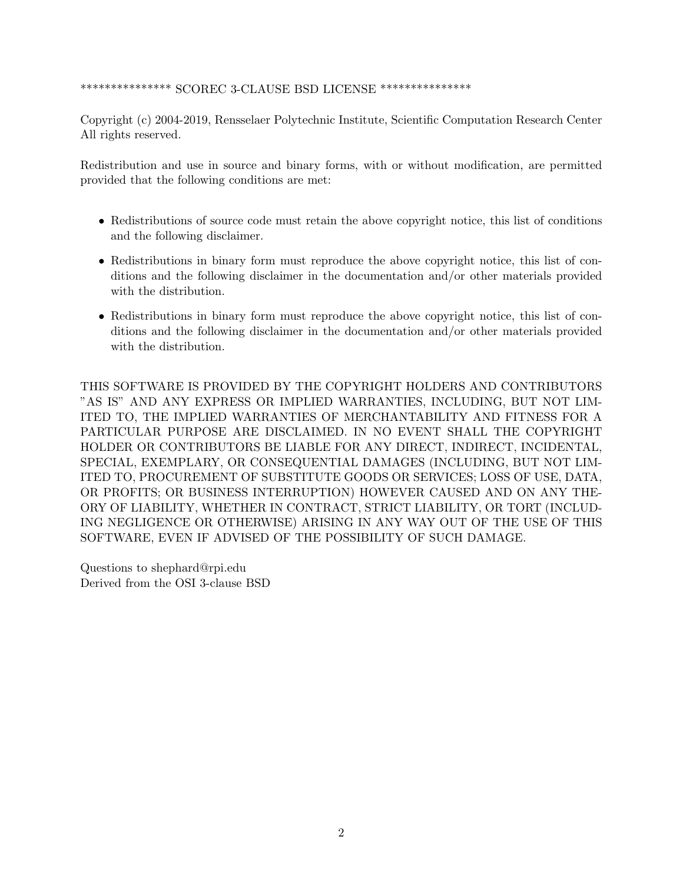*************** SCOREC 3-CLAUSE BSD LICENSE ***************

Copyright (c) 2004-2019, Rensselaer Polytechnic Institute, Scientific Computation Research Center
All rights reserved.

Redistribution and use in source and binary forms, with or without modification, are permitted provided that the following conditions are met:

- Redistributions of source code must retain the above copyright notice, this list of conditions and the following disclaimer.
- Redistributions in binary form must reproduce the above copyright notice, this list of conditions and the following disclaimer in the documentation and/or other materials provided with the distribution.
- Redistributions in binary form must reproduce the above copyright notice, this list of conditions and the following disclaimer in the documentation and/or other materials provided with the distribution.

THIS SOFTWARE IS PROVIDED BY THE COPYRIGHT HOLDERS AND CONTRIBUTORS "AS IS" AND ANY EXPRESS OR IMPLIED WARRANTIES, INCLUDING, BUT NOT LIMITED TO, THE IMPLIED WARRANTIES OF MERCHANTABILITY AND FITNESS FOR A PARTICULAR PURPOSE ARE DISCLAIMED. IN NO EVENT SHALL THE COPYRIGHT HOLDER OR CONTRIBUTORS BE LIABLE FOR ANY DIRECT, INDIRECT, INCIDENTAL, SPECIAL, EXEMPLARY, OR CONSEQUENTIAL DAMAGES (INCLUDING, BUT NOT LIMITED TO, PROCUREMENT OF SUBSTITUTE GOODS OR SERVICES; LOSS OF USE, DATA, OR PROFITS; OR BUSINESS INTERRUPTION) HOWEVER CAUSED AND ON ANY THEORY OF LIABILITY, WHETHER IN CONTRACT, STRICT LIABILITY, OR TORT (INCLUDING NEGLIGENCE OR OTHERWISE) ARISING IN ANY WAY OUT OF THE USE OF THIS SOFTWARE, EVEN IF ADVISED OF THE POSSIBILITY OF SUCH DAMAGE.

Questions to shephard@rpi.edu
Derived from the OSI 3-clause BSD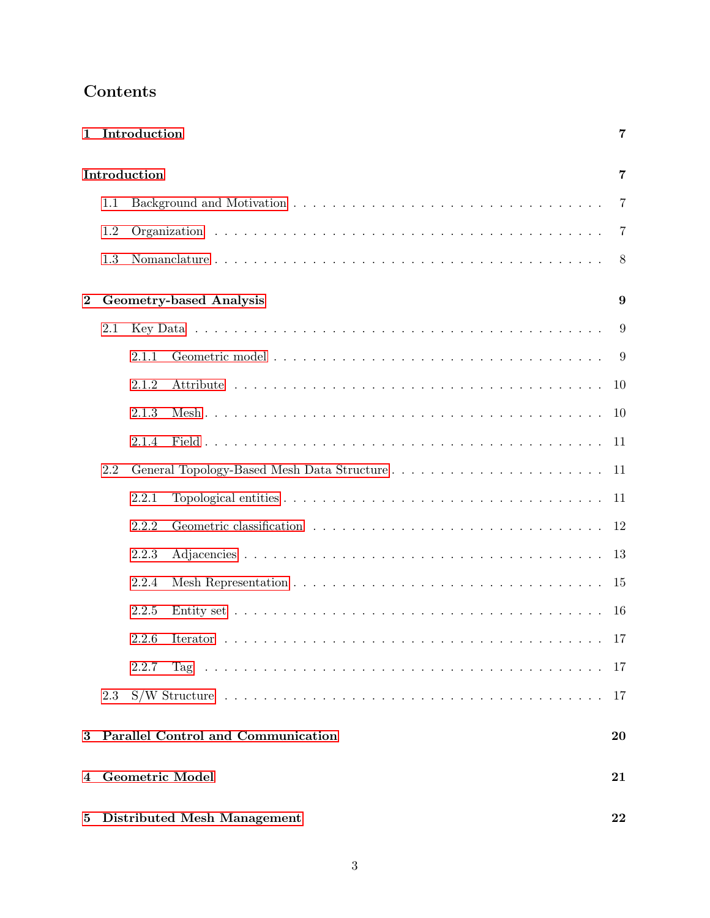# Contents

| | |
|---|---|
| **1 Introduction** | **7** |
| **Introduction** | **7** |
| 1.1 Background and Motivation | 7 |
| 1.2 Organization | 7 |
| 1.3 Nomanclature | 8 |
| **2 Geometry-based Analysis** | **9** |
| 2.1 Key Data | 9 |
| 2.1.1 Geometric model | 9 |
| 2.1.2 Attribute | 10 |
| 2.1.3 Mesh | 10 |
| 2.1.4 Field | 11 |
| 2.2 General Topology-Based Mesh Data Structure | 11 |
| 2.2.1 Topological entities | 11 |
| 2.2.2 Geometric classification | 12 |
| 2.2.3 Adjacencies | 13 |
| 2.2.4 Mesh Representation | 15 |
| 2.2.5 Entity set | 16 |
| 2.2.6 Iterator | 17 |
| 2.2.7 Tag | 17 |
| 2.3 S/W Structure | 17 |
| **3 Parallel Control and Communication** | **20** |
| **4 Geometric Model** | **21** |
| **5 Distributed Mesh Management** | **22** |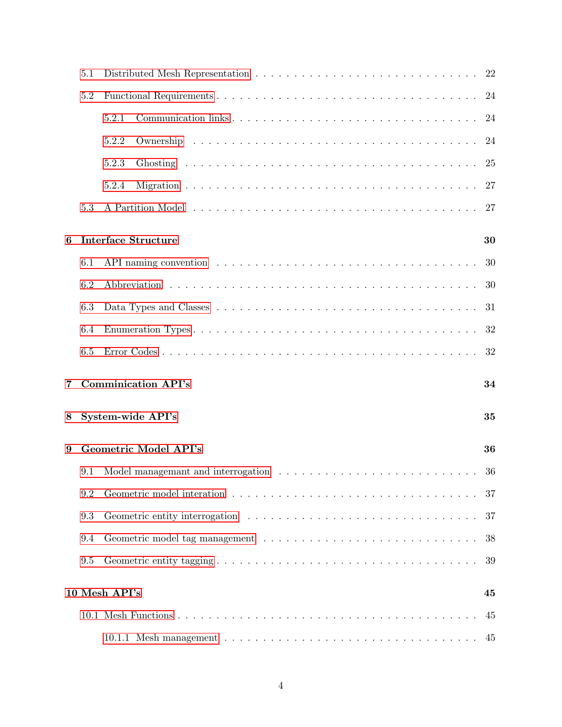- 5.1 Distributed Mesh Representation . . . . . . . . . . . . . . . . . . . . . . . . . . . . . . 22
- 5.2 Functional Requirements . . . . . . . . . . . . . . . . . . . . . . . . . . . . . . . . . . . 24
  - 5.2.1 Communication links . . . . . . . . . . . . . . . . . . . . . . . . . . . . . . . . 24
  - 5.2.2 Ownership . . . . . . . . . . . . . . . . . . . . . . . . . . . . . . . . . . . . . . 24
  - 5.2.3 Ghosting . . . . . . . . . . . . . . . . . . . . . . . . . . . . . . . . . . . . . . . 25
  - 5.2.4 Migration . . . . . . . . . . . . . . . . . . . . . . . . . . . . . . . . . . . . . . 27
- 5.3 A Partition Model . . . . . . . . . . . . . . . . . . . . . . . . . . . . . . . . . . . . . . 27

**6 Interface Structure** **30**

- 6.1 API naming convention . . . . . . . . . . . . . . . . . . . . . . . . . . . . . . . . . . . 30
- 6.2 Abbreviation . . . . . . . . . . . . . . . . . . . . . . . . . . . . . . . . . . . . . . . . 30
- 6.3 Data Types and Classes . . . . . . . . . . . . . . . . . . . . . . . . . . . . . . . . . . . 31
- 6.4 Enumeration Types . . . . . . . . . . . . . . . . . . . . . . . . . . . . . . . . . . . . . 32
- 6.5 Error Codes . . . . . . . . . . . . . . . . . . . . . . . . . . . . . . . . . . . . . . . . . 32

**7 Comminication API's** **34**

**8 System-wide API's** **35**

**9 Geometric Model API's** **36**

- 9.1 Model managemant and interrogation . . . . . . . . . . . . . . . . . . . . . . . . . . . 36
- 9.2 Geometric model interation . . . . . . . . . . . . . . . . . . . . . . . . . . . . . . . . . 37
- 9.3 Geometric entity interrogation . . . . . . . . . . . . . . . . . . . . . . . . . . . . . . . 37
- 9.4 Geometric model tag management . . . . . . . . . . . . . . . . . . . . . . . . . . . . . 38
- 9.5 Geometric entity tagging . . . . . . . . . . . . . . . . . . . . . . . . . . . . . . . . . . 39

**10 Mesh API's** **45**

- 10.1 Mesh Functions . . . . . . . . . . . . . . . . . . . . . . . . . . . . . . . . . . . . . . . 45
  - 10.1.1 Mesh management . . . . . . . . . . . . . . . . . . . . . . . . . . . . . . . . . 45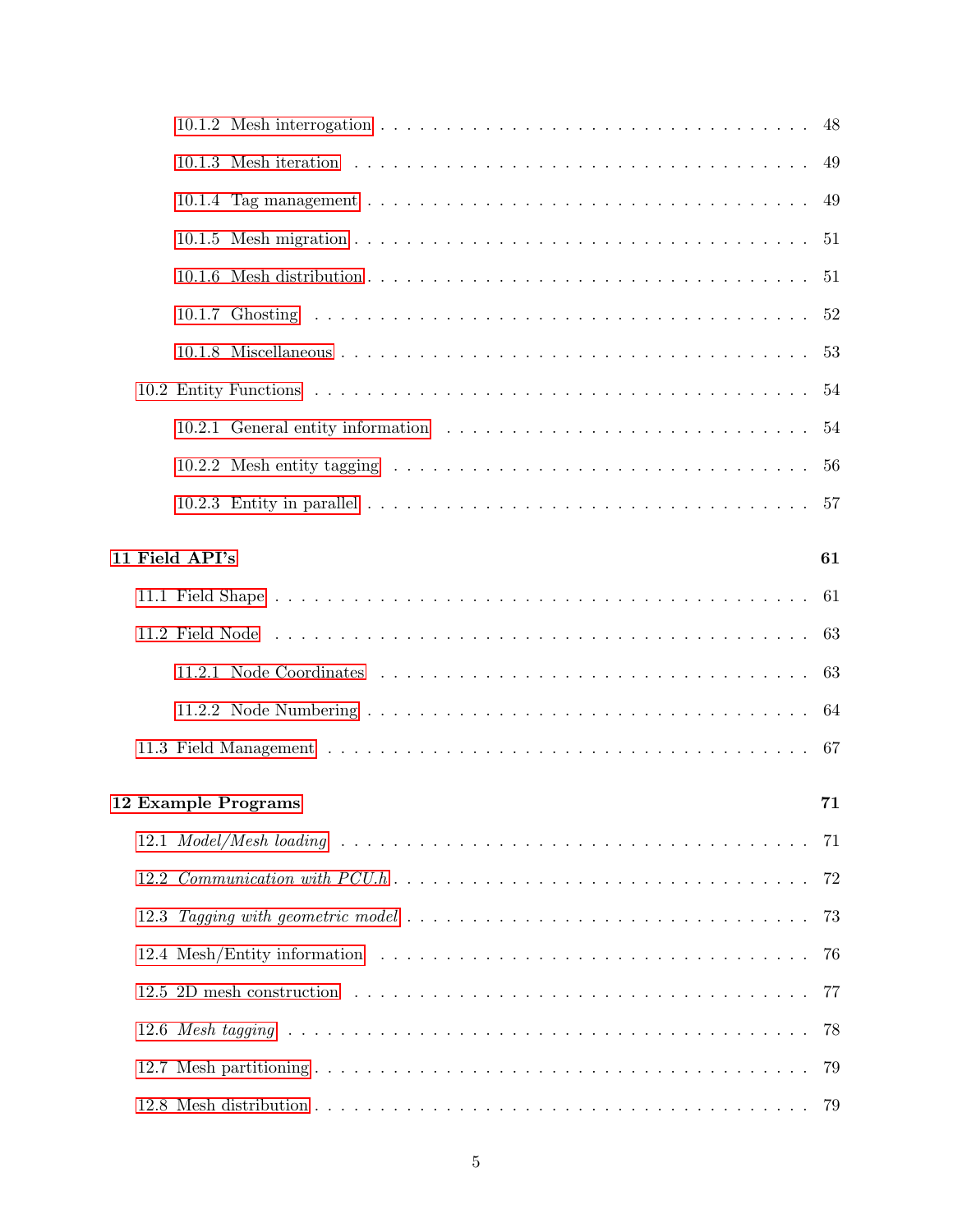- 10.1.2 Mesh interrogation . . . . . 48
- 10.1.3 Mesh iteration . . . . . 49
- 10.1.4 Tag management . . . . . 49
- 10.1.5 Mesh migration . . . . . 51
- 10.1.6 Mesh distribution . . . . . 51
- 10.1.7 Ghosting . . . . . 52
- 10.1.8 Miscellaneous . . . . . 53

10.2 Entity Functions . . . . . 54

- 10.2.1 General entity information . . . . . 54
- 10.2.2 Mesh entity tagging . . . . . 56
- 10.2.3 Entity in parallel . . . . . 57

**11 Field API's** **61**

11.1 Field Shape . . . . . 61

11.2 Field Node . . . . . 63

- 11.2.1 Node Coordinates . . . . . 63
- 11.2.2 Node Numbering . . . . . 64

11.3 Field Management . . . . . 67

**12 Example Programs** **71**

12.1 *Model/Mesh loading* . . . . . 71

12.2 *Communication with PCU.h* . . . . . 72

12.3 *Tagging with geometric model* . . . . . 73

12.4 Mesh/Entity information . . . . . 76

12.5 2D mesh construction . . . . . 77

12.6 *Mesh tagging* . . . . . 78

12.7 Mesh partitioning . . . . . 79

12.8 Mesh distribution . . . . . 79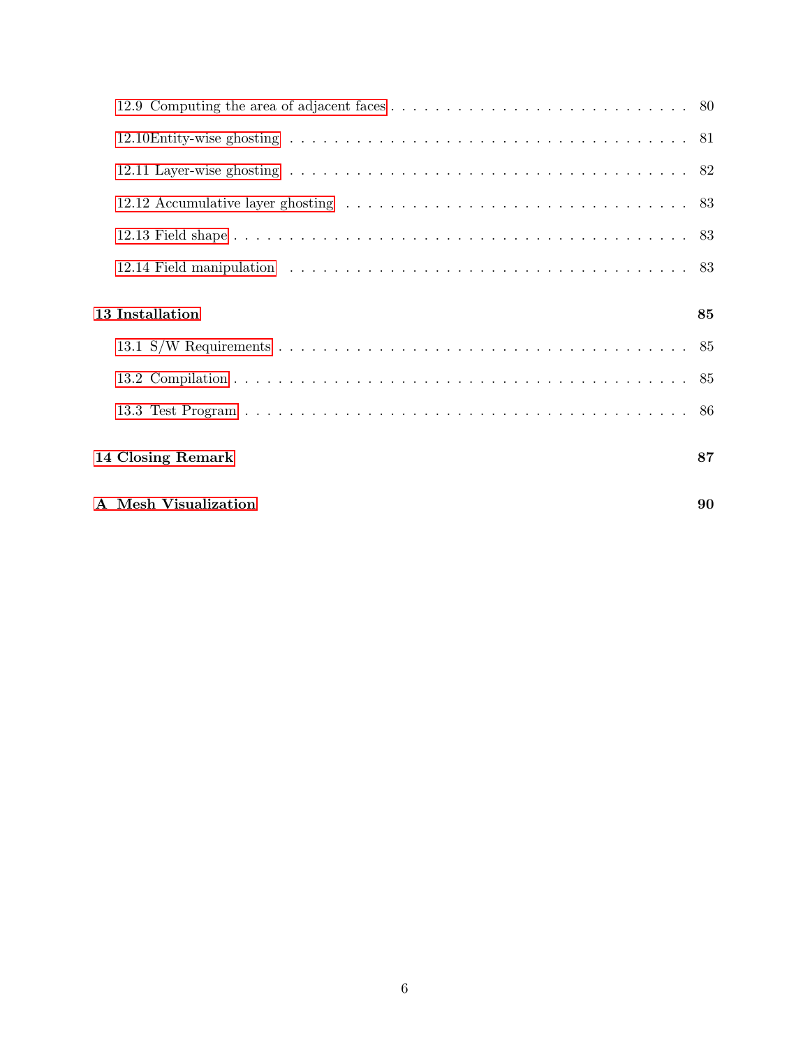12.9 Computing the area of adjacent faces . . . . . . . . . . . . . . . . . . . . . . . . . . . 80

12.10 Entity-wise ghosting . . . . . . . . . . . . . . . . . . . . . . . . . . . . . . . . . . . 81

12.11 Layer-wise ghosting . . . . . . . . . . . . . . . . . . . . . . . . . . . . . . . . . . . 82

12.12 Accumulative layer ghosting . . . . . . . . . . . . . . . . . . . . . . . . . . . . . . 83

12.13 Field shape . . . . . . . . . . . . . . . . . . . . . . . . . . . . . . . . . . . . . . . 83

12.14 Field manipulation . . . . . . . . . . . . . . . . . . . . . . . . . . . . . . . . . . . 83

**13 Installation** **85**

13.1 S/W Requirements . . . . . . . . . . . . . . . . . . . . . . . . . . . . . . . . . . . 85

13.2 Compilation . . . . . . . . . . . . . . . . . . . . . . . . . . . . . . . . . . . . . . . 85

13.3 Test Program . . . . . . . . . . . . . . . . . . . . . . . . . . . . . . . . . . . . . . 86

**14 Closing Remark** **87**

**A Mesh Visualization** **90**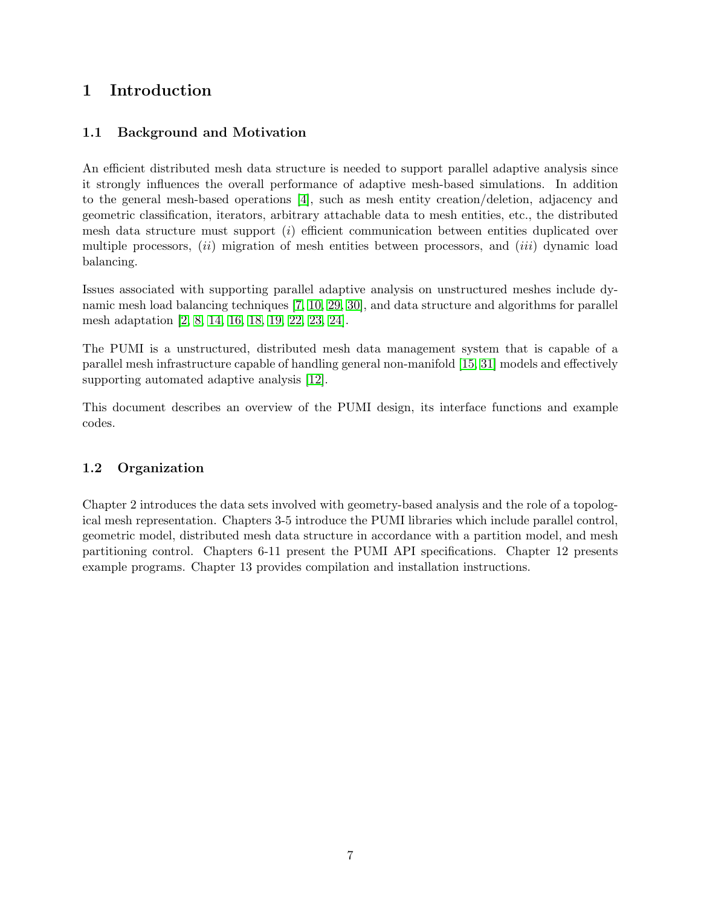# 1 Introduction

## 1.1 Background and Motivation

An efficient distributed mesh data structure is needed to support parallel adaptive analysis since it strongly influences the overall performance of adaptive mesh-based simulations. In addition to the general mesh-based operations [4], such as mesh entity creation/deletion, adjacency and geometric classification, iterators, arbitrary attachable data to mesh entities, etc., the distributed mesh data structure must support (*i*) efficient communication between entities duplicated over multiple processors, (*ii*) migration of mesh entities between processors, and (*iii*) dynamic load balancing.

Issues associated with supporting parallel adaptive analysis on unstructured meshes include dynamic mesh load balancing techniques [7, 10, 29, 30], and data structure and algorithms for parallel mesh adaptation [2, 8, 14, 16, 18, 19, 22, 23, 24].

The PUMI is a unstructured, distributed mesh data management system that is capable of a parallel mesh infrastructure capable of handling general non-manifold [15, 31] models and effectively supporting automated adaptive analysis [12].

This document describes an overview of the PUMI design, its interface functions and example codes.

## 1.2 Organization

Chapter 2 introduces the data sets involved with geometry-based analysis and the role of a topological mesh representation. Chapters 3-5 introduce the PUMI libraries which include parallel control, geometric model, distributed mesh data structure in accordance with a partition model, and mesh partitioning control. Chapters 6-11 present the PUMI API specifications. Chapter 12 presents example programs. Chapter 13 provides compilation and installation instructions.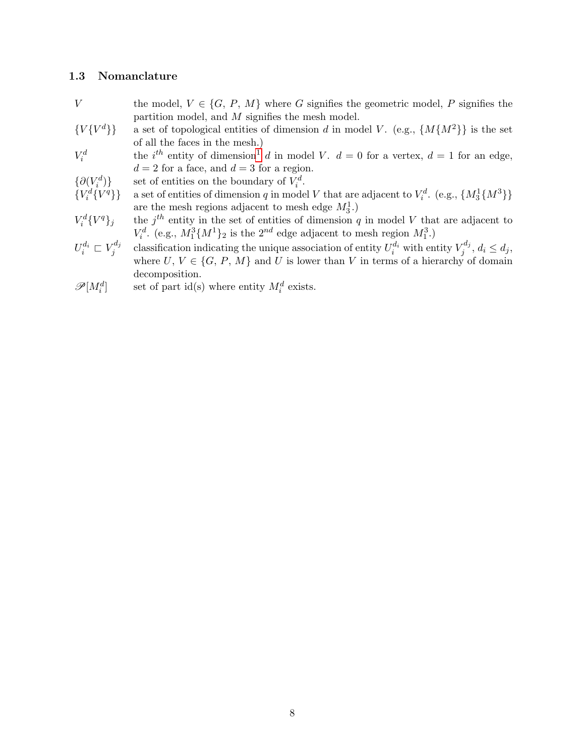### 1.3 Nomanclature

| | |
|---|---|
| $V$ | the model, $V \in \{G,\ P,\ M\}$ where $G$ signifies the geometric model, $P$ signifies the partition model, and $M$ signifies the mesh model. |
| $\{V\{V^d\}\}$ | a set of topological entities of dimension $d$ in model $V$. (e.g., $\{M\{M^2\}\}$ is the set of all the faces in the mesh.) |
| $V_i^d$ | the $i^{th}$ entity of dimension[1] $d$ in model $V$. $d = 0$ for a vertex, $d = 1$ for an edge, $d = 2$ for a face, and $d = 3$ for a region. |
| $\{\partial(V_i^d)\}$ | set of entities on the boundary of $V_i^d$. |
| $\{V_i^d\{V^q\}\}$ | a set of entities of dimension $q$ in model $V$ that are adjacent to $V_i^d$. (e.g., $\{M_3^1\{M^3\}\}$ are the mesh regions adjacent to mesh edge $M_3^1$.) |
| $V_i^d\{V^q\}_j$ | the $j^{th}$ entity in the set of entities of dimension $q$ in model $V$ that are adjacent to $V_i^d$. (e.g., $M_1^3\{M^1\}_2$ is the $2^{nd}$ edge adjacent to mesh region $M_1^3$.) |
| $U_i^{d_i} \sqsubset V_j^{d_j}$ | classification indicating the unique association of entity $U_i^{d_i}$ with entity $V_j^{d_j}$, $d_i \leq d_j$, where $U,\ V \in \{G,\ P,\ M\}$ and $U$ is lower than $V$ in terms of a hierarchy of domain decomposition. |
| $\mathscr{P}[M_i^d]$ | set of part id(s) where entity $M_i^d$ exists. |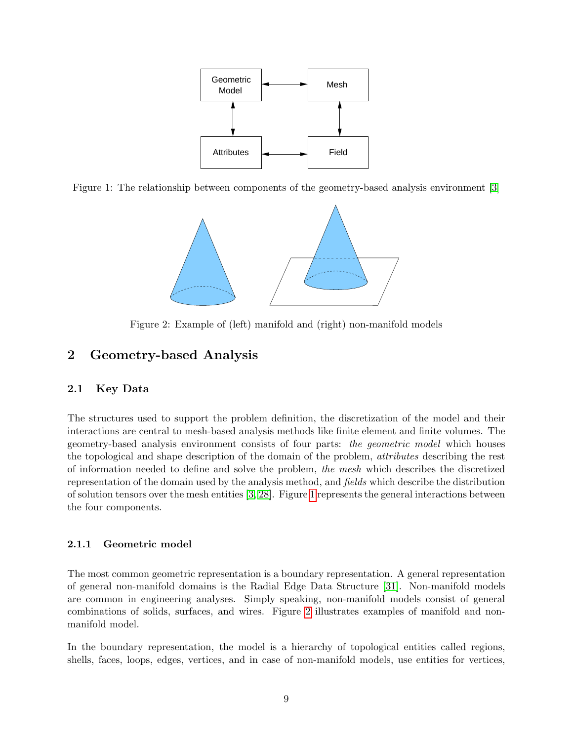Figure 1: The relationship between components of the geometry-based analysis environment [3]

Figure 2: Example of (left) manifold and (right) non-manifold models

## 2 Geometry-based Analysis

### 2.1 Key Data

The structures used to support the problem definition, the discretization of the model and their interactions are central to mesh-based analysis methods like finite element and finite volumes. The geometry-based analysis environment consists of four parts: *the geometric model* which houses the topological and shape description of the domain of the problem, *attributes* describing the rest of information needed to define and solve the problem, *the mesh* which describes the discretized representation of the domain used by the analysis method, and *fields* which describe the distribution of solution tensors over the mesh entities [3, 28]. Figure 1 represents the general interactions between the four components.

#### 2.1.1 Geometric model

The most common geometric representation is a boundary representation. A general representation of general non-manifold domains is the Radial Edge Data Structure [31]. Non-manifold models are common in engineering analyses. Simply speaking, non-manifold models consist of general combinations of solids, surfaces, and wires. Figure 2 illustrates examples of manifold and non-manifold model.

In the boundary representation, the model is a hierarchy of topological entities called regions, shells, faces, loops, edges, vertices, and in case of non-manifold models, use entities for vertices,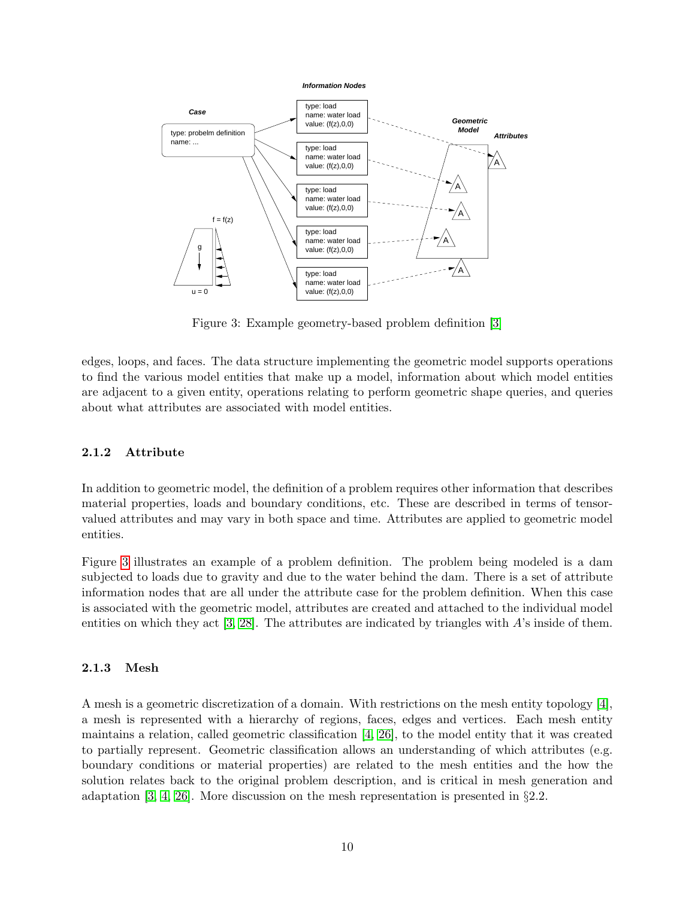Figure 3: Example geometry-based problem definition [3]

edges, loops, and faces. The data structure implementing the geometric model supports operations to find the various model entities that make up a model, information about which model entities are adjacent to a given entity, operations relating to perform geometric shape queries, and queries about what attributes are associated with model entities.

### 2.1.2 Attribute

In addition to geometric model, the definition of a problem requires other information that describes material properties, loads and boundary conditions, etc. These are described in terms of tensor-valued attributes and may vary in both space and time. Attributes are applied to geometric model entities.

Figure 3 illustrates an example of a problem definition. The problem being modeled is a dam subjected to loads due to gravity and due to the water behind the dam. There is a set of attribute information nodes that are all under the attribute case for the problem definition. When this case is associated with the geometric model, attributes are created and attached to the individual model entities on which they act [3, 28]. The attributes are indicated by triangles with $A$'s inside of them.

### 2.1.3 Mesh

A mesh is a geometric discretization of a domain. With restrictions on the mesh entity topology [4], a mesh is represented with a hierarchy of regions, faces, edges and vertices. Each mesh entity maintains a relation, called geometric classification [4, 26], to the model entity that it was created to partially represent. Geometric classification allows an understanding of which attributes (e.g. boundary conditions or material properties) are related to the mesh entities and the how the solution relates back to the original problem description, and is critical in mesh generation and adaptation [3, 4, 26]. More discussion on the mesh representation is presented in §2.2.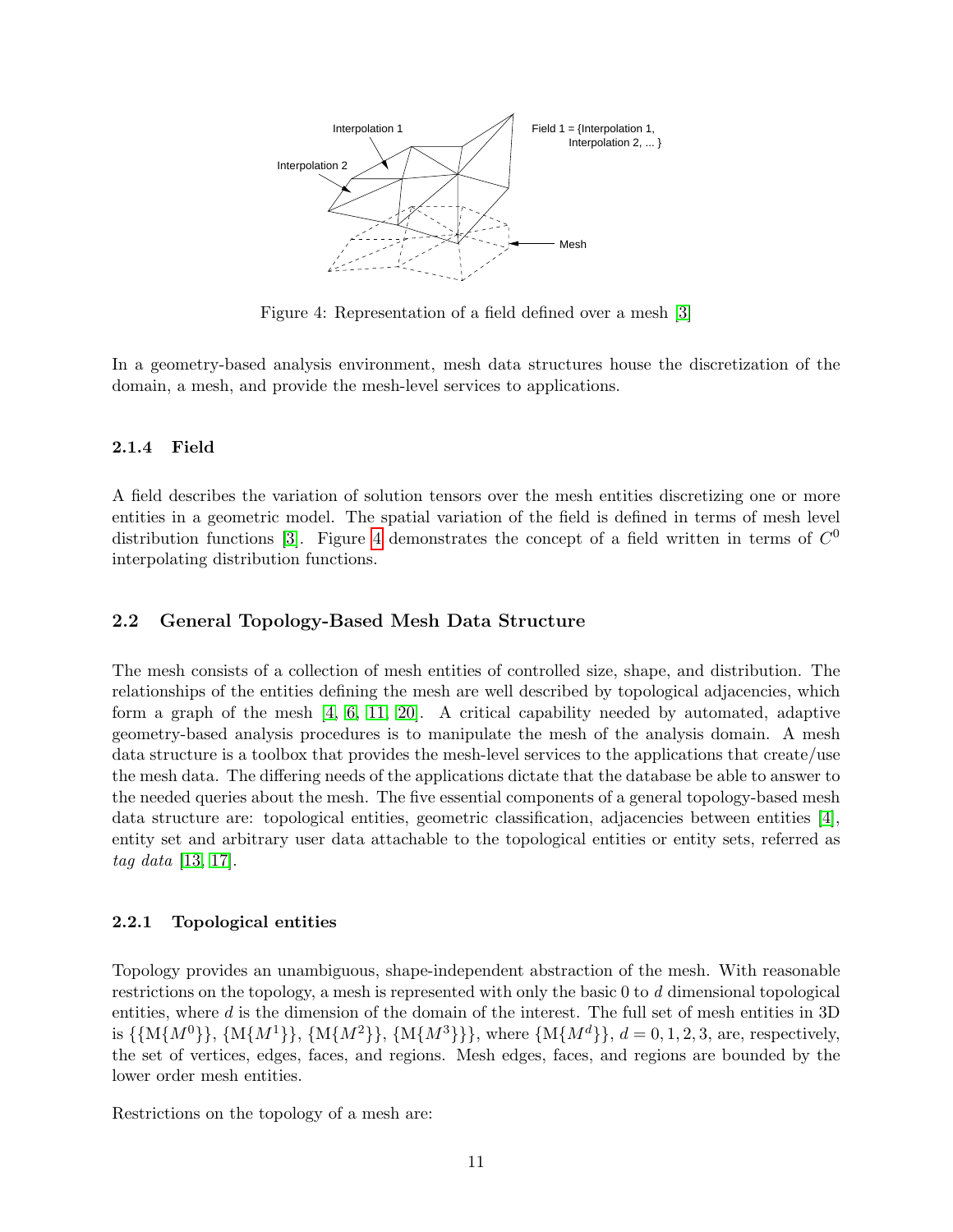Figure 4: Representation of a field defined over a mesh [3]

In a geometry-based analysis environment, mesh data structures house the discretization of the domain, a mesh, and provide the mesh-level services to applications.

### 2.1.4 Field

A field describes the variation of solution tensors over the mesh entities discretizing one or more entities in a geometric model. The spatial variation of the field is defined in terms of mesh level distribution functions [3]. Figure 4 demonstrates the concept of a field written in terms of $C^0$ interpolating distribution functions.

## 2.2 General Topology-Based Mesh Data Structure

The mesh consists of a collection of mesh entities of controlled size, shape, and distribution. The relationships of the entities defining the mesh are well described by topological adjacencies, which form a graph of the mesh [4, 6, 11, 20]. A critical capability needed by automated, adaptive geometry-based analysis procedures is to manipulate the mesh of the analysis domain. A mesh data structure is a toolbox that provides the mesh-level services to the applications that create/use the mesh data. The differing needs of the applications dictate that the database be able to answer to the needed queries about the mesh. The five essential components of a general topology-based mesh data structure are: topological entities, geometric classification, adjacencies between entities [4], entity set and arbitrary user data attachable to the topological entities or entity sets, referred as *tag data* [13, 17].

### 2.2.1 Topological entities

Topology provides an unambiguous, shape-independent abstraction of the mesh. With reasonable restrictions on the topology, a mesh is represented with only the basic 0 to $d$ dimensional topological entities, where $d$ is the dimension of the domain of the interest. The full set of mesh entities in 3D is $\{\{\mathrm{M}\{M^0\}\}, \{\mathrm{M}\{M^1\}\}, \{\mathrm{M}\{M^2\}\}, \{\mathrm{M}\{M^3\}\}\}$, where $\{\mathrm{M}\{M^d\}\}$, $d = 0, 1, 2, 3$, are, respectively, the set of vertices, edges, faces, and regions. Mesh edges, faces, and regions are bounded by the lower order mesh entities.

Restrictions on the topology of a mesh are: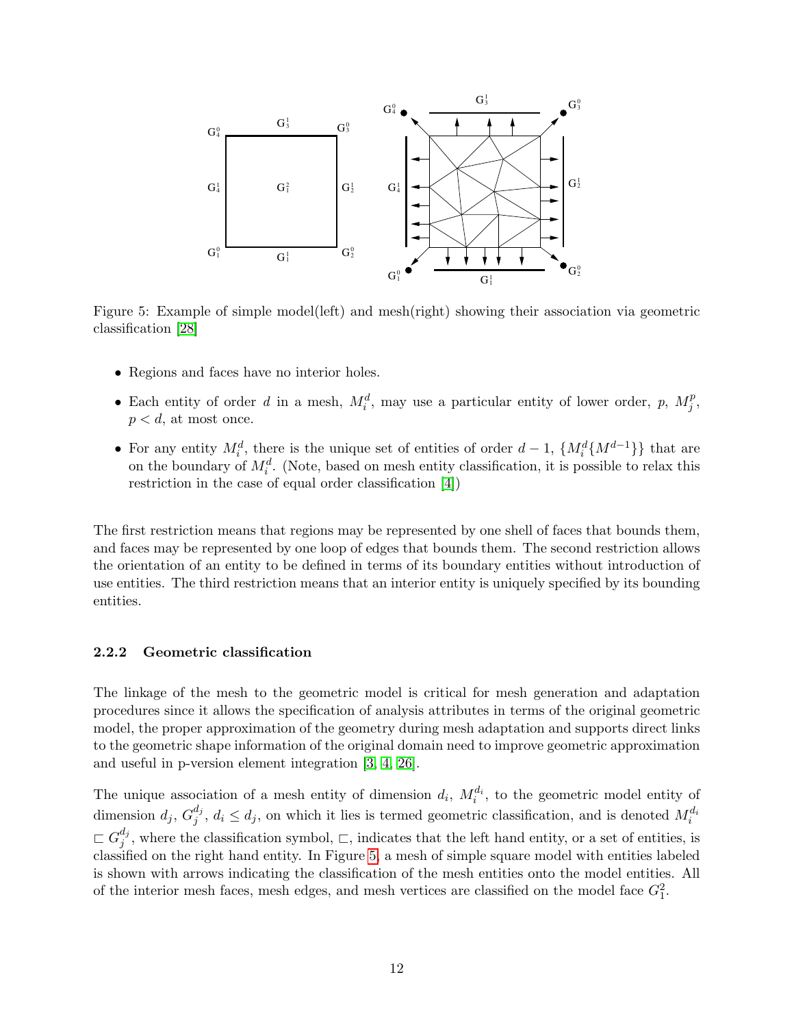Figure 5: Example of simple model(left) and mesh(right) showing their association via geometric classification [28]

- Regions and faces have no interior holes.
- Each entity of order $d$ in a mesh, $M_i^d$, may use a particular entity of lower order, $p$, $M_j^p$, $p < d$, at most once.
- For any entity $M_i^d$, there is the unique set of entities of order $d-1$, $\{M_i^d\{M^{d-1}\}\}$ that are on the boundary of $M_i^d$. (Note, based on mesh entity classification, it is possible to relax this restriction in the case of equal order classification [4])

The first restriction means that regions may be represented by one shell of faces that bounds them, and faces may be represented by one loop of edges that bounds them. The second restriction allows the orientation of an entity to be defined in terms of its boundary entities without introduction of use entities. The third restriction means that an interior entity is uniquely specified by its bounding entities.

#### 2.2.2 Geometric classification

The linkage of the mesh to the geometric model is critical for mesh generation and adaptation procedures since it allows the specification of analysis attributes in terms of the original geometric model, the proper approximation of the geometry during mesh adaptation and supports direct links to the geometric shape information of the original domain need to improve geometric approximation and useful in p-version element integration [3, 4, 26].

The unique association of a mesh entity of dimension $d_i$, $M_i^{d_i}$, to the geometric model entity of dimension $d_j$, $G_j^{d_j}$, $d_i \leq d_j$, on which it lies is termed geometric classification, and is denoted $M_i^{d_i} \sqsubset G_j^{d_j}$, where the classification symbol, $\sqsubset$, indicates that the left hand entity, or a set of entities, is classified on the right hand entity. In Figure 5, a mesh of simple square model with entities labeled is shown with arrows indicating the classification of the mesh entities onto the model entities. All of the interior mesh faces, mesh edges, and mesh vertices are classified on the model face $G_1^2$.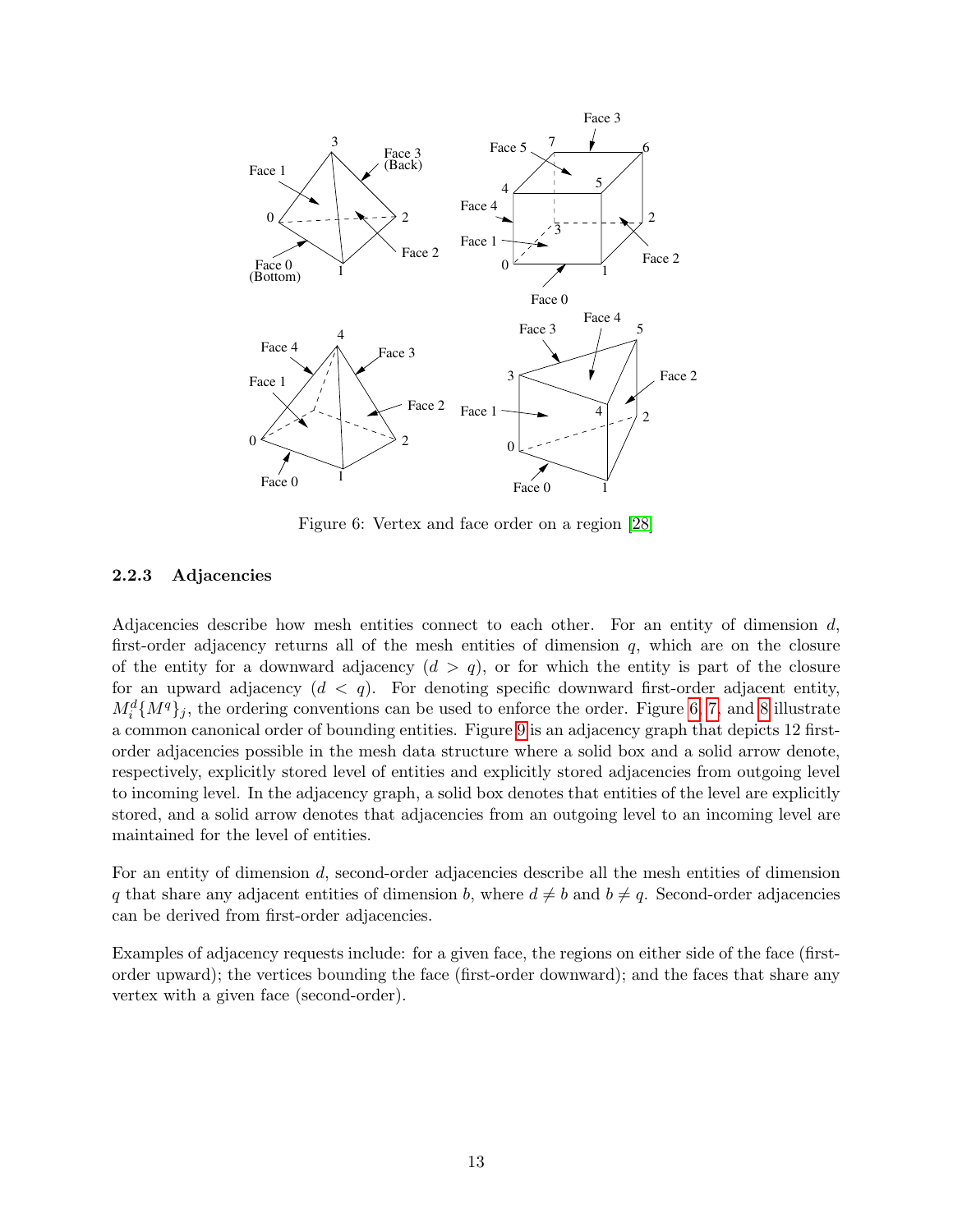Figure 6: Vertex and face order on a region [28]

### 2.2.3 Adjacencies

Adjacencies describe how mesh entities connect to each other. For an entity of dimension $d$, first-order adjacency returns all of the mesh entities of dimension $q$, which are on the closure of the entity for a downward adjacency ($d > q$), or for which the entity is part of the closure for an upward adjacency ($d < q$). For denoting specific downward first-order adjacent entity, $M_i^d\{M^q\}_j$, the ordering conventions can be used to enforce the order. Figure 6, 7, and 8 illustrate a common canonical order of bounding entities. Figure 9 is an adjacency graph that depicts 12 first-order adjacencies possible in the mesh data structure where a solid box and a solid arrow denote, respectively, explicitly stored level of entities and explicitly stored adjacencies from outgoing level to incoming level. In the adjacency graph, a solid box denotes that entities of the level are explicitly stored, and a solid arrow denotes that adjacencies from an outgoing level to an incoming level are maintained for the level of entities.

For an entity of dimension $d$, second-order adjacencies describe all the mesh entities of dimension $q$ that share any adjacent entities of dimension $b$, where $d \neq b$ and $b \neq q$. Second-order adjacencies can be derived from first-order adjacencies.

Examples of adjacency requests include: for a given face, the regions on either side of the face (first-order upward); the vertices bounding the face (first-order downward); and the faces that share any vertex with a given face (second-order).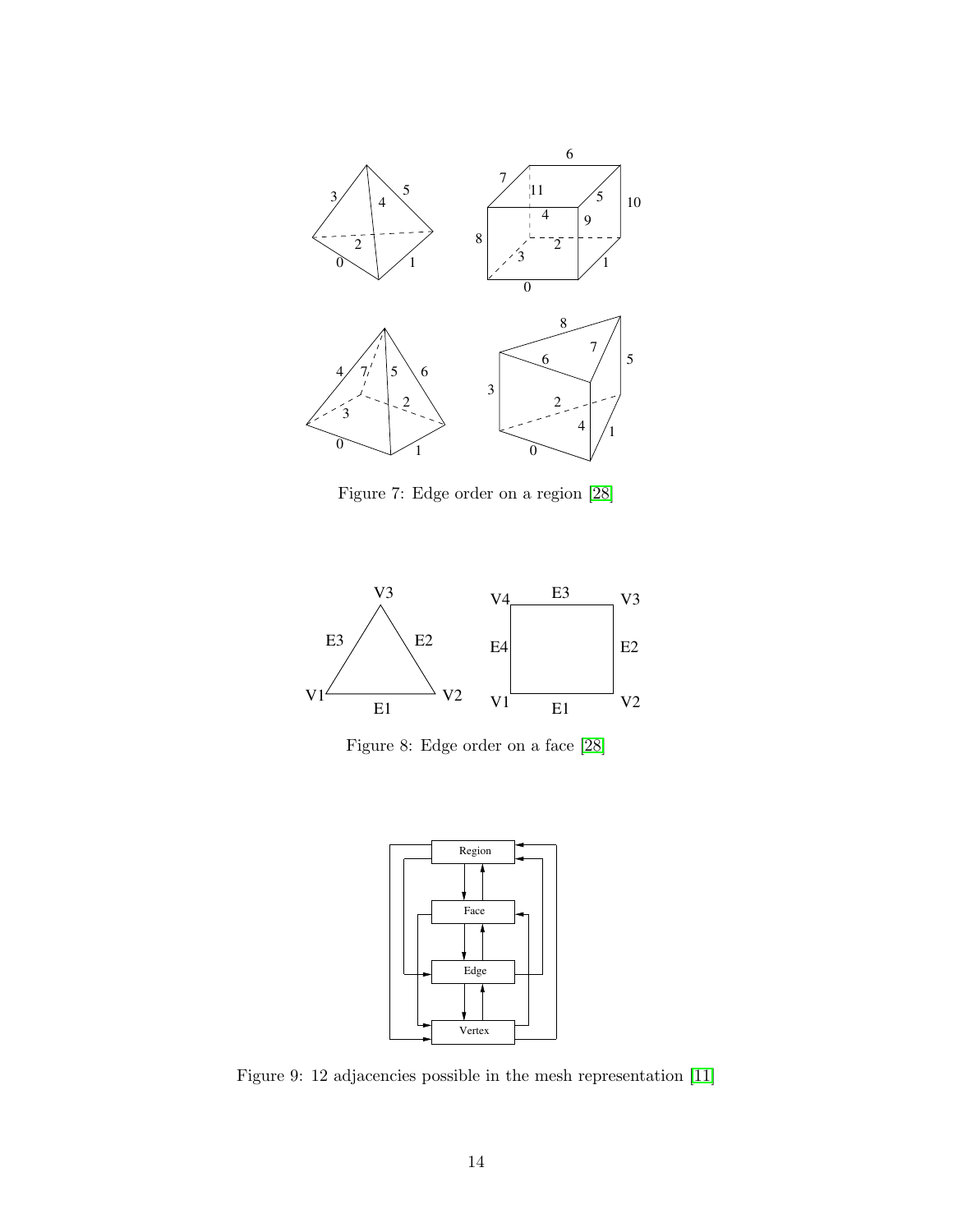Figure 7: Edge order on a region [28]

Figure 8: Edge order on a face [28]

Figure 9: 12 adjacencies possible in the mesh representation [11]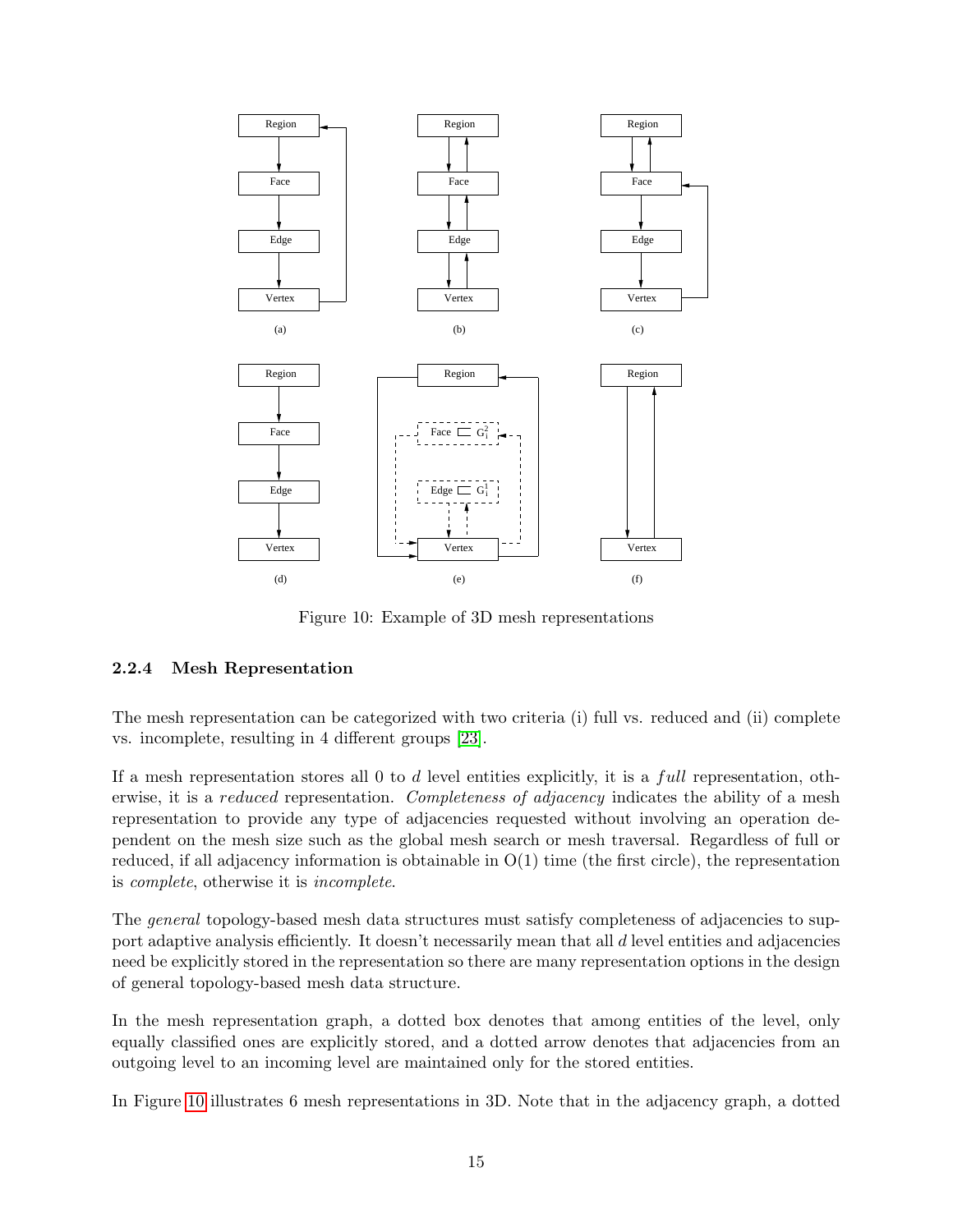Figure 10: Example of 3D mesh representations

### 2.2.4 Mesh Representation

The mesh representation can be categorized with two criteria (i) full vs. reduced and (ii) complete vs. incomplete, resulting in 4 different groups [23].

If a mesh representation stores all 0 to $d$ level entities explicitly, it is a *full* representation, otherwise, it is a *reduced* representation. *Completeness of adjacency* indicates the ability of a mesh representation to provide any type of adjacencies requested without involving an operation dependent on the mesh size such as the global mesh search or mesh traversal. Regardless of full or reduced, if all adjacency information is obtainable in O(1) time (the first circle), the representation is *complete*, otherwise it is *incomplete*.

The *general* topology-based mesh data structures must satisfy completeness of adjacencies to support adaptive analysis efficiently. It doesn't necessarily mean that all $d$ level entities and adjacencies need be explicitly stored in the representation so there are many representation options in the design of general topology-based mesh data structure.

In the mesh representation graph, a dotted box denotes that among entities of the level, only equally classified ones are explicitly stored, and a dotted arrow denotes that adjacencies from an outgoing level to an incoming level are maintained only for the stored entities.

In Figure 10 illustrates 6 mesh representations in 3D. Note that in the adjacency graph, a dotted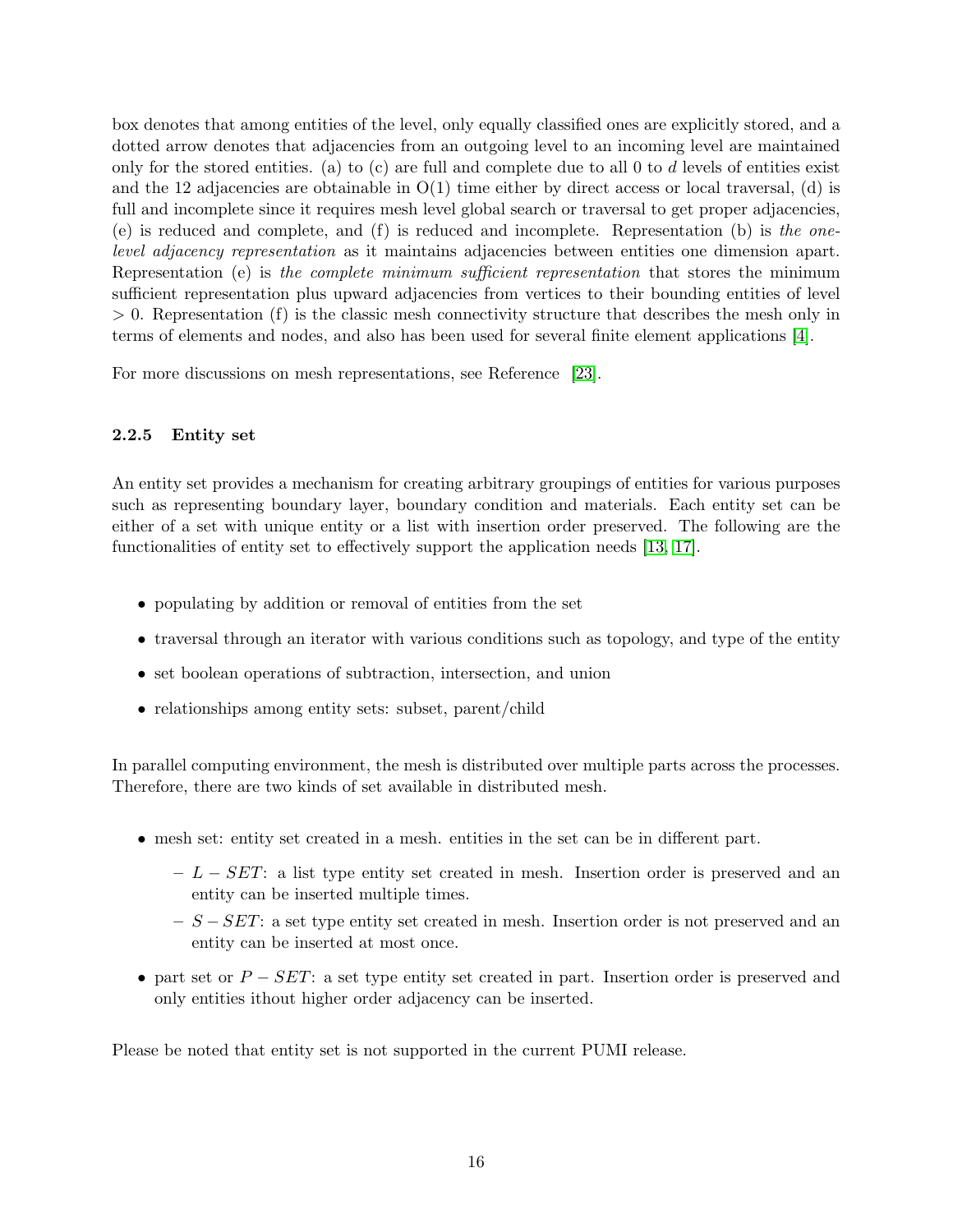box denotes that among entities of the level, only equally classified ones are explicitly stored, and a dotted arrow denotes that adjacencies from an outgoing level to an incoming level are maintained only for the stored entities. (a) to (c) are full and complete due to all 0 to $d$ levels of entities exist and the 12 adjacencies are obtainable in O(1) time either by direct access or local traversal, (d) is full and incomplete since it requires mesh level global search or traversal to get proper adjacencies, (e) is reduced and complete, and (f) is reduced and incomplete. Representation (b) is *the one-level adjacency representation* as it maintains adjacencies between entities one dimension apart. Representation (e) is *the complete minimum sufficient representation* that stores the minimum sufficient representation plus upward adjacencies from vertices to their bounding entities of level $> 0$. Representation (f) is the classic mesh connectivity structure that describes the mesh only in terms of elements and nodes, and also has been used for several finite element applications [4].

For more discussions on mesh representations, see Reference [23].

### 2.2.5 Entity set

An entity set provides a mechanism for creating arbitrary groupings of entities for various purposes such as representing boundary layer, boundary condition and materials. Each entity set can be either of a set with unique entity or a list with insertion order preserved. The following are the functionalities of entity set to effectively support the application needs [13, 17].

- populating by addition or removal of entities from the set
- traversal through an iterator with various conditions such as topology, and type of the entity
- set boolean operations of subtraction, intersection, and union
- relationships among entity sets: subset, parent/child

In parallel computing environment, the mesh is distributed over multiple parts across the processes. Therefore, there are two kinds of set available in distributed mesh.

- mesh set: entity set created in a mesh. entities in the set can be in different part.
  - $L-SET$: a list type entity set created in mesh. Insertion order is preserved and an entity can be inserted multiple times.
  - $S-SET$: a set type entity set created in mesh. Insertion order is not preserved and an entity can be inserted at most once.
- part set or $P-SET$: a set type entity set created in part. Insertion order is preserved and only entities ithout higher order adjacency can be inserted.

Please be noted that entity set is not supported in the current PUMI release.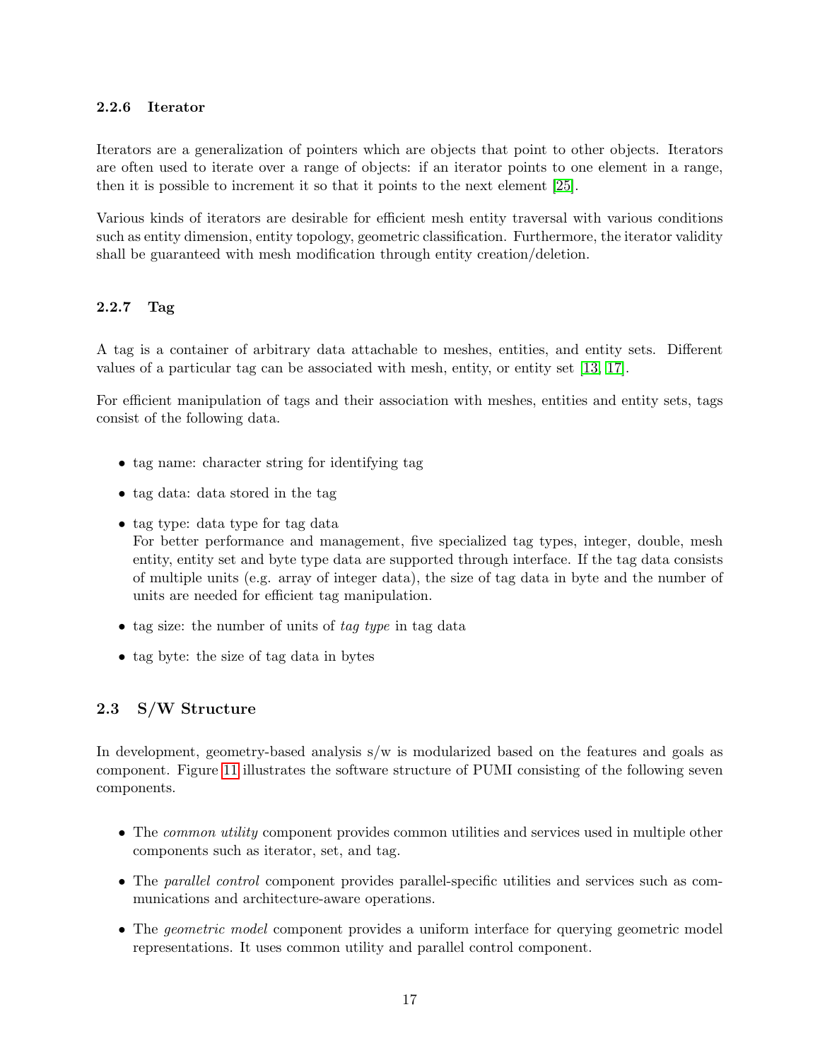#### 2.2.6 Iterator

Iterators are a generalization of pointers which are objects that point to other objects. Iterators are often used to iterate over a range of objects: if an iterator points to one element in a range, then it is possible to increment it so that it points to the next element [25].

Various kinds of iterators are desirable for efficient mesh entity traversal with various conditions such as entity dimension, entity topology, geometric classification. Furthermore, the iterator validity shall be guaranteed with mesh modification through entity creation/deletion.

#### 2.2.7 Tag

A tag is a container of arbitrary data attachable to meshes, entities, and entity sets. Different values of a particular tag can be associated with mesh, entity, or entity set [13, 17].

For efficient manipulation of tags and their association with meshes, entities and entity sets, tags consist of the following data.

- tag name: character string for identifying tag
- tag data: data stored in the tag
- tag type: data type for tag data
  For better performance and management, five specialized tag types, integer, double, mesh entity, entity set and byte type data are supported through interface. If the tag data consists of multiple units (e.g. array of integer data), the size of tag data in byte and the number of units are needed for efficient tag manipulation.
- tag size: the number of units of *tag type* in tag data
- tag byte: the size of tag data in bytes

### 2.3 S/W Structure

In development, geometry-based analysis s/w is modularized based on the features and goals as component. Figure 11 illustrates the software structure of PUMI consisting of the following seven components.

- The *common utility* component provides common utilities and services used in multiple other components such as iterator, set, and tag.
- The *parallel control* component provides parallel-specific utilities and services such as communications and architecture-aware operations.
- The *geometric model* component provides a uniform interface for querying geometric model representations. It uses common utility and parallel control component.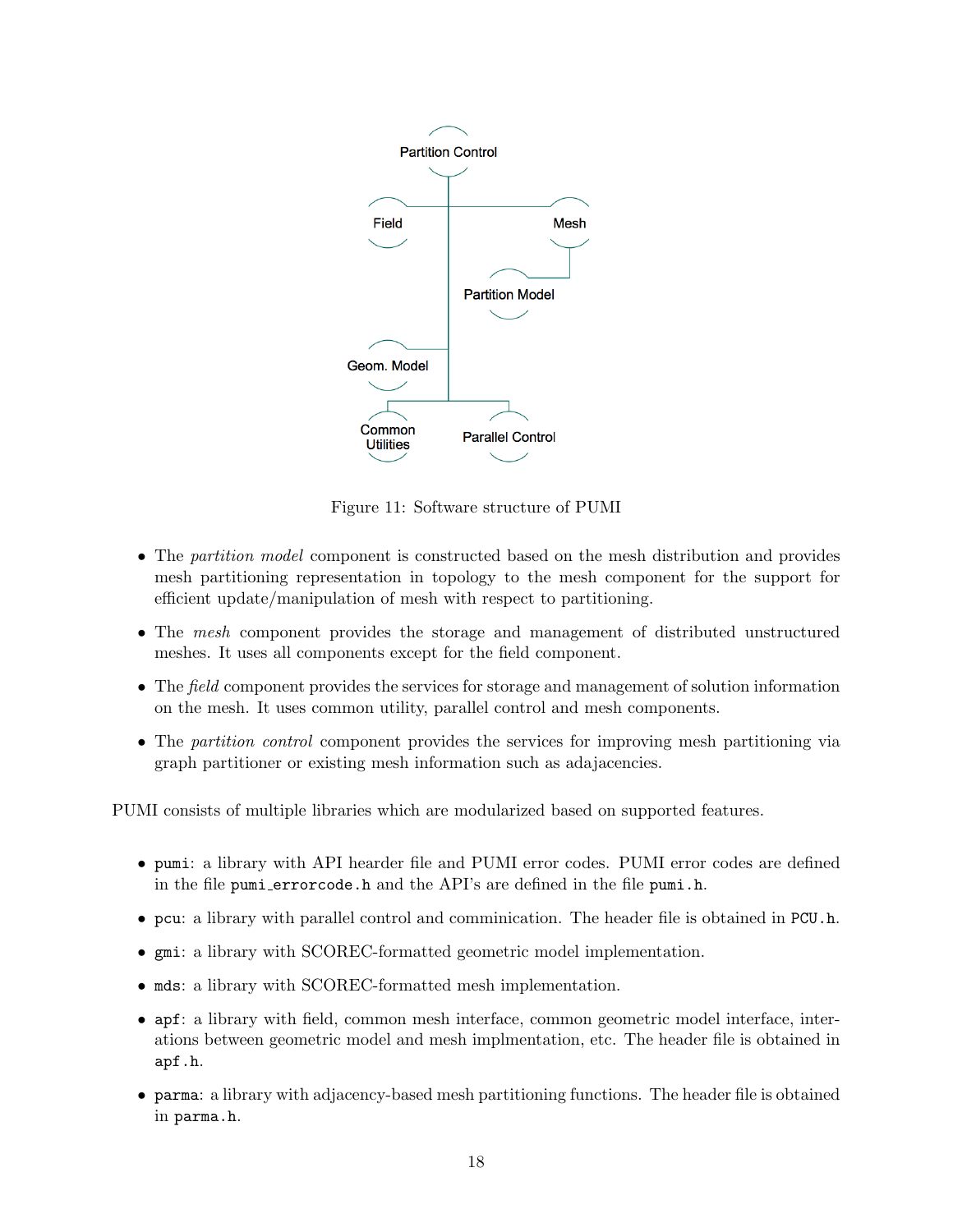Figure 11: Software structure of PUMI

- The *partition model* component is constructed based on the mesh distribution and provides mesh partitioning representation in topology to the mesh component for the support for efficient update/manipulation of mesh with respect to partitioning.
- The *mesh* component provides the storage and management of distributed unstructured meshes. It uses all components except for the field component.
- The *field* component provides the services for storage and management of solution information on the mesh. It uses common utility, parallel control and mesh components.
- The *partition control* component provides the services for improving mesh partitioning via graph partitioner or existing mesh information such as adajacencies.

PUMI consists of multiple libraries which are modularized based on supported features.

- `pumi`: a library with API hearder file and PUMI error codes. PUMI error codes are defined in the file `pumi_errorcode.h` and the API's are defined in the file `pumi.h`.
- `pcu`: a library with parallel control and comminication. The header file is obtained in `PCU.h`.
- `gmi`: a library with SCOREC-formatted geometric model implementation.
- `mds`: a library with SCOREC-formatted mesh implementation.
- `apf`: a library with field, common mesh interface, common geometric model interface, interations between geometric model and mesh implmentation, etc. The header file is obtained in `apf.h`.
- `parma`: a library with adjacency-based mesh partitioning functions. The header file is obtained in `parma.h`.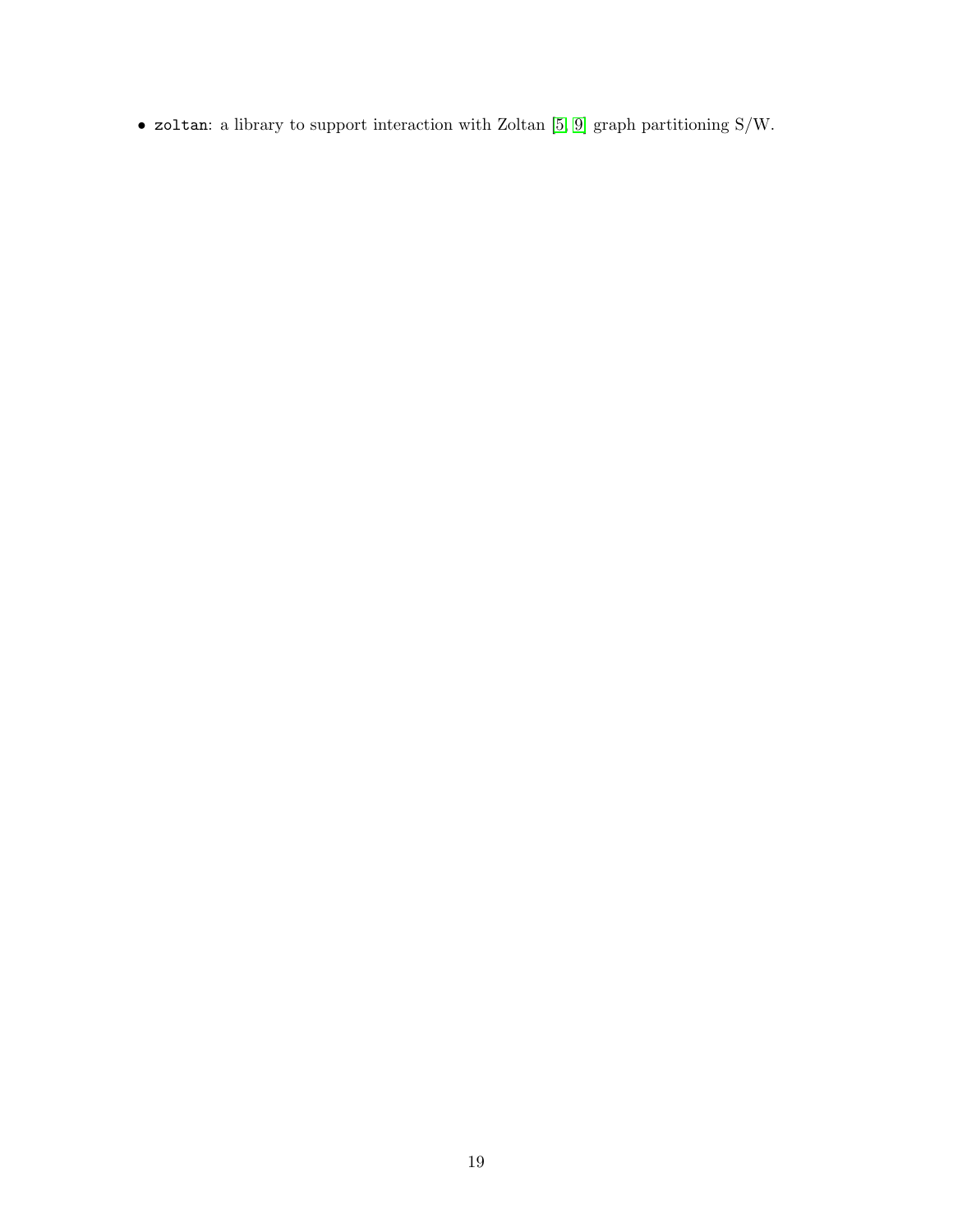- `zoltan`: a library to support interaction with Zoltan [5, 9] graph partitioning S/W.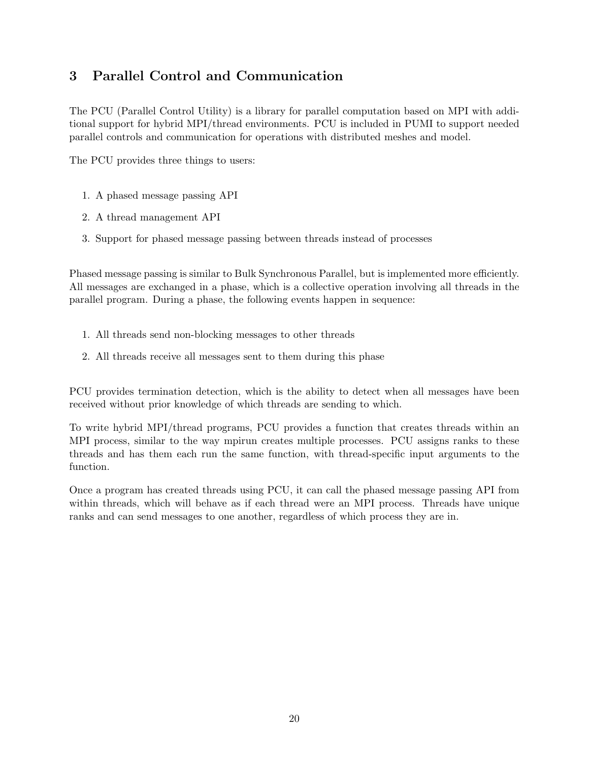# 3 Parallel Control and Communication

The PCU (Parallel Control Utility) is a library for parallel computation based on MPI with additional support for hybrid MPI/thread environments. PCU is included in PUMI to support needed parallel controls and communication for operations with distributed meshes and model.

The PCU provides three things to users:

1. A phased message passing API
2. A thread management API
3. Support for phased message passing between threads instead of processes

Phased message passing is similar to Bulk Synchronous Parallel, but is implemented more efficiently. All messages are exchanged in a phase, which is a collective operation involving all threads in the parallel program. During a phase, the following events happen in sequence:

1. All threads send non-blocking messages to other threads
2. All threads receive all messages sent to them during this phase

PCU provides termination detection, which is the ability to detect when all messages have been received without prior knowledge of which threads are sending to which.

To write hybrid MPI/thread programs, PCU provides a function that creates threads within an MPI process, similar to the way mpirun creates multiple processes. PCU assigns ranks to these threads and has them each run the same function, with thread-specific input arguments to the function.

Once a program has created threads using PCU, it can call the phased message passing API from within threads, which will behave as if each thread were an MPI process. Threads have unique ranks and can send messages to one another, regardless of which process they are in.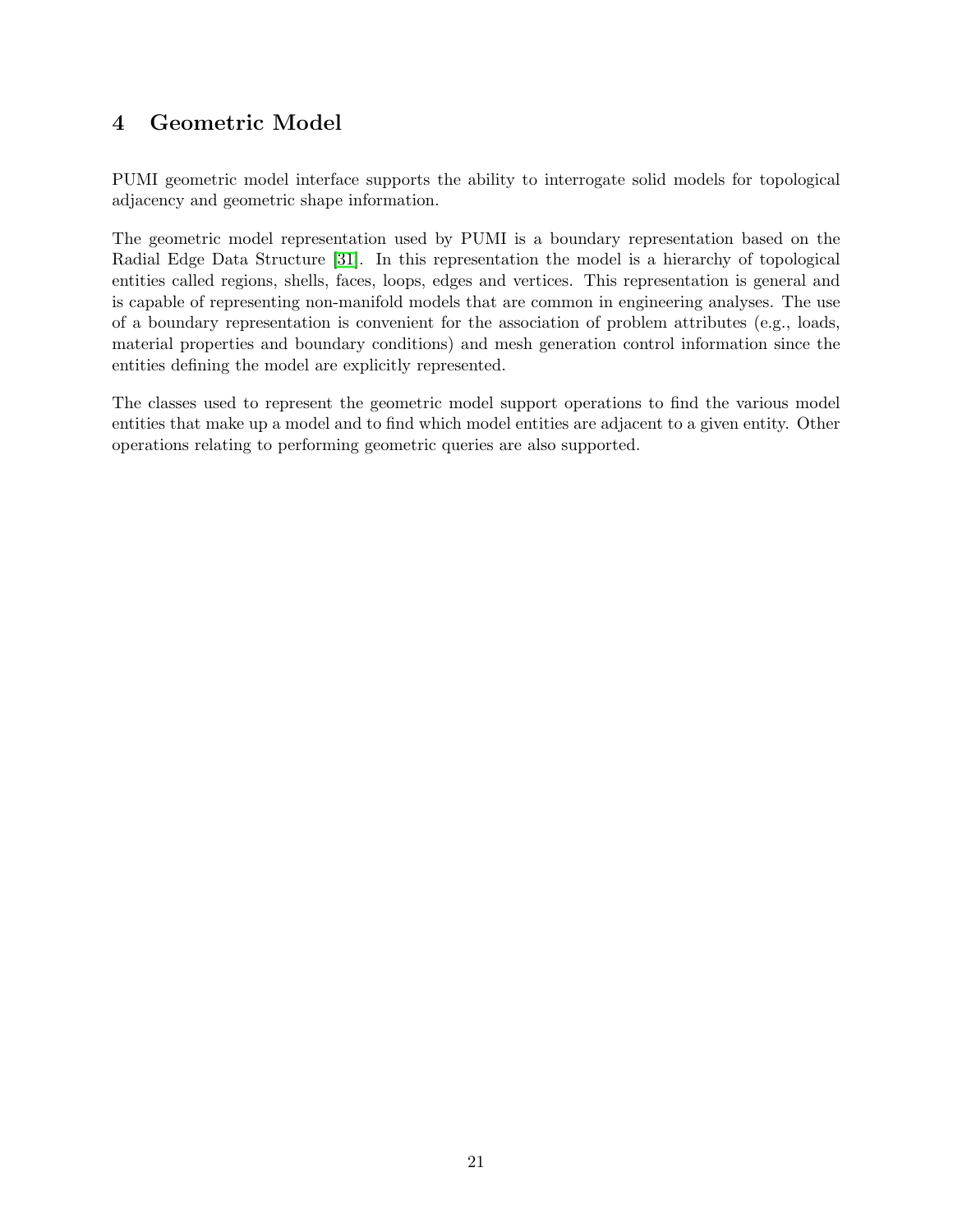# 4 Geometric Model

PUMI geometric model interface supports the ability to interrogate solid models for topological adjacency and geometric shape information.

The geometric model representation used by PUMI is a boundary representation based on the Radial Edge Data Structure [31]. In this representation the model is a hierarchy of topological entities called regions, shells, faces, loops, edges and vertices. This representation is general and is capable of representing non-manifold models that are common in engineering analyses. The use of a boundary representation is convenient for the association of problem attributes (e.g., loads, material properties and boundary conditions) and mesh generation control information since the entities defining the model are explicitly represented.

The classes used to represent the geometric model support operations to find the various model entities that make up a model and to find which model entities are adjacent to a given entity. Other operations relating to performing geometric queries are also supported.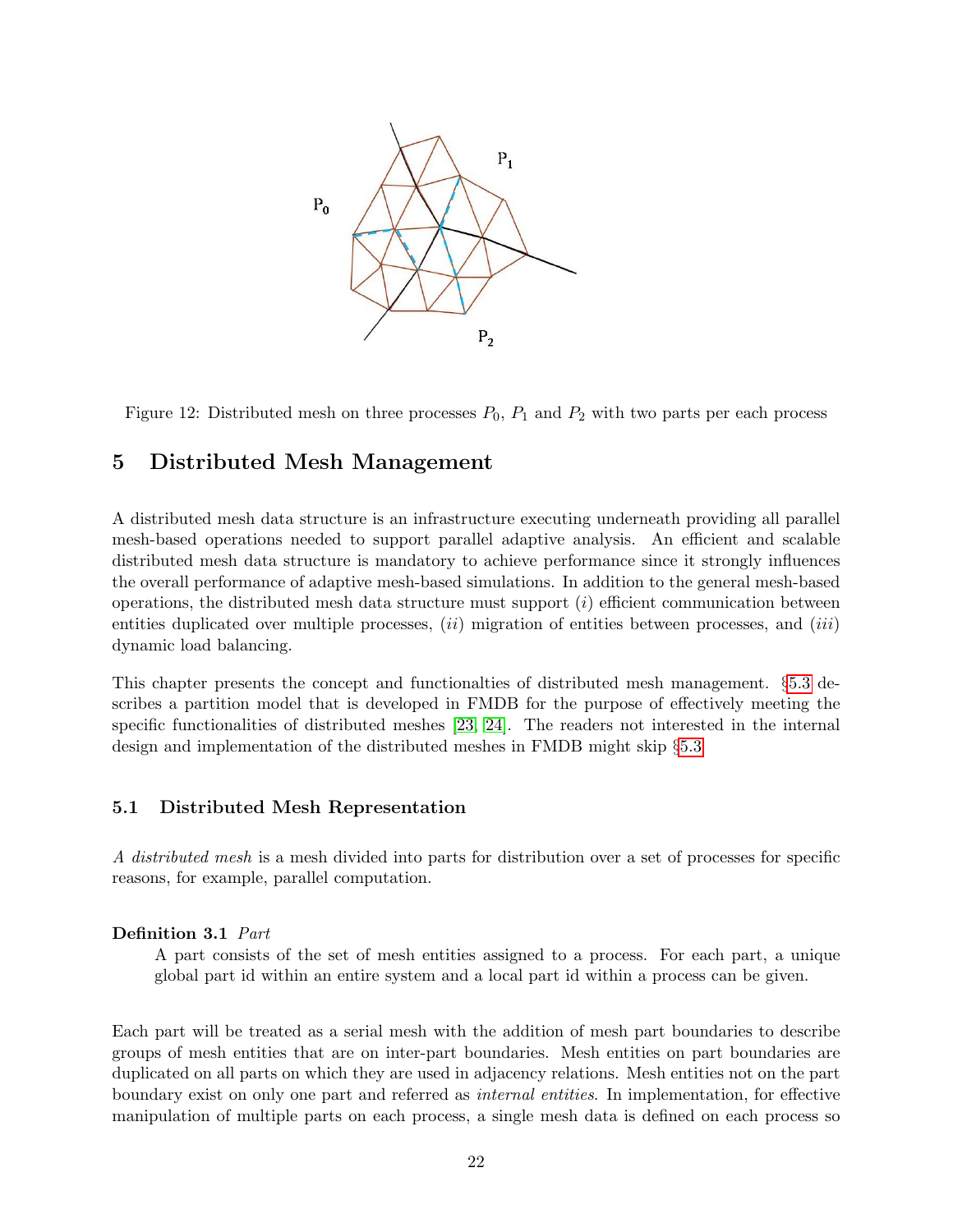Figure 12: Distributed mesh on three processes $P_0$, $P_1$ and $P_2$ with two parts per each process

# 5 Distributed Mesh Management

A distributed mesh data structure is an infrastructure executing underneath providing all parallel mesh-based operations needed to support parallel adaptive analysis. An efficient and scalable distributed mesh data structure is mandatory to achieve performance since it strongly influences the overall performance of adaptive mesh-based simulations. In addition to the general mesh-based operations, the distributed mesh data structure must support (*i*) efficient communication between entities duplicated over multiple processes, (*ii*) migration of entities between processes, and (*iii*) dynamic load balancing.

This chapter presents the concept and functionalties of distributed mesh management. §5.3 describes a partition model that is developed in FMDB for the purpose of effectively meeting the specific functionalities of distributed meshes [23, 24]. The readers not interested in the internal design and implementation of the distributed meshes in FMDB might skip §5.3.

## 5.1 Distributed Mesh Representation

*A distributed mesh* is a mesh divided into parts for distribution over a set of processes for specific reasons, for example, parallel computation.

**Definition 3.1** *Part*

> A part consists of the set of mesh entities assigned to a process. For each part, a unique global part id within an entire system and a local part id within a process can be given.

Each part will be treated as a serial mesh with the addition of mesh part boundaries to describe groups of mesh entities that are on inter-part boundaries. Mesh entities on part boundaries are duplicated on all parts on which they are used in adjacency relations. Mesh entities not on the part boundary exist on only one part and referred as *internal entities*. In implementation, for effective manipulation of multiple parts on each process, a single mesh data is defined on each process so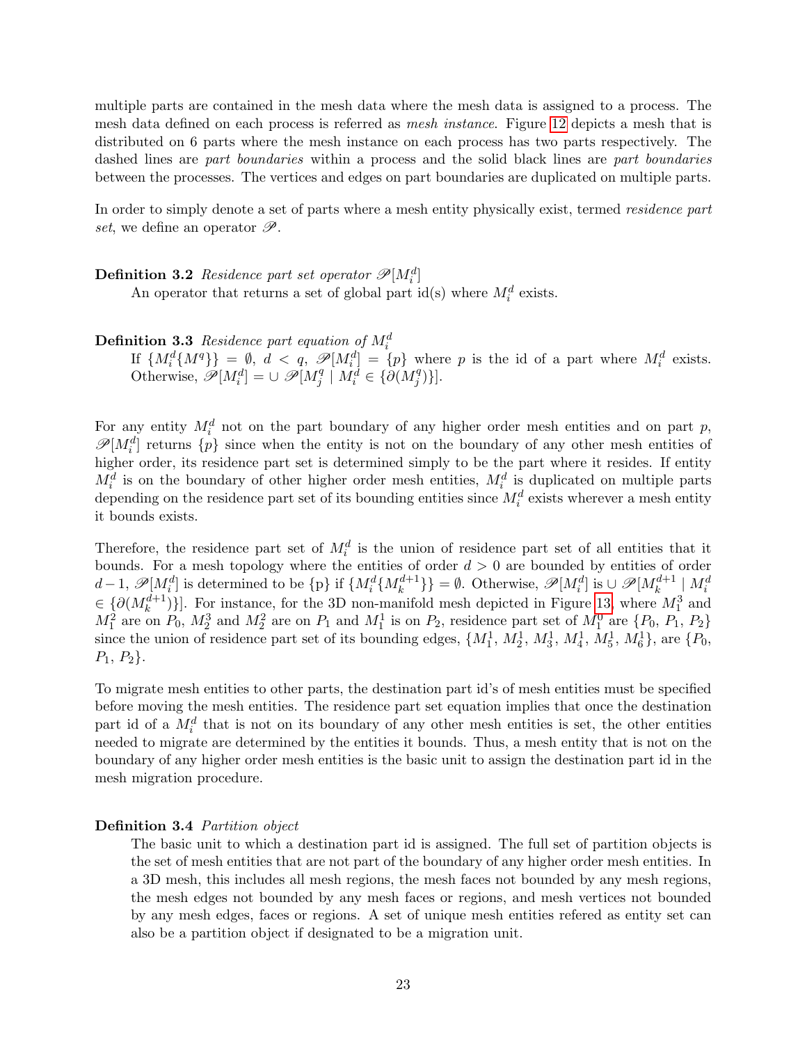multiple parts are contained in the mesh data where the mesh data is assigned to a process. The mesh data defined on each process is referred as *mesh instance*. Figure 12 depicts a mesh that is distributed on 6 parts where the mesh instance on each process has two parts respectively. The dashed lines are *part boundaries* within a process and the solid black lines are *part boundaries* between the processes. The vertices and edges on part boundaries are duplicated on multiple parts.

In order to simply denote a set of parts where a mesh entity physically exist, termed *residence part set*, we define an operator $\mathscr{P}$.

**Definition 3.2** *Residence part set operator* $\mathscr{P}[M_i^d]$

An operator that returns a set of global part id(s) where $M_i^d$ exists.

**Definition 3.3** *Residence part equation of* $M_i^d$

If $\{M_i^d\{M^q\}\} = \emptyset$, $d < q$, $\mathscr{P}[M_i^d] = \{p\}$ where $p$ is the id of a part where $M_i^d$ exists. Otherwise, $\mathscr{P}[M_i^d] = \cup\ \mathscr{P}[M_j^q \mid M_i^d \in \{\partial(M_j^q)\}]$.

For any entity $M_i^d$ not on the part boundary of any higher order mesh entities and on part $p$, $\mathscr{P}[M_i^d]$ returns $\{p\}$ since when the entity is not on the boundary of any other mesh entities of higher order, its residence part set is determined simply to be the part where it resides. If entity $M_i^d$ is on the boundary of other higher order mesh entities, $M_i^d$ is duplicated on multiple parts depending on the residence part set of its bounding entities since $M_i^d$ exists wherever a mesh entity it bounds exists.

Therefore, the residence part set of $M_i^d$ is the union of residence part set of all entities that it bounds. For a mesh topology where the entities of order $d > 0$ are bounded by entities of order $d-1$, $\mathscr{P}[M_i^d]$ is determined to be {p} if $\{M_i^d\{M_k^{d+1}\}\} = \emptyset$. Otherwise, $\mathscr{P}[M_i^d]$ is $\cup\ \mathscr{P}[M_k^{d+1} \mid M_i^d \in \{\partial(M_k^{d+1})\}]$. For instance, for the 3D non-manifold mesh depicted in Figure 13, where $M_1^3$ and $M_1^2$ are on $P_0$, $M_2^3$ and $M_2^2$ are on $P_1$ and $M_1^1$ is on $P_2$, residence part set of $M_1^0$ are $\{P_0, P_1, P_2\}$ since the union of residence part set of its bounding edges, $\{M_1^1, M_2^1, M_3^1, M_4^1, M_5^1, M_6^1\}$, are $\{P_0, P_1, P_2\}$.

To migrate mesh entities to other parts, the destination part id's of mesh entities must be specified before moving the mesh entities. The residence part set equation implies that once the destination part id of a $M_i^d$ that is not on its boundary of any other mesh entities is set, the other entities needed to migrate are determined by the entities it bounds. Thus, a mesh entity that is not on the boundary of any higher order mesh entities is the basic unit to assign the destination part id in the mesh migration procedure.

**Definition 3.4** *Partition object*

The basic unit to which a destination part id is assigned. The full set of partition objects is the set of mesh entities that are not part of the boundary of any higher order mesh entities. In a 3D mesh, this includes all mesh regions, the mesh faces not bounded by any mesh regions, the mesh edges not bounded by any mesh faces or regions, and mesh vertices not bounded by any mesh edges, faces or regions. A set of unique mesh entities refered as entity set can also be a partition object if designated to be a migration unit.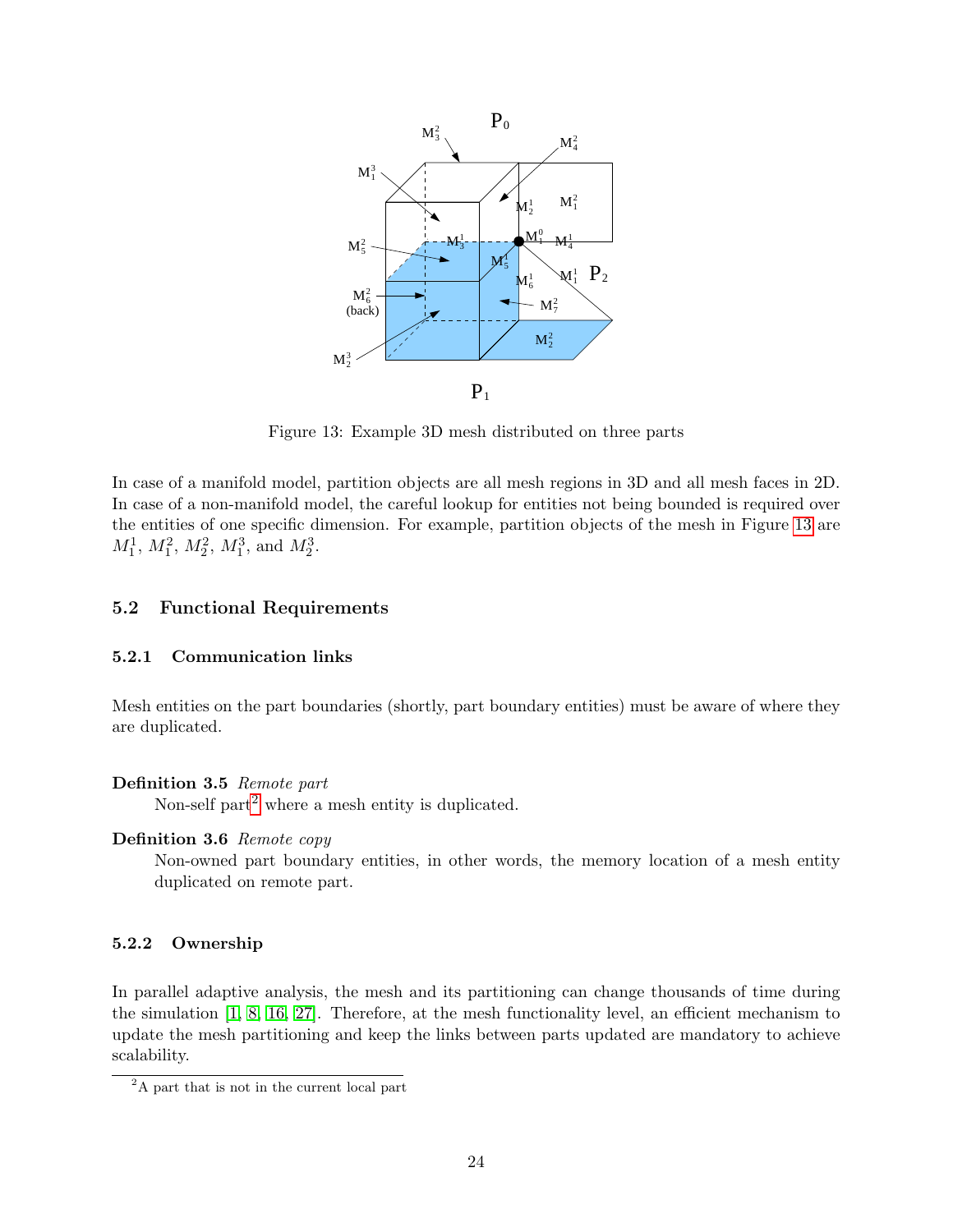Figure 13: Example 3D mesh distributed on three parts

In case of a manifold model, partition objects are all mesh regions in 3D and all mesh faces in 2D. In case of a non-manifold model, the careful lookup for entities not being bounded is required over the entities of one specific dimension. For example, partition objects of the mesh in Figure 13 are $M_1^1$, $M_1^2$, $M_2^2$, $M_1^3$, and $M_2^3$.

## 5.2 Functional Requirements

### 5.2.1 Communication links

Mesh entities on the part boundaries (shortly, part boundary entities) must be aware of where they are duplicated.

**Definition 3.5** *Remote part*

Non-self part[2] where a mesh entity is duplicated.

**Definition 3.6** *Remote copy*

Non-owned part boundary entities, in other words, the memory location of a mesh entity duplicated on remote part.

### 5.2.2 Ownership

In parallel adaptive analysis, the mesh and its partitioning can change thousands of time during the simulation [1, 8, 16, 27]. Therefore, at the mesh functionality level, an efficient mechanism to update the mesh partitioning and keep the links between parts updated are mandatory to achieve scalability.

[2]A part that is not in the current local part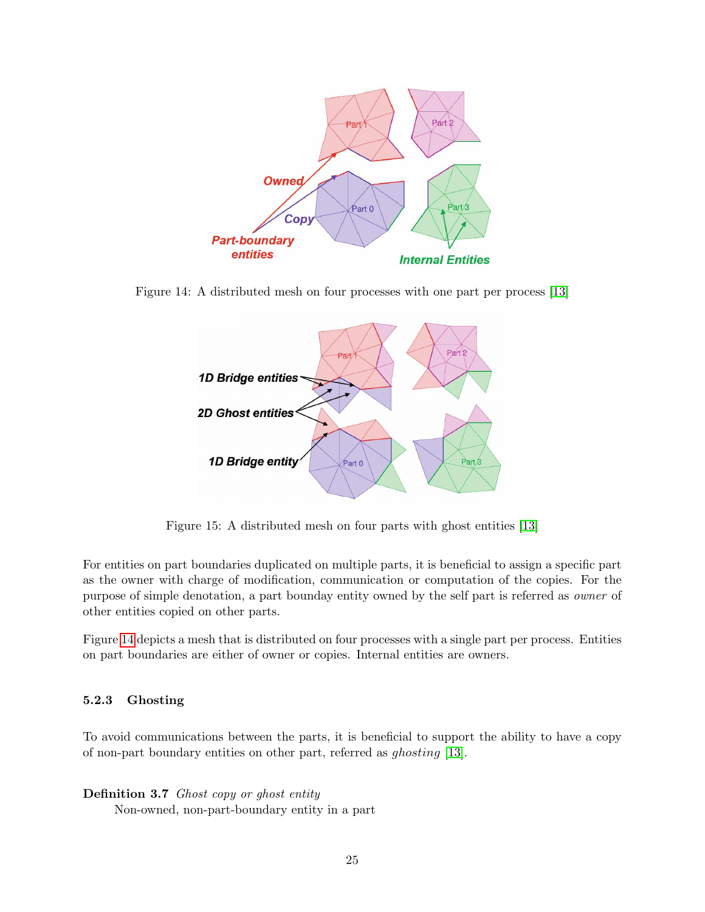Figure 14: A distributed mesh on four processes with one part per process [13]

Figure 15: A distributed mesh on four parts with ghost entities [13]

For entities on part boundaries duplicated on multiple parts, it is beneficial to assign a specific part as the owner with charge of modification, communication or computation of the copies. For the purpose of simple denotation, a part bounday entity owned by the self part is referred as *owner* of other entities copied on other parts.

Figure 14 depicts a mesh that is distributed on four processes with a single part per process. Entities on part boundaries are either of owner or copies. Internal entities are owners.

#### 5.2.3 Ghosting

To avoid communications between the parts, it is beneficial to support the ability to have a copy of non-part boundary entities on other part, referred as *ghosting* [13].

**Definition 3.7** *Ghost copy or ghost entity*

Non-owned, non-part-boundary entity in a part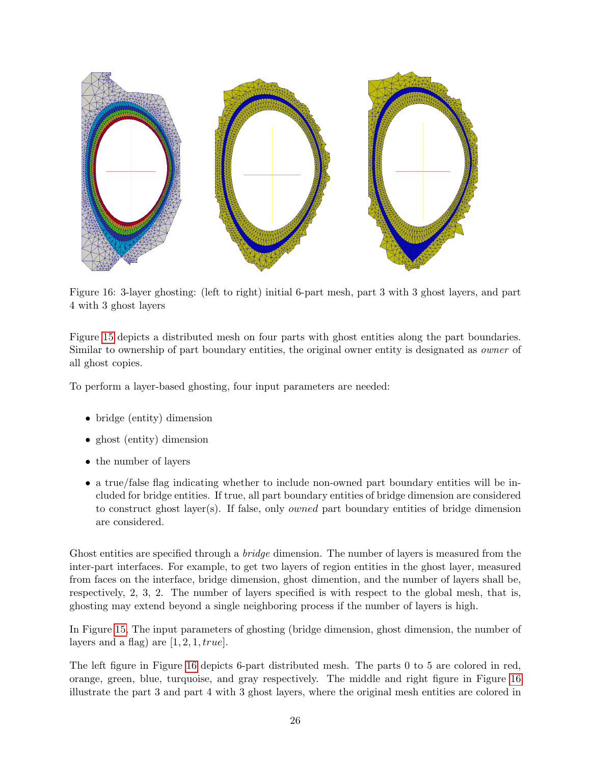Figure 16: 3-layer ghosting: (left to right) initial 6-part mesh, part 3 with 3 ghost layers, and part 4 with 3 ghost layers

Figure 15 depicts a distributed mesh on four parts with ghost entities along the part boundaries. Similar to ownership of part boundary entities, the original owner entity is designated as *owner* of all ghost copies.

To perform a layer-based ghosting, four input parameters are needed:

- bridge (entity) dimension
- ghost (entity) dimension
- the number of layers
- a true/false flag indicating whether to include non-owned part boundary entities will be included for bridge entities. If true, all part boundary entities of bridge dimension are considered to construct ghost layer(s). If false, only *owned* part boundary entities of bridge dimension are considered.

Ghost entities are specified through a *bridge* dimension. The number of layers is measured from the inter-part interfaces. For example, to get two layers of region entities in the ghost layer, measured from faces on the interface, bridge dimension, ghost dimention, and the number of layers shall be, respectively, 2, 3, 2. The number of layers specified is with respect to the global mesh, that is, ghosting may extend beyond a single neighboring process if the number of layers is high.

In Figure 15, The input parameters of ghosting (bridge dimension, ghost dimension, the number of layers and a flag) are $[1, 2, 1, true]$.

The left figure in Figure 16 depicts 6-part distributed mesh. The parts 0 to 5 are colored in red, orange, green, blue, turquoise, and gray respectively. The middle and right figure in Figure 16 illustrate the part 3 and part 4 with 3 ghost layers, where the original mesh entities are colored in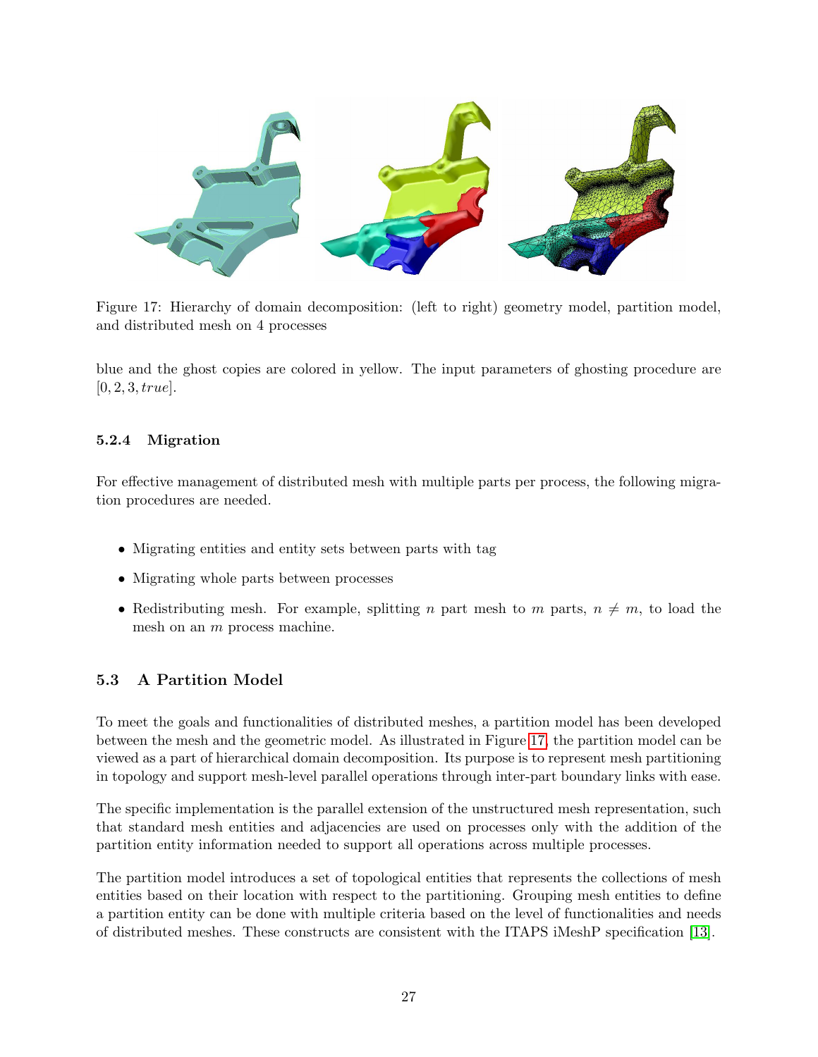Figure 17: Hierarchy of domain decomposition: (left to right) geometry model, partition model, and distributed mesh on 4 processes

blue and the ghost copies are colored in yellow. The input parameters of ghosting procedure are $[0, 2, 3, true]$.

#### 5.2.4 Migration

For effective management of distributed mesh with multiple parts per process, the following migration procedures are needed.

- Migrating entities and entity sets between parts with tag
- Migrating whole parts between processes
- Redistributing mesh. For example, splitting $n$ part mesh to $m$ parts, $n \neq m$, to load the mesh on an $m$ process machine.

### 5.3 A Partition Model

To meet the goals and functionalities of distributed meshes, a partition model has been developed between the mesh and the geometric model. As illustrated in Figure 17, the partition model can be viewed as a part of hierarchical domain decomposition. Its purpose is to represent mesh partitioning in topology and support mesh-level parallel operations through inter-part boundary links with ease.

The specific implementation is the parallel extension of the unstructured mesh representation, such that standard mesh entities and adjacencies are used on processes only with the addition of the partition entity information needed to support all operations across multiple processes.

The partition model introduces a set of topological entities that represents the collections of mesh entities based on their location with respect to the partitioning. Grouping mesh entities to define a partition entity can be done with multiple criteria based on the level of functionalities and needs of distributed meshes. These constructs are consistent with the ITAPS iMeshP specification [13].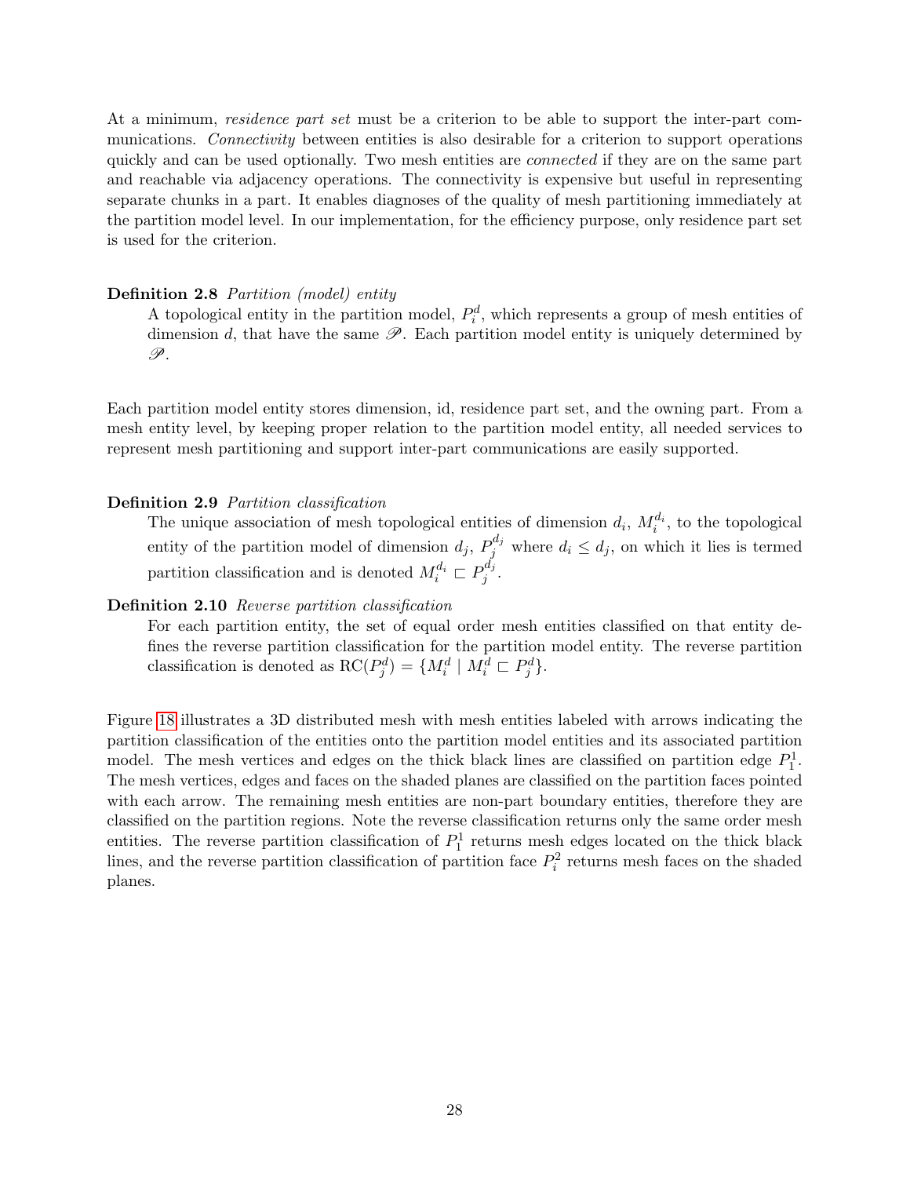At a minimum, *residence part set* must be a criterion to be able to support the inter-part communications. *Connectivity* between entities is also desirable for a criterion to support operations quickly and can be used optionally. Two mesh entities are *connected* if they are on the same part and reachable via adjacency operations. The connectivity is expensive but useful in representing separate chunks in a part. It enables diagnoses of the quality of mesh partitioning immediately at the partition model level. In our implementation, for the efficiency purpose, only residence part set is used for the criterion.

**Definition 2.8** *Partition (model) entity*

A topological entity in the partition model, $P_i^d$, which represents a group of mesh entities of dimension $d$, that have the same $\mathscr{P}$. Each partition model entity is uniquely determined by $\mathscr{P}$.

Each partition model entity stores dimension, id, residence part set, and the owning part. From a mesh entity level, by keeping proper relation to the partition model entity, all needed services to represent mesh partitioning and support inter-part communications are easily supported.

**Definition 2.9** *Partition classification*

The unique association of mesh topological entities of dimension $d_i$, $M_i^{d_i}$, to the topological entity of the partition model of dimension $d_j$, $P_j^{d_j}$ where $d_i \leq d_j$, on which it lies is termed partition classification and is denoted $M_i^{d_i} \sqsubset P_j^{d_j}$.

**Definition 2.10** *Reverse partition classification*

For each partition entity, the set of equal order mesh entities classified on that entity defines the reverse partition classification for the partition model entity. The reverse partition classification is denoted as $\mathrm{RC}(P_j^d) = \{M_i^d \mid M_i^d \sqsubset P_j^d\}$.

Figure 18 illustrates a 3D distributed mesh with mesh entities labeled with arrows indicating the partition classification of the entities onto the partition model entities and its associated partition model. The mesh vertices and edges on the thick black lines are classified on partition edge $P_1^1$. The mesh vertices, edges and faces on the shaded planes are classified on the partition faces pointed with each arrow. The remaining mesh entities are non-part boundary entities, therefore they are classified on the partition regions. Note the reverse classification returns only the same order mesh entities. The reverse partition classification of $P_1^1$ returns mesh edges located on the thick black lines, and the reverse partition classification of partition face $P_i^2$ returns mesh faces on the shaded planes.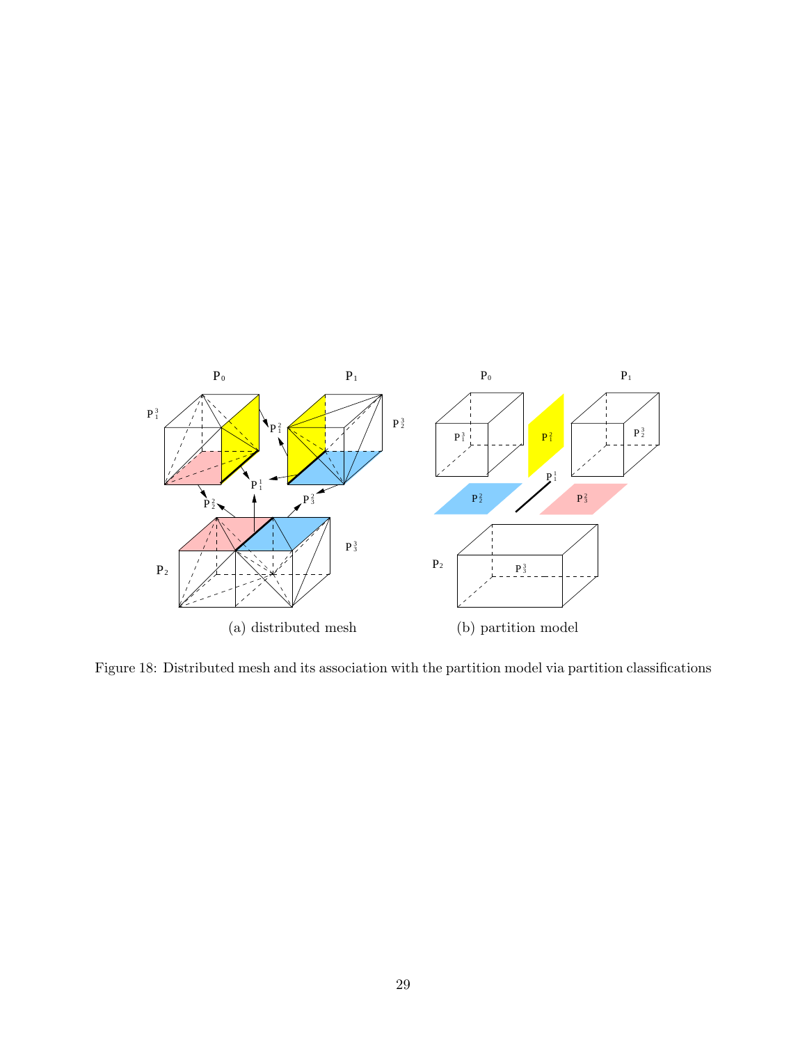(a) distributed mesh (b) partition model

Figure 18: Distributed mesh and its association with the partition model via partition classifications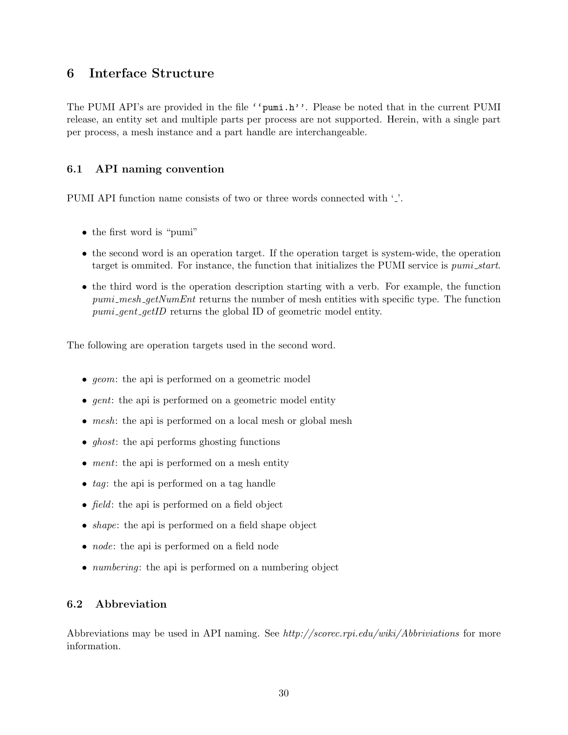# 6 Interface Structure

The PUMI API's are provided in the file ``pumi.h''. Please be noted that in the current PUMI release, an entity set and multiple parts per process are not supported. Herein, with a single part per process, a mesh instance and a part handle are interchangeable.

## 6.1 API naming convention

PUMI API function name consists of two or three words connected with '_'.

- the first word is "pumi"
- the second word is an operation target. If the operation target is system-wide, the operation target is ommited. For instance, the function that initializes the PUMI service is *pumi_start*.
- the third word is the operation description starting with a verb. For example, the function *pumi_mesh_getNumEnt* returns the number of mesh entities with specific type. The function *pumi_gent_getID* returns the global ID of geometric model entity.

The following are operation targets used in the second word.

- *geom*: the api is performed on a geometric model
- *gent*: the api is performed on a geometric model entity
- *mesh*: the api is performed on a local mesh or global mesh
- *ghost*: the api performs ghosting functions
- *ment*: the api is performed on a mesh entity
- *tag*: the api is performed on a tag handle
- *field*: the api is performed on a field object
- *shape*: the api is performed on a field shape object
- *node*: the api is performed on a field node
- *numbering*: the api is performed on a numbering object

## 6.2 Abbreviation

Abbreviations may be used in API naming. See *http://scorec.rpi.edu/wiki/Abbriviations* for more information.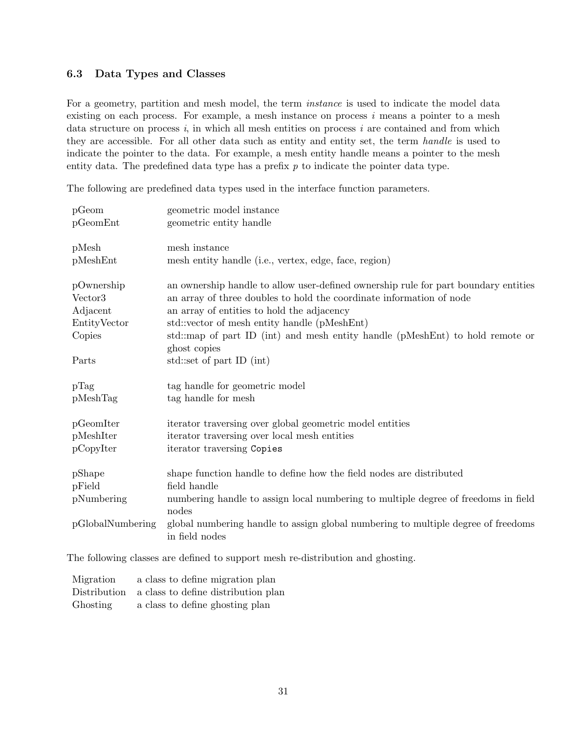### 6.3 Data Types and Classes

For a geometry, partition and mesh model, the term *instance* is used to indicate the model data existing on each process. For example, a mesh instance on process $i$ means a pointer to a mesh data structure on process $i$, in which all mesh entities on process $i$ are contained and from which they are accessible. For all other data such as entity and entity set, the term *handle* is used to indicate the pointer to the data. For example, a mesh entity handle means a pointer to the mesh entity data. The predefined data type has a prefix $p$ to indicate the pointer data type.

The following are predefined data types used in the interface function parameters.

| | |
|---|---|
| pGeom | geometric model instance |
| pGeomEnt | geometric entity handle |
| pMesh | mesh instance |
| pMeshEnt | mesh entity handle (i.e., vertex, edge, face, region) |
| pOwnership | an ownership handle to allow user-defined ownership rule for part boundary entities |
| Vector3 | an array of three doubles to hold the coordinate information of node |
| Adjacent | an array of entities to hold the adjacency |
| EntityVector | std::vector of mesh entity handle (pMeshEnt) |
| Copies | std::map of part ID (int) and mesh entity handle (pMeshEnt) to hold remote or ghost copies |
| Parts | std::set of part ID (int) |
| pTag | tag handle for geometric model |
| pMeshTag | tag handle for mesh |
| pGeomIter | iterator traversing over global geometric model entities |
| pMeshIter | iterator traversing over local mesh entities |
| pCopyIter | iterator traversing `Copies` |
| pShape | shape function handle to define how the field nodes are distributed |
| pField | field handle |
| pNumbering | numbering handle to assign local numbering to multiple degree of freedoms in field nodes |
| pGlobalNumbering | global numbering handle to assign global numbering to multiple degree of freedoms in field nodes |

The following classes are defined to support mesh re-distribution and ghosting.

| | |
|---|---|
| Migration | a class to define migration plan |
| Distribution | a class to define distribution plan |
| Ghosting | a class to define ghosting plan |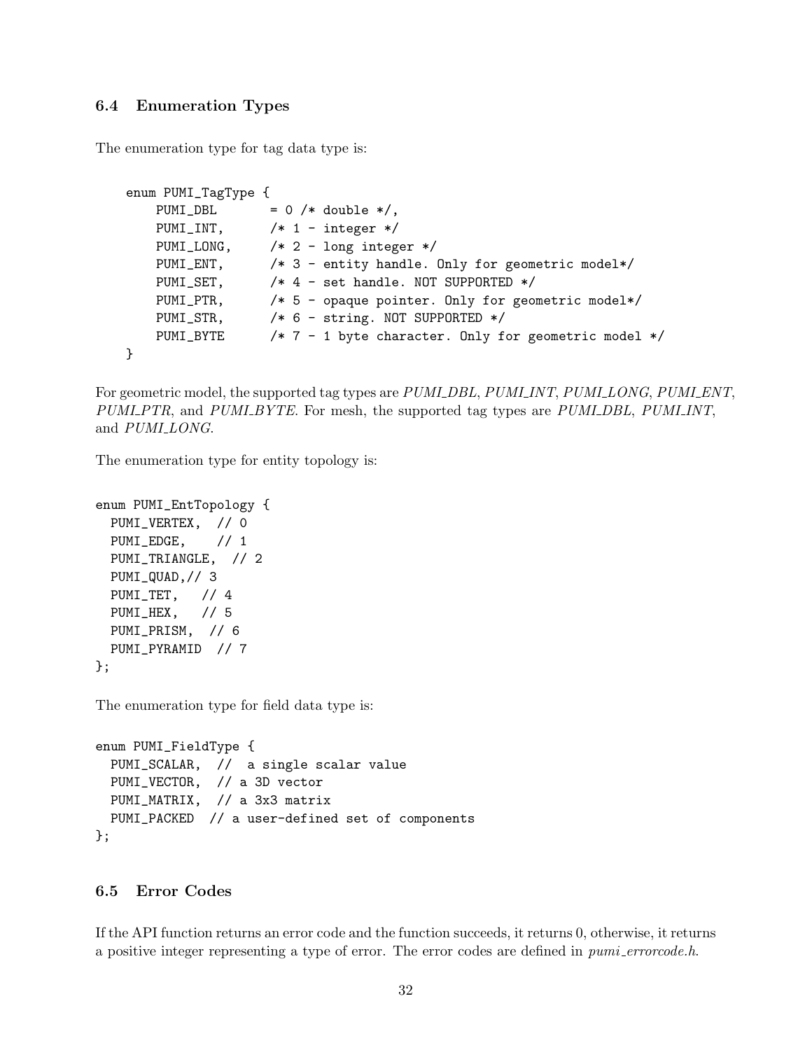### 6.4 Enumeration Types

The enumeration type for tag data type is:

```
enum PUMI_TagType {
    PUMI_DBL       = 0 /* double */,
    PUMI_INT,      /* 1 - integer */
    PUMI_LONG,     /* 2 - long integer */
    PUMI_ENT,      /* 3 - entity handle. Only for geometric model*/
    PUMI_SET,      /* 4 - set handle. NOT SUPPORTED */
    PUMI_PTR,      /* 5 - opaque pointer. Only for geometric model*/
    PUMI_STR,      /* 6 - string. NOT SUPPORTED */
    PUMI_BYTE      /* 7 - 1 byte character. Only for geometric model */
}
```

For geometric model, the supported tag types are *PUMI_DBL*, *PUMI_INT*, *PUMI_LONG*, *PUMI_ENT*, *PUMI_PTR*, and *PUMI_BYTE*. For mesh, the supported tag types are *PUMI_DBL*, *PUMI_INT*, and *PUMI_LONG*.

The enumeration type for entity topology is:

```
enum PUMI_EntTopology {
  PUMI_VERTEX,  // 0
  PUMI_EDGE,    // 1
  PUMI_TRIANGLE,  // 2
  PUMI_QUAD,// 3
  PUMI_TET,   // 4
  PUMI_HEX,   // 5
  PUMI_PRISM,  // 6
  PUMI_PYRAMID  // 7
};
```

The enumeration type for field data type is:

```
enum PUMI_FieldType {
  PUMI_SCALAR,  //  a single scalar value
  PUMI_VECTOR,  // a 3D vector
  PUMI_MATRIX,  // a 3x3 matrix
  PUMI_PACKED  // a user-defined set of components
};
```

### 6.5 Error Codes

If the API function returns an error code and the function succeeds, it returns 0, otherwise, it returns a positive integer representing a type of error. The error codes are defined in *pumi_errorcode.h*.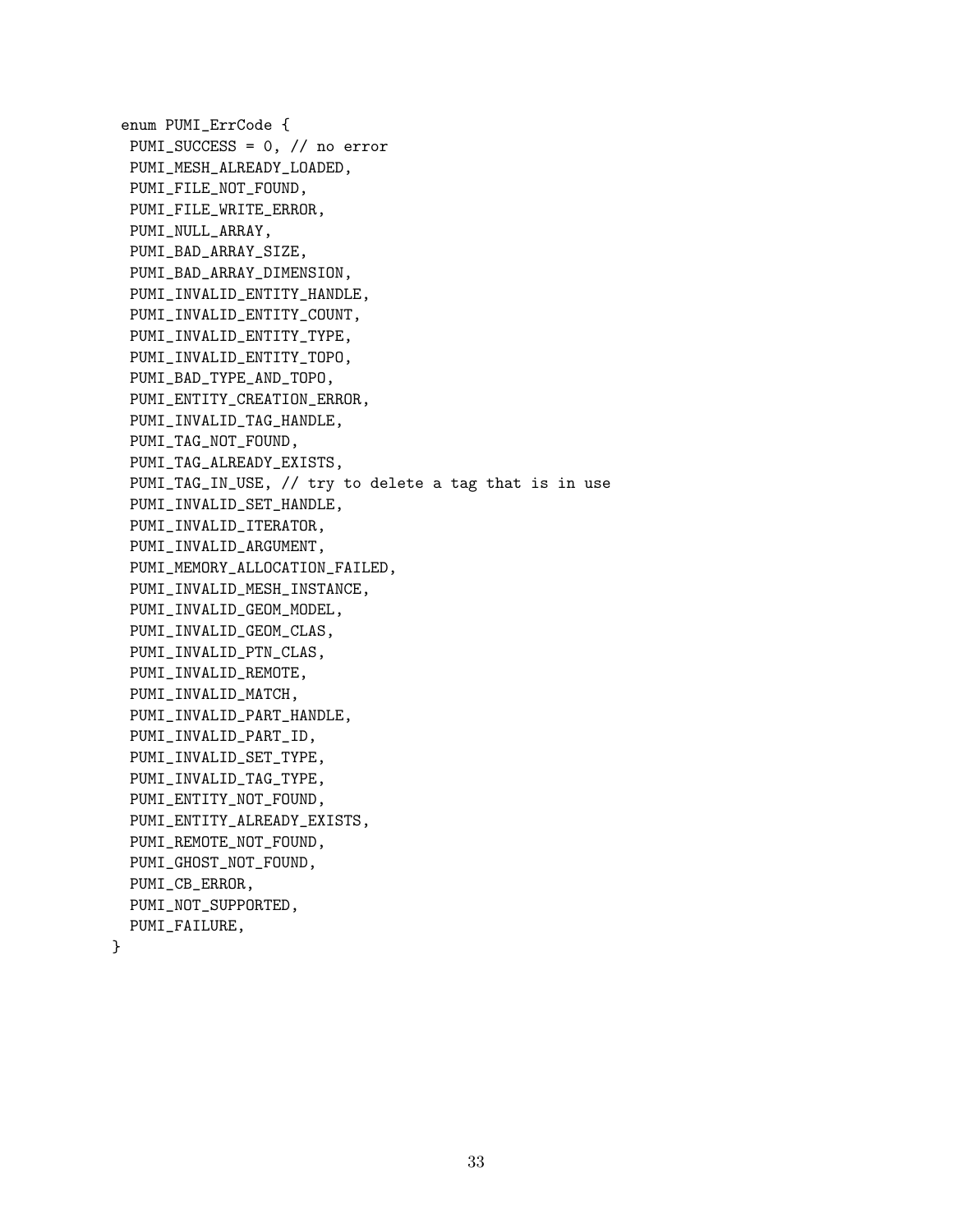```
enum PUMI_ErrCode {
  PUMI_SUCCESS = 0, // no error
  PUMI_MESH_ALREADY_LOADED,
  PUMI_FILE_NOT_FOUND,
  PUMI_FILE_WRITE_ERROR,
  PUMI_NULL_ARRAY,
  PUMI_BAD_ARRAY_SIZE,
  PUMI_BAD_ARRAY_DIMENSION,
  PUMI_INVALID_ENTITY_HANDLE,
  PUMI_INVALID_ENTITY_COUNT,
  PUMI_INVALID_ENTITY_TYPE,
  PUMI_INVALID_ENTITY_TOPO,
  PUMI_BAD_TYPE_AND_TOPO,
  PUMI_ENTITY_CREATION_ERROR,
  PUMI_INVALID_TAG_HANDLE,
  PUMI_TAG_NOT_FOUND,
  PUMI_TAG_ALREADY_EXISTS,
  PUMI_TAG_IN_USE, // try to delete a tag that is in use
  PUMI_INVALID_SET_HANDLE,
  PUMI_INVALID_ITERATOR,
  PUMI_INVALID_ARGUMENT,
  PUMI_MEMORY_ALLOCATION_FAILED,
  PUMI_INVALID_MESH_INSTANCE,
  PUMI_INVALID_GEOM_MODEL,
  PUMI_INVALID_GEOM_CLAS,
  PUMI_INVALID_PTN_CLAS,
  PUMI_INVALID_REMOTE,
  PUMI_INVALID_MATCH,
  PUMI_INVALID_PART_HANDLE,
  PUMI_INVALID_PART_ID,
  PUMI_INVALID_SET_TYPE,
  PUMI_INVALID_TAG_TYPE,
  PUMI_ENTITY_NOT_FOUND,
  PUMI_ENTITY_ALREADY_EXISTS,
  PUMI_REMOTE_NOT_FOUND,
  PUMI_GHOST_NOT_FOUND,
  PUMI_CB_ERROR,
  PUMI_NOT_SUPPORTED,
  PUMI_FAILURE,
}
```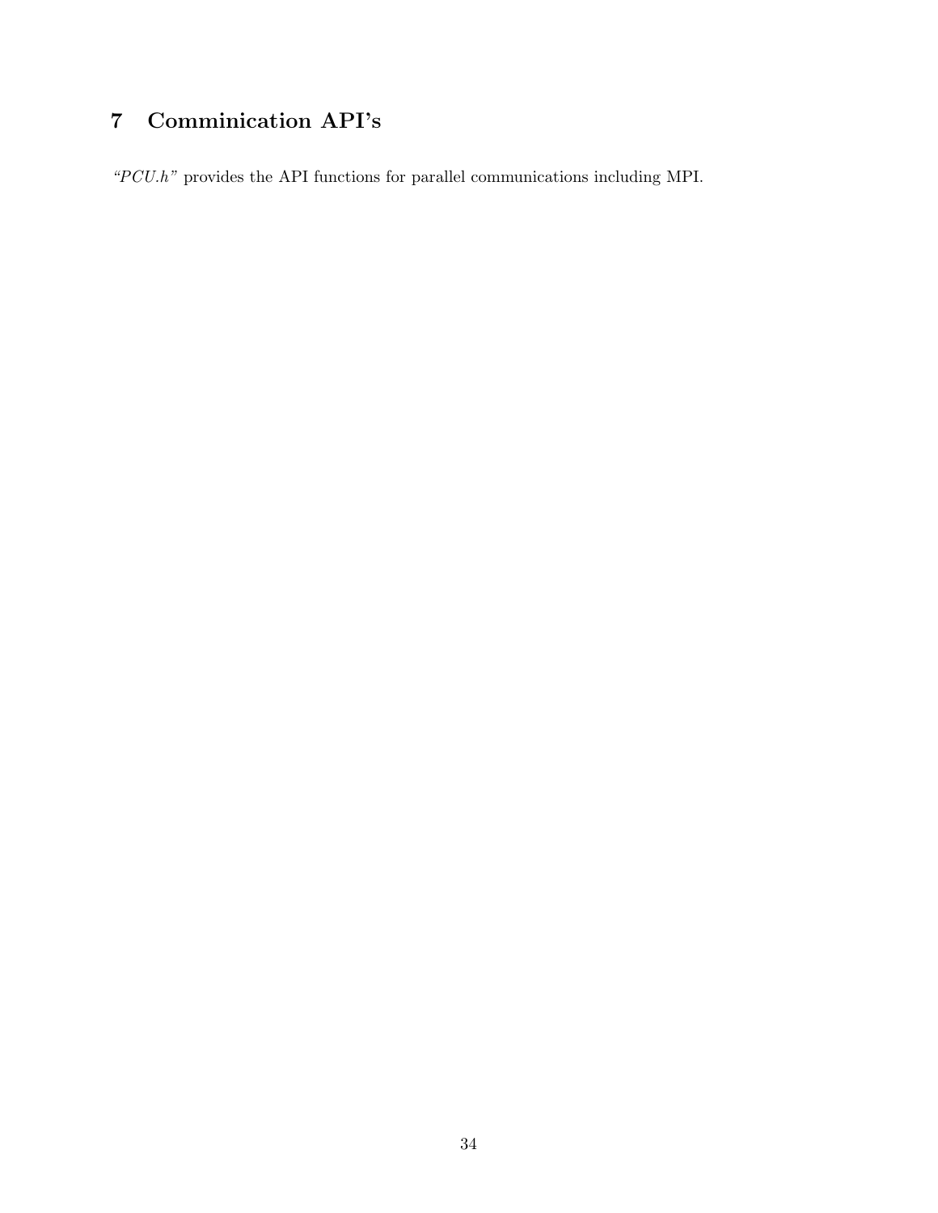# 7 Comminication API's

*"PCU.h"* provides the API functions for parallel communications including MPI.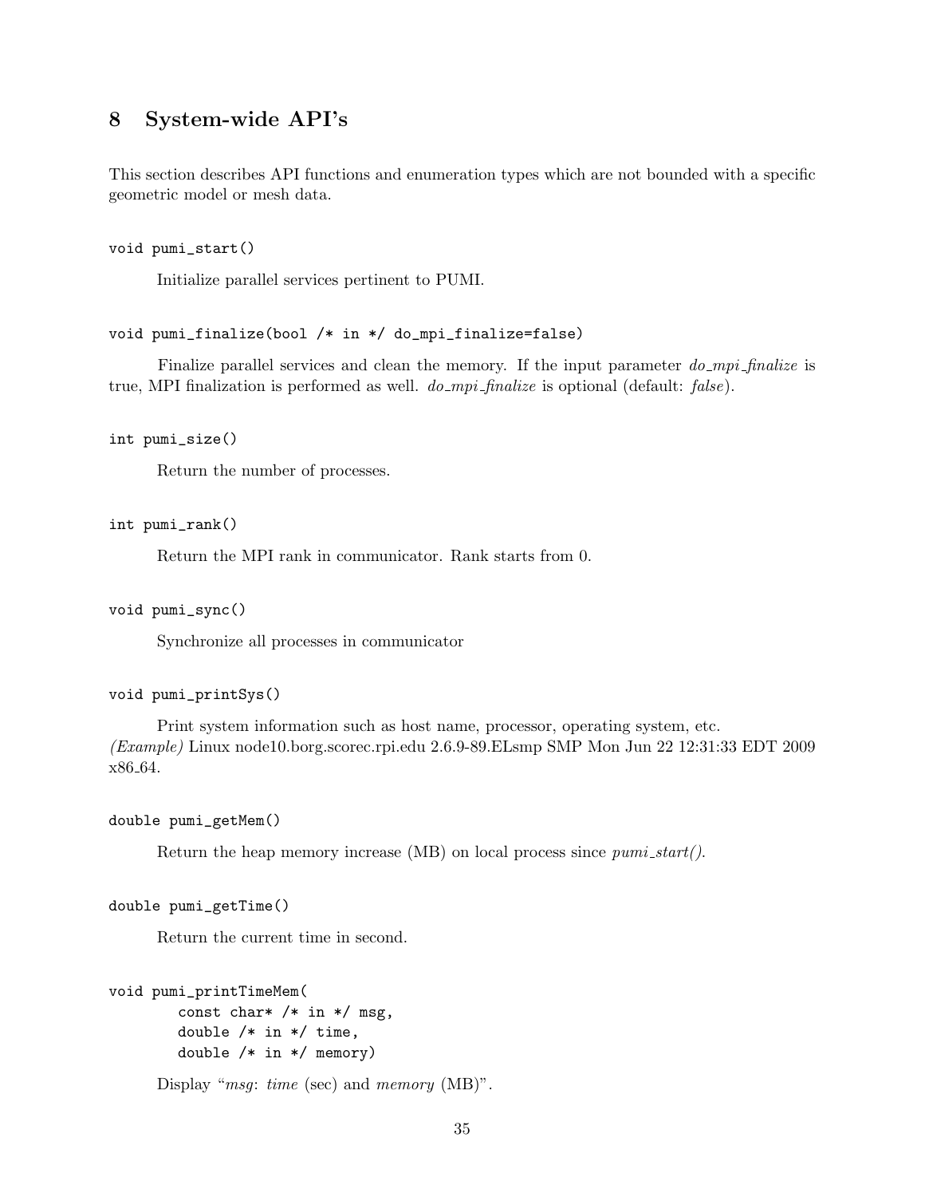# 8 System-wide API's

This section describes API functions and enumeration types which are not bounded with a specific geometric model or mesh data.

```
void pumi_start()
```

Initialize parallel services pertinent to PUMI.

```
void pumi_finalize(bool /* in */ do_mpi_finalize=false)
```

Finalize parallel services and clean the memory. If the input parameter *do_mpi_finalize* is true, MPI finalization is performed as well. *do_mpi_finalize* is optional (default: *false*).

```
int pumi_size()
```

Return the number of processes.

```
int pumi_rank()
```

Return the MPI rank in communicator. Rank starts from 0.

```
void pumi_sync()
```

Synchronize all processes in communicator

```
void pumi_printSys()
```

Print system information such as host name, processor, operating system, etc.
*(Example)* Linux node10.borg.scorec.rpi.edu 2.6.9-89.ELsmp SMP Mon Jun 22 12:31:33 EDT 2009 x86_64.

```
double pumi_getMem()
```

Return the heap memory increase (MB) on local process since *pumi_start()*.

```
double pumi_getTime()
```

Return the current time in second.

```
void pumi_printTimeMem(
        const char* /* in */ msg,
        double /* in */ time,
        double /* in */ memory)
```

Display "*msg*: *time* (sec) and *memory* (MB)".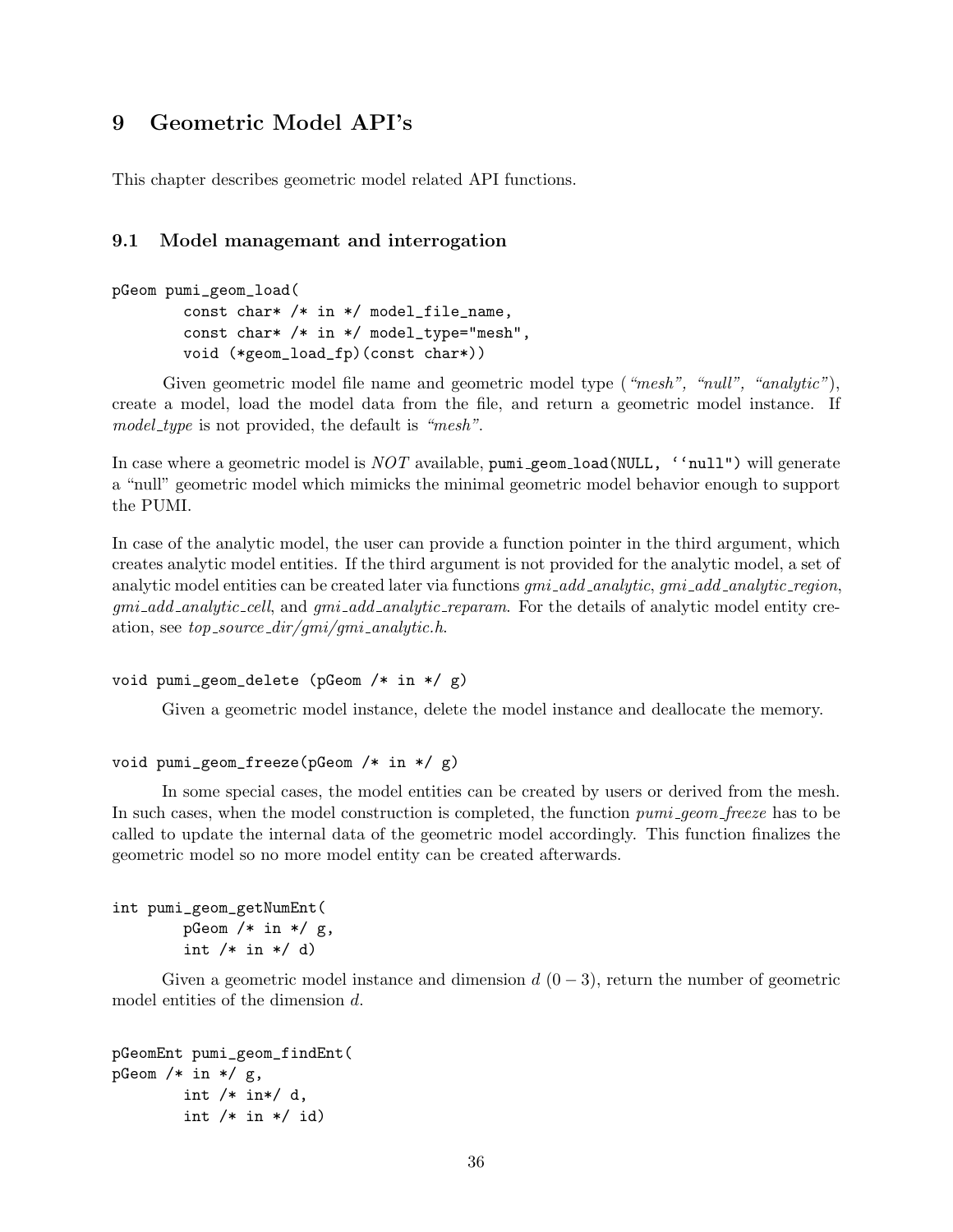## 9 Geometric Model API's

This chapter describes geometric model related API functions.

### 9.1 Model managemant and interrogation

```
pGeom pumi_geom_load(
        const char* /* in */ model_file_name,
        const char* /* in */ model_type="mesh",
        void (*geom_load_fp)(const char*))
```

Given geometric model file name and geometric model type (*"mesh", "null", "analytic"*), create a model, load the model data from the file, and return a geometric model instance. If *model_type* is not provided, the default is *"mesh"*.

In case where a geometric model is *NOT* available, `pumi_geom_load(NULL, ''null")` will generate a "null" geometric model which mimicks the minimal geometric model behavior enough to support the PUMI.

In case of the analytic model, the user can provide a function pointer in the third argument, which creates analytic model entities. If the third argument is not provided for the analytic model, a set of analytic model entities can be created later via functions *gmi_add_analytic*, *gmi_add_analytic_region*, *gmi_add_analytic_cell*, and *gmi_add_analytic_reparam*. For the details of analytic model entity creation, see *top_source_dir/gmi/gmi_analytic.h*.

```
void pumi_geom_delete (pGeom /* in */ g)
```

Given a geometric model instance, delete the model instance and deallocate the memory.

```
void pumi_geom_freeze(pGeom /* in */ g)
```

In some special cases, the model entities can be created by users or derived from the mesh. In such cases, when the model construction is completed, the function *pumi_geom_freeze* has to be called to update the internal data of the geometric model accordingly. This function finalizes the geometric model so no more model entity can be created afterwards.

```
int pumi_geom_getNumEnt(
        pGeom /* in */ g,
        int /* in */ d)
```

Given a geometric model instance and dimension $d$ $(0-3)$, return the number of geometric model entities of the dimension $d$.

```
pGeomEnt pumi_geom_findEnt(
pGeom /* in */ g,
        int /* in*/ d,
        int /* in */ id)
```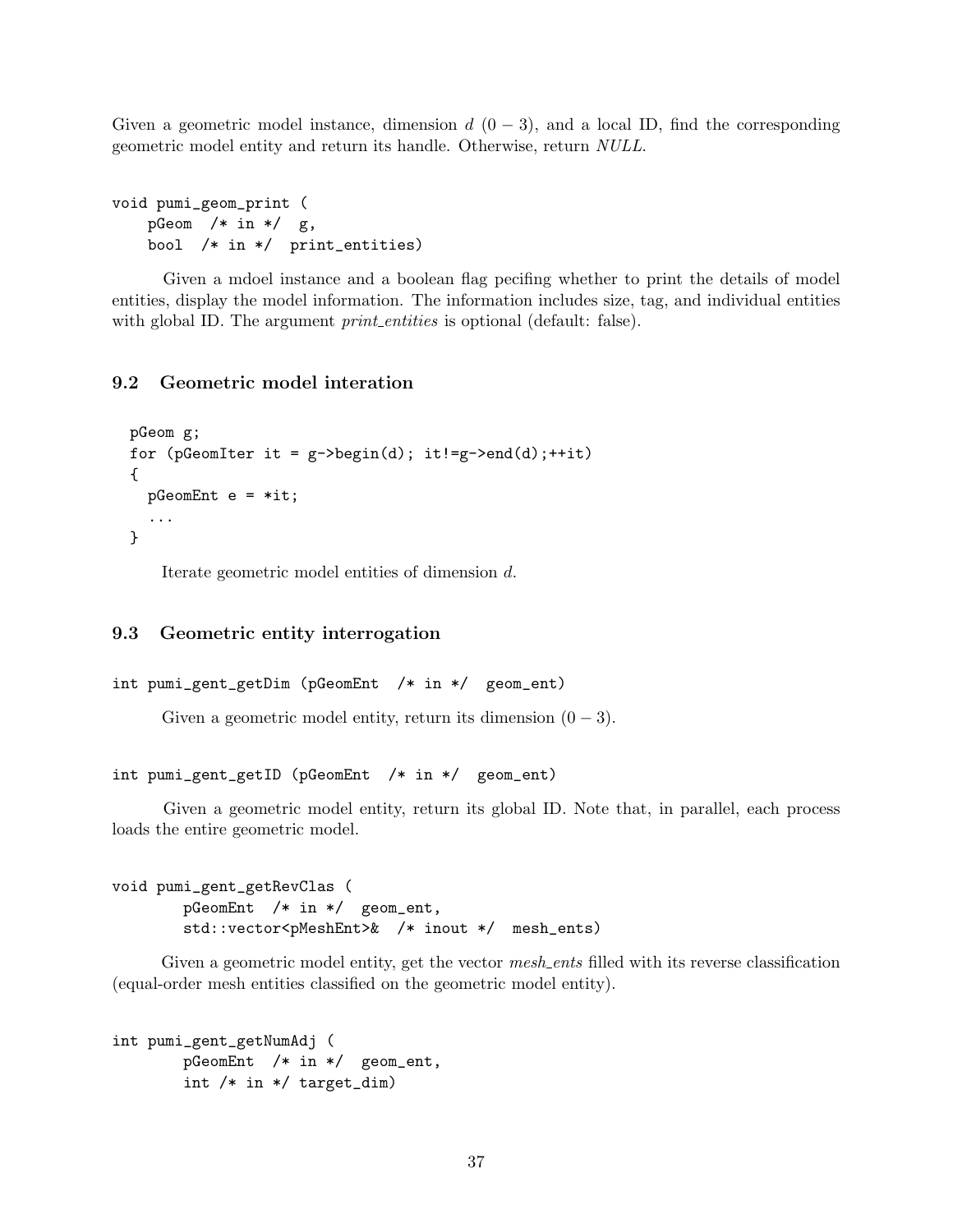Given a geometric model instance, dimension $d$ $(0-3)$, and a local ID, find the corresponding geometric model entity and return its handle. Otherwise, return *NULL*.

```
void pumi_geom_print (
    pGeom  /* in */  g,
    bool  /* in */  print_entities)
```

Given a mdoel instance and a boolean flag pecifing whether to print the details of model entities, display the model information. The information includes size, tag, and individual entities with global ID. The argument *print_entities* is optional (default: false).

### 9.2 Geometric model interation

```
pGeom g;
for (pGeomIter it = g->begin(d); it!=g->end(d);++it)
{
  pGeomEnt e = *it;
  ...
}
```

Iterate geometric model entities of dimension $d$.

### 9.3 Geometric entity interrogation

```
int pumi_gent_getDim (pGeomEnt  /* in */  geom_ent)
```

Given a geometric model entity, return its dimension $(0-3)$.

```
int pumi_gent_getID (pGeomEnt  /* in */  geom_ent)
```

Given a geometric model entity, return its global ID. Note that, in parallel, each process loads the entire geometric model.

```
void pumi_gent_getRevClas (
        pGeomEnt  /* in */  geom_ent,
        std::vector<pMeshEnt>&  /* inout */  mesh_ents)
```

Given a geometric model entity, get the vector *mesh_ents* filled with its reverse classification (equal-order mesh entities classified on the geometric model entity).

```
int pumi_gent_getNumAdj (
        pGeomEnt  /* in */  geom_ent,
        int /* in */ target_dim)
```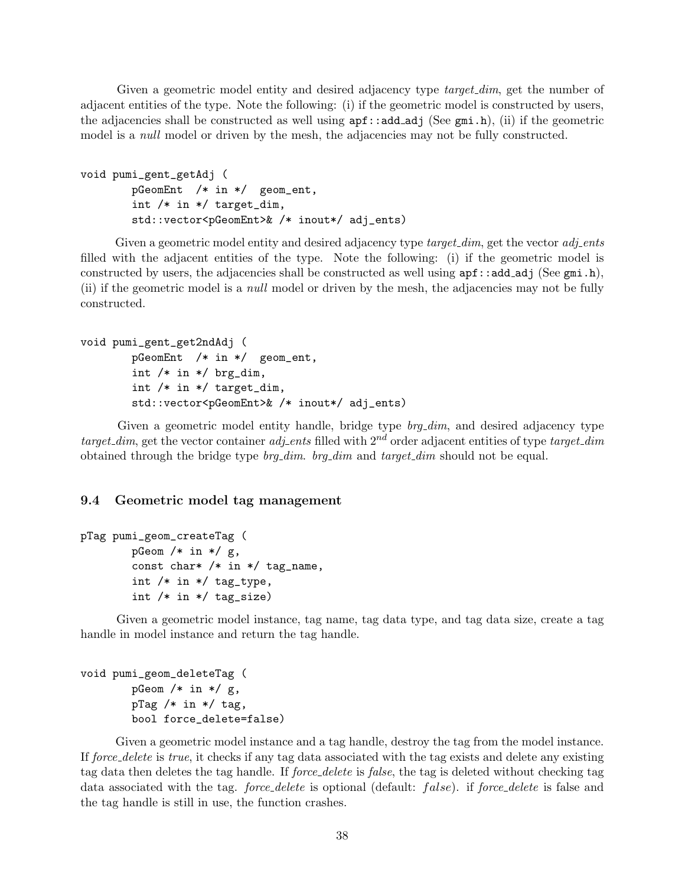Given a geometric model entity and desired adjacency type *target_dim*, get the number of adjacent entities of the type. Note the following: (i) if the geometric model is constructed by users, the adjacencies shall be constructed as well using `apf::add_adj` (See `gmi.h`), (ii) if the geometric model is a *null* model or driven by the mesh, the adjacencies may not be fully constructed.

```
void pumi_gent_getAdj (
        pGeomEnt  /* in */  geom_ent,
        int /* in */ target_dim,
        std::vector<pGeomEnt>& /* inout*/ adj_ents)
```

Given a geometric model entity and desired adjacency type *target_dim*, get the vector *adj_ents* filled with the adjacent entities of the type. Note the following: (i) if the geometric model is constructed by users, the adjacencies shall be constructed as well using `apf::add_adj` (See `gmi.h`), (ii) if the geometric model is a *null* model or driven by the mesh, the adjacencies may not be fully constructed.

```
void pumi_gent_get2ndAdj (
        pGeomEnt  /* in */  geom_ent,
        int /* in */ brg_dim,
        int /* in */ target_dim,
        std::vector<pGeomEnt>& /* inout*/ adj_ents)
```

Given a geometric model entity handle, bridge type *brg_dim*, and desired adjacency type *target_dim*, get the vector container *adj_ents* filled with $2^{nd}$ order adjacent entities of type *target_dim* obtained through the bridge type *brg_dim*. *brg_dim* and *target_dim* should not be equal.

### 9.4 Geometric model tag management

```
pTag pumi_geom_createTag (
        pGeom /* in */ g,
        const char* /* in */ tag_name,
        int /* in */ tag_type,
        int /* in */ tag_size)
```

Given a geometric model instance, tag name, tag data type, and tag data size, create a tag handle in model instance and return the tag handle.

```
void pumi_geom_deleteTag (
        pGeom /* in */ g,
        pTag /* in */ tag,
        bool force_delete=false)
```

Given a geometric model instance and a tag handle, destroy the tag from the model instance. If *force_delete* is *true*, it checks if any tag data associated with the tag exists and delete any existing tag data then deletes the tag handle. If *force_delete* is *false*, the tag is deleted without checking tag data associated with the tag. *force_delete* is optional (default: $false$). if *force_delete* is false and the tag handle is still in use, the function crashes.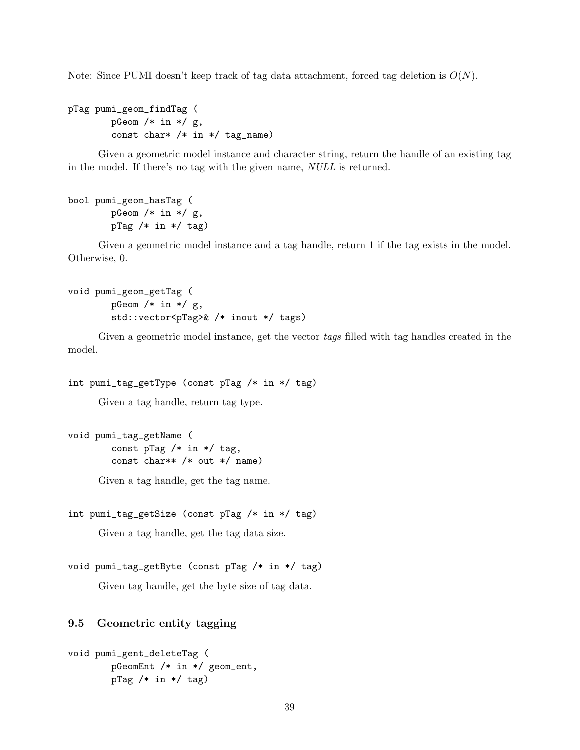Note: Since PUMI doesn't keep track of tag data attachment, forced tag deletion is $O(N)$.

```
pTag pumi_geom_findTag (
        pGeom /* in */ g,
        const char* /* in */ tag_name)
```

Given a geometric model instance and character string, return the handle of an existing tag in the model. If there's no tag with the given name, *NULL* is returned.

```
bool pumi_geom_hasTag (
        pGeom /* in */ g,
        pTag /* in */ tag)
```

Given a geometric model instance and a tag handle, return 1 if the tag exists in the model. Otherwise, 0.

```
void pumi_geom_getTag (
        pGeom /* in */ g,
        std::vector<pTag>& /* inout */ tags)
```

Given a geometric model instance, get the vector *tags* filled with tag handles created in the model.

```
int pumi_tag_getType (const pTag /* in */ tag)
```

Given a tag handle, return tag type.

```
void pumi_tag_getName (
        const pTag /* in */ tag,
        const char** /* out */ name)
```

Given a tag handle, get the tag name.

```
int pumi_tag_getSize (const pTag /* in */ tag)
```

Given a tag handle, get the tag data size.

```
void pumi_tag_getByte (const pTag /* in */ tag)
```

Given tag handle, get the byte size of tag data.

## 9.5 Geometric entity tagging

```
void pumi_gent_deleteTag (
        pGeomEnt /* in */ geom_ent,
        pTag /* in */ tag)
```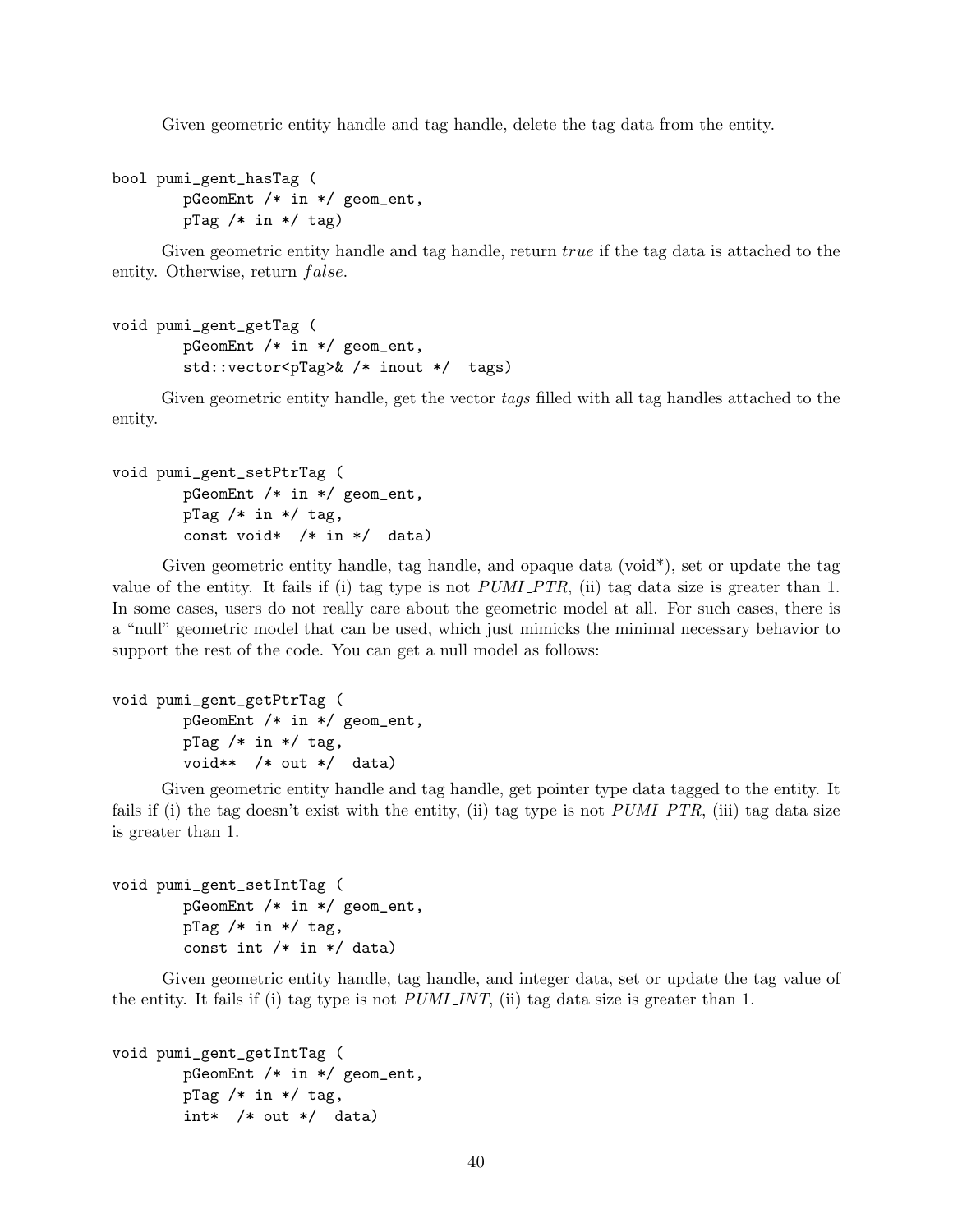Given geometric entity handle and tag handle, delete the tag data from the entity.

```
bool pumi_gent_hasTag (
        pGeomEnt /* in */ geom_ent,
        pTag /* in */ tag)
```

Given geometric entity handle and tag handle, return *true* if the tag data is attached to the entity. Otherwise, return *false*.

```
void pumi_gent_getTag (
        pGeomEnt /* in */ geom_ent,
        std::vector<pTag>& /* inout */  tags)
```

Given geometric entity handle, get the vector *tags* filled with all tag handles attached to the entity.

```
void pumi_gent_setPtrTag (
        pGeomEnt /* in */ geom_ent,
        pTag /* in */ tag,
        const void*  /* in */  data)
```

Given geometric entity handle, tag handle, and opaque data (void*), set or update the tag value of the entity. It fails if (i) tag type is not *PUMI_PTR*, (ii) tag data size is greater than 1. In some cases, users do not really care about the geometric model at all. For such cases, there is a "null" geometric model that can be used, which just mimicks the minimal necessary behavior to support the rest of the code. You can get a null model as follows:

```
void pumi_gent_getPtrTag (
        pGeomEnt /* in */ geom_ent,
        pTag /* in */ tag,
        void**  /* out */  data)
```

Given geometric entity handle and tag handle, get pointer type data tagged to the entity. It fails if (i) the tag doesn't exist with the entity, (ii) tag type is not *PUMI_PTR*, (iii) tag data size is greater than 1.

```
void pumi_gent_setIntTag (
        pGeomEnt /* in */ geom_ent,
        pTag /* in */ tag,
        const int /* in */ data)
```

Given geometric entity handle, tag handle, and integer data, set or update the tag value of the entity. It fails if (i) tag type is not *PUMI_INT*, (ii) tag data size is greater than 1.

```
void pumi_gent_getIntTag (
        pGeomEnt /* in */ geom_ent,
        pTag /* in */ tag,
        int*  /* out */  data)
```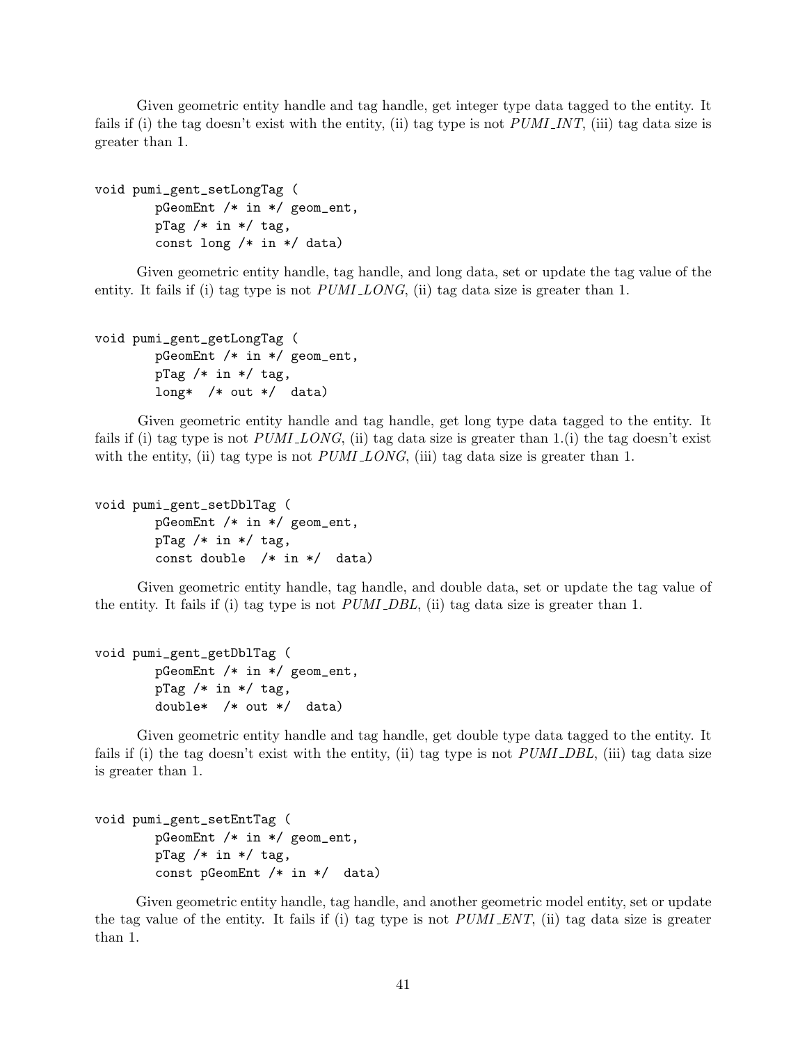Given geometric entity handle and tag handle, get integer type data tagged to the entity. It fails if (i) the tag doesn't exist with the entity, (ii) tag type is not *PUMI_INT*, (iii) tag data size is greater than 1.

```
void pumi_gent_setLongTag (
        pGeomEnt /* in */ geom_ent,
        pTag /* in */ tag,
        const long /* in */ data)
```

Given geometric entity handle, tag handle, and long data, set or update the tag value of the entity. It fails if (i) tag type is not *PUMI_LONG*, (ii) tag data size is greater than 1.

```
void pumi_gent_getLongTag (
        pGeomEnt /* in */ geom_ent,
        pTag /* in */ tag,
        long*  /* out */  data)
```

Given geometric entity handle and tag handle, get long type data tagged to the entity. It fails if (i) tag type is not *PUMI_LONG*, (ii) tag data size is greater than 1.(i) the tag doesn't exist with the entity, (ii) tag type is not *PUMI_LONG*, (iii) tag data size is greater than 1.

```
void pumi_gent_setDblTag (
        pGeomEnt /* in */ geom_ent,
        pTag /* in */ tag,
        const double  /* in */  data)
```

Given geometric entity handle, tag handle, and double data, set or update the tag value of the entity. It fails if (i) tag type is not *PUMI_DBL*, (ii) tag data size is greater than 1.

```
void pumi_gent_getDblTag (
        pGeomEnt /* in */ geom_ent,
        pTag /* in */ tag,
        double*  /* out */  data)
```

Given geometric entity handle and tag handle, get double type data tagged to the entity. It fails if (i) the tag doesn't exist with the entity, (ii) tag type is not *PUMI_DBL*, (iii) tag data size is greater than 1.

```
void pumi_gent_setEntTag (
        pGeomEnt /* in */ geom_ent,
        pTag /* in */ tag,
        const pGeomEnt /* in */  data)
```

Given geometric entity handle, tag handle, and another geometric model entity, set or update the tag value of the entity. It fails if (i) tag type is not *PUMI_ENT*, (ii) tag data size is greater than 1.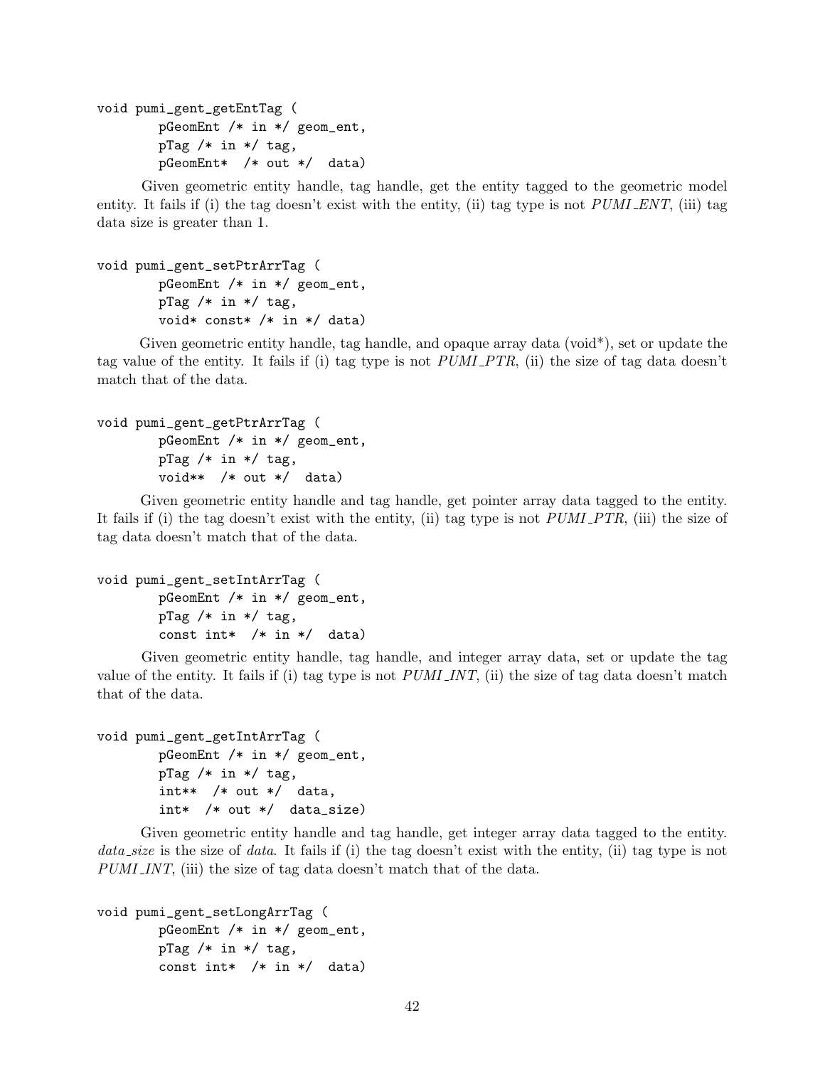```
void pumi_gent_getEntTag (
        pGeomEnt /* in */ geom_ent,
        pTag /* in */ tag,
        pGeomEnt*  /* out */  data)
```

Given geometric entity handle, tag handle, get the entity tagged to the geometric model entity. It fails if (i) the tag doesn't exist with the entity, (ii) tag type is not *PUMI_ENT*, (iii) tag data size is greater than 1.

```
void pumi_gent_setPtrArrTag (
        pGeomEnt /* in */ geom_ent,
        pTag /* in */ tag,
        void* const* /* in */ data)
```

Given geometric entity handle, tag handle, and opaque array data (void*), set or update the tag value of the entity. It fails if (i) tag type is not *PUMI_PTR*, (ii) the size of tag data doesn't match that of the data.

```
void pumi_gent_getPtrArrTag (
        pGeomEnt /* in */ geom_ent,
        pTag /* in */ tag,
        void**  /* out */  data)
```

Given geometric entity handle and tag handle, get pointer array data tagged to the entity. It fails if (i) the tag doesn't exist with the entity, (ii) tag type is not *PUMI_PTR*, (iii) the size of tag data doesn't match that of the data.

```
void pumi_gent_setIntArrTag (
        pGeomEnt /* in */ geom_ent,
        pTag /* in */ tag,
        const int*  /* in */  data)
```

Given geometric entity handle, tag handle, and integer array data, set or update the tag value of the entity. It fails if (i) tag type is not *PUMI_INT*, (ii) the size of tag data doesn't match that of the data.

```
void pumi_gent_getIntArrTag (
        pGeomEnt /* in */ geom_ent,
        pTag /* in */ tag,
        int**  /* out */  data,
        int*  /* out */  data_size)
```

Given geometric entity handle and tag handle, get integer array data tagged to the entity. *data_size* is the size of *data*. It fails if (i) the tag doesn't exist with the entity, (ii) tag type is not *PUMI_INT*, (iii) the size of tag data doesn't match that of the data.

```
void pumi_gent_setLongArrTag (
        pGeomEnt /* in */ geom_ent,
        pTag /* in */ tag,
        const int*  /* in */  data)
```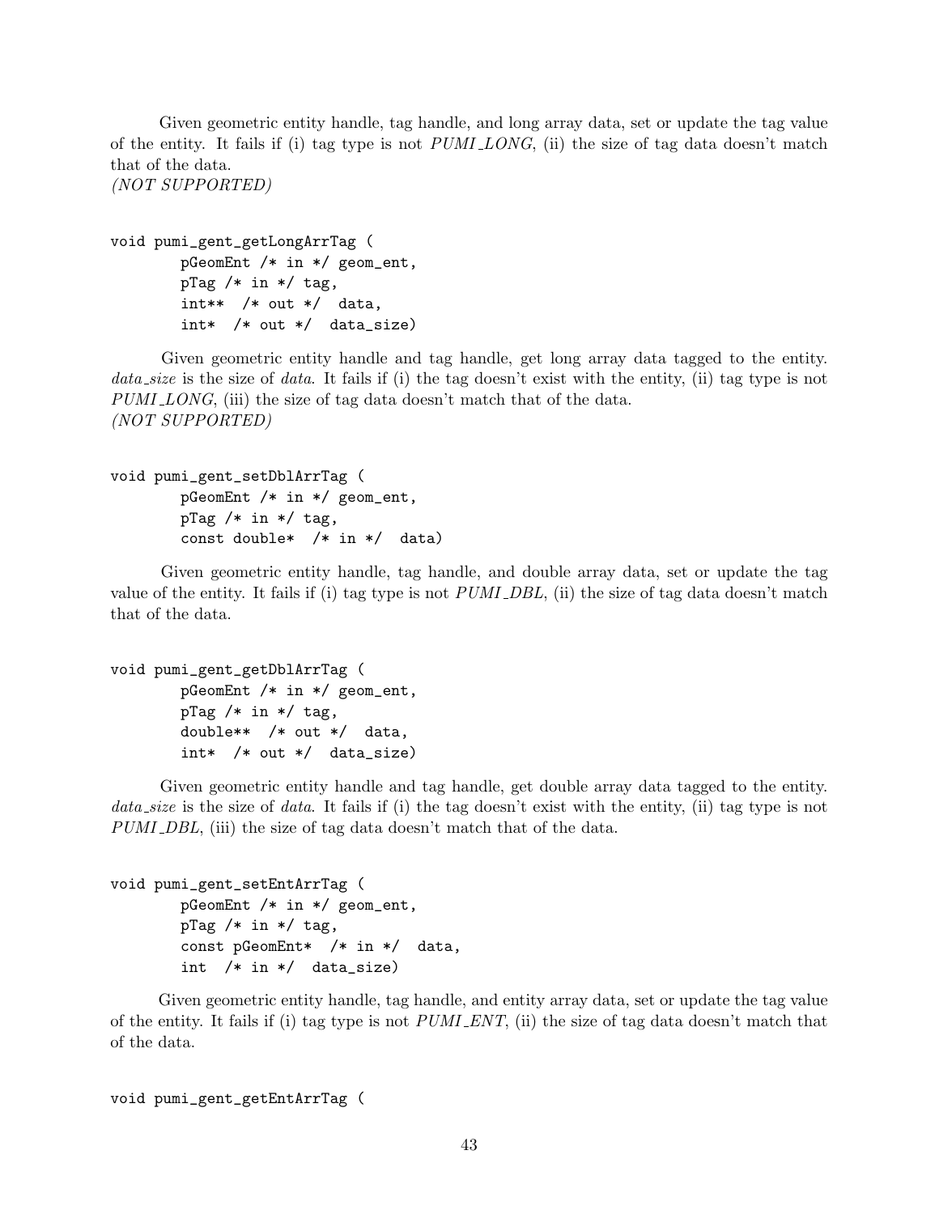Given geometric entity handle, tag handle, and long array data, set or update the tag value of the entity. It fails if (i) tag type is not *PUMI_LONG*, (ii) the size of tag data doesn't match that of the data.
*(NOT SUPPORTED)*

```
void pumi_gent_getLongArrTag (
        pGeomEnt /* in */ geom_ent,
        pTag /* in */ tag,
        int**  /* out */  data,
        int*  /* out */  data_size)
```

Given geometric entity handle and tag handle, get long array data tagged to the entity. *data_size* is the size of *data*. It fails if (i) the tag doesn't exist with the entity, (ii) tag type is not *PUMI_LONG*, (iii) the size of tag data doesn't match that of the data.
*(NOT SUPPORTED)*

```
void pumi_gent_setDblArrTag (
        pGeomEnt /* in */ geom_ent,
        pTag /* in */ tag,
        const double*  /* in */  data)
```

Given geometric entity handle, tag handle, and double array data, set or update the tag value of the entity. It fails if (i) tag type is not *PUMI_DBL*, (ii) the size of tag data doesn't match that of the data.

```
void pumi_gent_getDblArrTag (
        pGeomEnt /* in */ geom_ent,
        pTag /* in */ tag,
        double**  /* out */  data,
        int*  /* out */  data_size)
```

Given geometric entity handle and tag handle, get double array data tagged to the entity. *data_size* is the size of *data*. It fails if (i) the tag doesn't exist with the entity, (ii) tag type is not *PUMI_DBL*, (iii) the size of tag data doesn't match that of the data.

```
void pumi_gent_setEntArrTag (
        pGeomEnt /* in */ geom_ent,
        pTag /* in */ tag,
        const pGeomEnt*  /* in */  data,
        int  /* in */  data_size)
```

Given geometric entity handle, tag handle, and entity array data, set or update the tag value of the entity. It fails if (i) tag type is not *PUMI_ENT*, (ii) the size of tag data doesn't match that of the data.

```
void pumi_gent_getEntArrTag (
```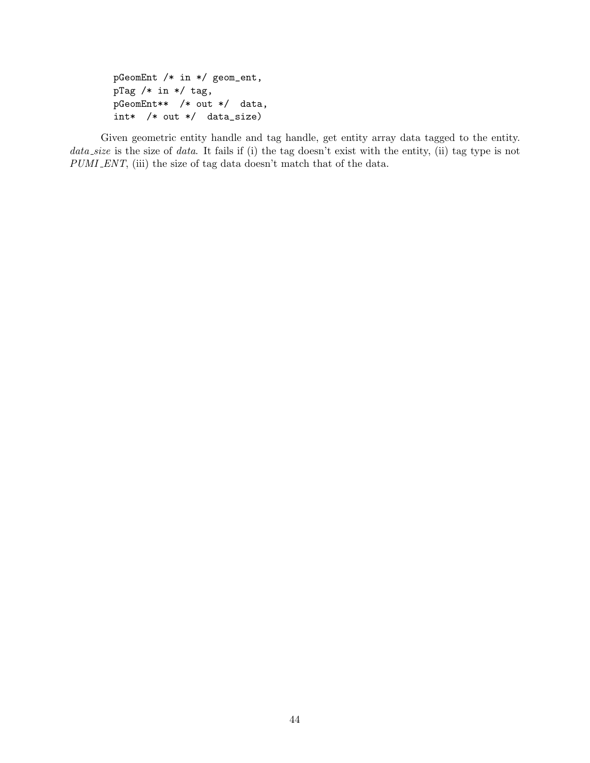```
pGeomEnt /* in */ geom_ent,
pTag /* in */ tag,
pGeomEnt**  /* out */  data,
int*  /* out */  data_size)
```

Given geometric entity handle and tag handle, get entity array data tagged to the entity. *data_size* is the size of *data*. It fails if (i) the tag doesn't exist with the entity, (ii) tag type is not *PUMI_ENT*, (iii) the size of tag data doesn't match that of the data.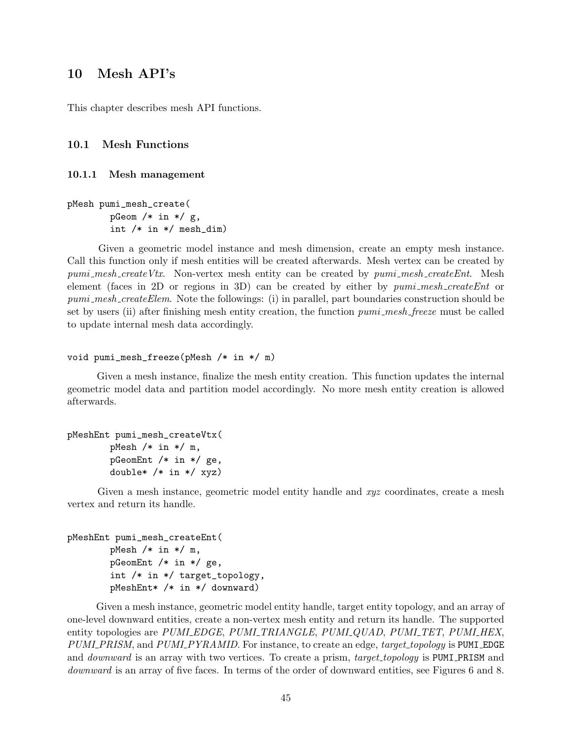# 10 Mesh API's

This chapter describes mesh API functions.

## 10.1 Mesh Functions

### 10.1.1 Mesh management

```
pMesh pumi_mesh_create(
        pGeom /* in */ g,
        int /* in */ mesh_dim)
```

Given a geometric model instance and mesh dimension, create an empty mesh instance. Call this function only if mesh entities will be created afterwards. Mesh vertex can be created by *pumi_mesh_createVtx*. Non-vertex mesh entity can be created by *pumi_mesh_createEnt*. Mesh element (faces in 2D or regions in 3D) can be created by either by *pumi_mesh_createEnt* or *pumi_mesh_createElem*. Note the followings: (i) in parallel, part boundaries construction should be set by users (ii) after finishing mesh entity creation, the function *pumi_mesh_freeze* must be called to update internal mesh data accordingly.

```
void pumi_mesh_freeze(pMesh /* in */ m)
```

Given a mesh instance, finalize the mesh entity creation. This function updates the internal geometric model data and partition model accordingly. No more mesh entity creation is allowed afterwards.

```
pMeshEnt pumi_mesh_createVtx(
        pMesh /* in */ m,
        pGeomEnt /* in */ ge,
        double* /* in */ xyz)
```

Given a mesh instance, geometric model entity handle and *xyz* coordinates, create a mesh vertex and return its handle.

```
pMeshEnt pumi_mesh_createEnt(
        pMesh /* in */ m,
        pGeomEnt /* in */ ge,
        int /* in */ target_topology,
        pMeshEnt* /* in */ downward)
```

Given a mesh instance, geometric model entity handle, target entity topology, and an array of one-level downward entities, create a non-vertex mesh entity and return its handle. The supported entity topologies are *PUMI_EDGE*, *PUMI_TRIANGLE*, *PUMI_QUAD*, *PUMI_TET*, *PUMI_HEX*, *PUMI_PRISM*, and *PUMI_PYRAMID*. For instance, to create an edge, *target_topology* is `PUMI_EDGE` and *downward* is an array with two vertices. To create a prism, *target_topology* is `PUMI_PRISM` and *downward* is an array of five faces. In terms of the order of downward entities, see Figures 6 and 8.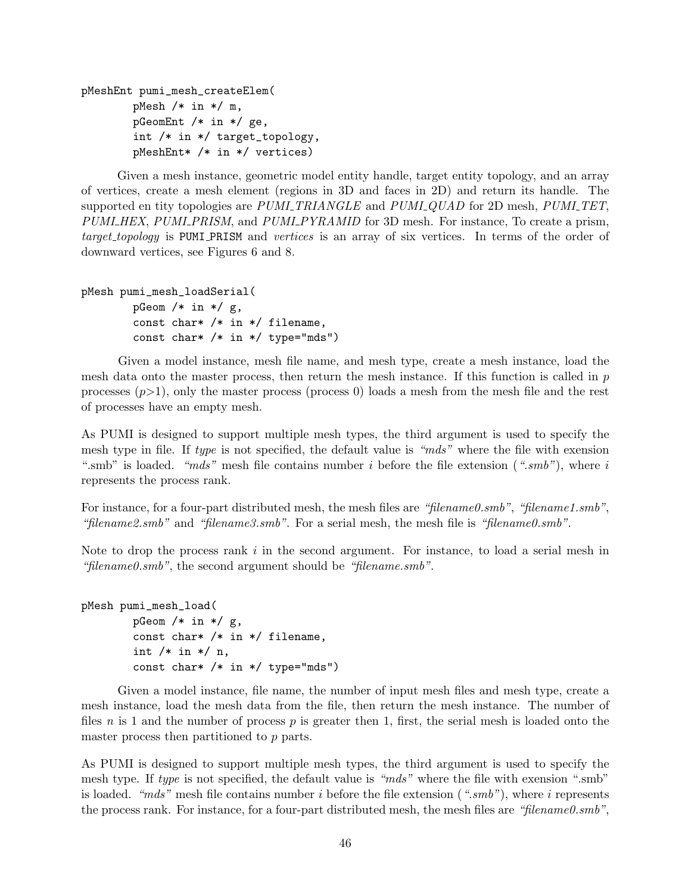```
pMeshEnt pumi_mesh_createElem(
        pMesh /* in */ m,
        pGeomEnt /* in */ ge,
        int /* in */ target_topology,
        pMeshEnt* /* in */ vertices)
```

Given a mesh instance, geometric model entity handle, target entity topology, and an array of vertices, create a mesh element (regions in 3D and faces in 2D) and return its handle. The supported en tity topologies are *PUMI_TRIANGLE* and *PUMI_QUAD* for 2D mesh, *PUMI_TET*, *PUMI_HEX*, *PUMI_PRISM*, and *PUMI_PYRAMID* for 3D mesh. For instance, To create a prism, *target_topology* is `PUMI_PRISM` and *vertices* is an array of six vertices. In terms of the order of downward vertices, see Figures 6 and 8.

```
pMesh pumi_mesh_loadSerial(
        pGeom /* in */ g,
        const char* /* in */ filename,
        const char* /* in */ type="mds")
```

Given a model instance, mesh file name, and mesh type, create a mesh instance, load the mesh data onto the master process, then return the mesh instance. If this function is called in $p$ processes ($p$>1), only the master process (process 0) loads a mesh from the mesh file and the rest of processes have an empty mesh.

As PUMI is designed to support multiple mesh types, the third argument is used to specify the mesh type in file. If *type* is not specified, the default value is *"mds"* where the file with exension ".smb" is loaded. *"mds"* mesh file contains number $i$ before the file extension (*".smb"*), where $i$ represents the process rank.

For instance, for a four-part distributed mesh, the mesh files are *"filename0.smb"*, *"filename1.smb"*, *"filename2.smb"* and *"filename3.smb"*. For a serial mesh, the mesh file is *"filename0.smb"*.

Note to drop the process rank $i$ in the second argument. For instance, to load a serial mesh in *"filename0.smb"*, the second argument should be *"filename.smb"*.

```
pMesh pumi_mesh_load(
        pGeom /* in */ g,
        const char* /* in */ filename,
        int /* in */ n,
        const char* /* in */ type="mds")
```

Given a model instance, file name, the number of input mesh files and mesh type, create a mesh instance, load the mesh data from the file, then return the mesh instance. The number of files $n$ is 1 and the number of process $p$ is greater then 1, first, the serial mesh is loaded onto the master process then partitioned to $p$ parts.

As PUMI is designed to support multiple mesh types, the third argument is used to specify the mesh type. If *type* is not specified, the default value is *"mds"* where the file with exension ".smb" is loaded. *"mds"* mesh file contains number $i$ before the file extension (*".smb"*), where $i$ represents the process rank. For instance, for a four-part distributed mesh, the mesh files are *"filename0.smb"*,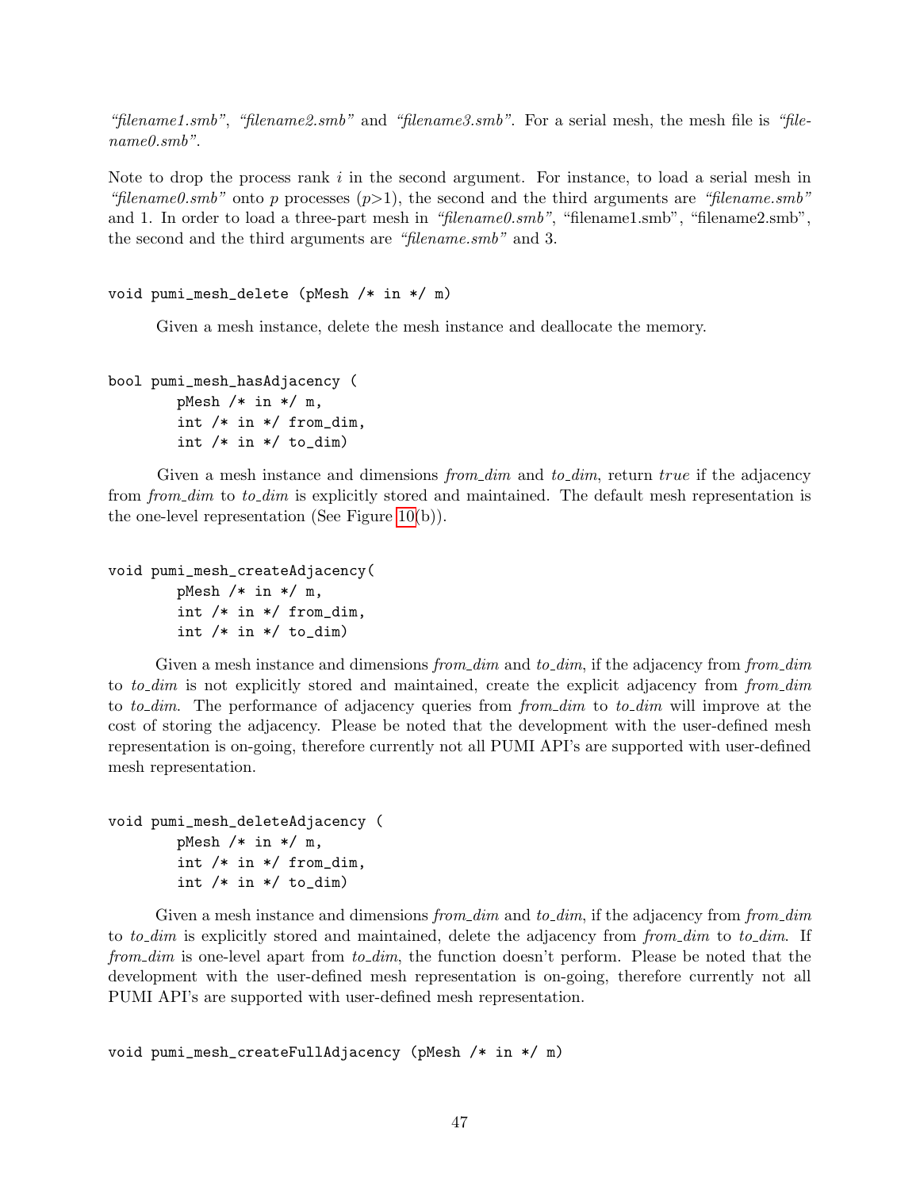*"filename1.smb"*, *"filename2.smb"* and *"filename3.smb"*. For a serial mesh, the mesh file is *"filename0.smb"*.

Note to drop the process rank $i$ in the second argument. For instance, to load a serial mesh in *"filename0.smb"* onto $p$ processes ($p$>1), the second and the third arguments are *"filename.smb"* and 1. In order to load a three-part mesh in *"filename0.smb"*, "filename1.smb", "filename2.smb", the second and the third arguments are *"filename.smb"* and 3.

```
void pumi_mesh_delete (pMesh /* in */ m)
```

Given a mesh instance, delete the mesh instance and deallocate the memory.

```
bool pumi_mesh_hasAdjacency (
        pMesh /* in */ m,
        int /* in */ from_dim,
        int /* in */ to_dim)
```

Given a mesh instance and dimensions *from_dim* and *to_dim*, return *true* if the adjacency from *from_dim* to *to_dim* is explicitly stored and maintained. The default mesh representation is the one-level representation (See Figure 10(b)).

```
void pumi_mesh_createAdjacency(
        pMesh /* in */ m,
        int /* in */ from_dim,
        int /* in */ to_dim)
```

Given a mesh instance and dimensions *from_dim* and *to_dim*, if the adjacency from *from_dim* to *to_dim* is not explicitly stored and maintained, create the explicit adjacency from *from_dim* to *to_dim*. The performance of adjacency queries from *from_dim* to *to_dim* will improve at the cost of storing the adjacency. Please be noted that the development with the user-defined mesh representation is on-going, therefore currently not all PUMI API's are supported with user-defined mesh representation.

```
void pumi_mesh_deleteAdjacency (
        pMesh /* in */ m,
        int /* in */ from_dim,
        int /* in */ to_dim)
```

Given a mesh instance and dimensions *from_dim* and *to_dim*, if the adjacency from *from_dim* to *to_dim* is explicitly stored and maintained, delete the adjacency from *from_dim* to *to_dim*. If *from_dim* is one-level apart from *to_dim*, the function doesn't perform. Please be noted that the development with the user-defined mesh representation is on-going, therefore currently not all PUMI API's are supported with user-defined mesh representation.

```
void pumi_mesh_createFullAdjacency (pMesh /* in */ m)
```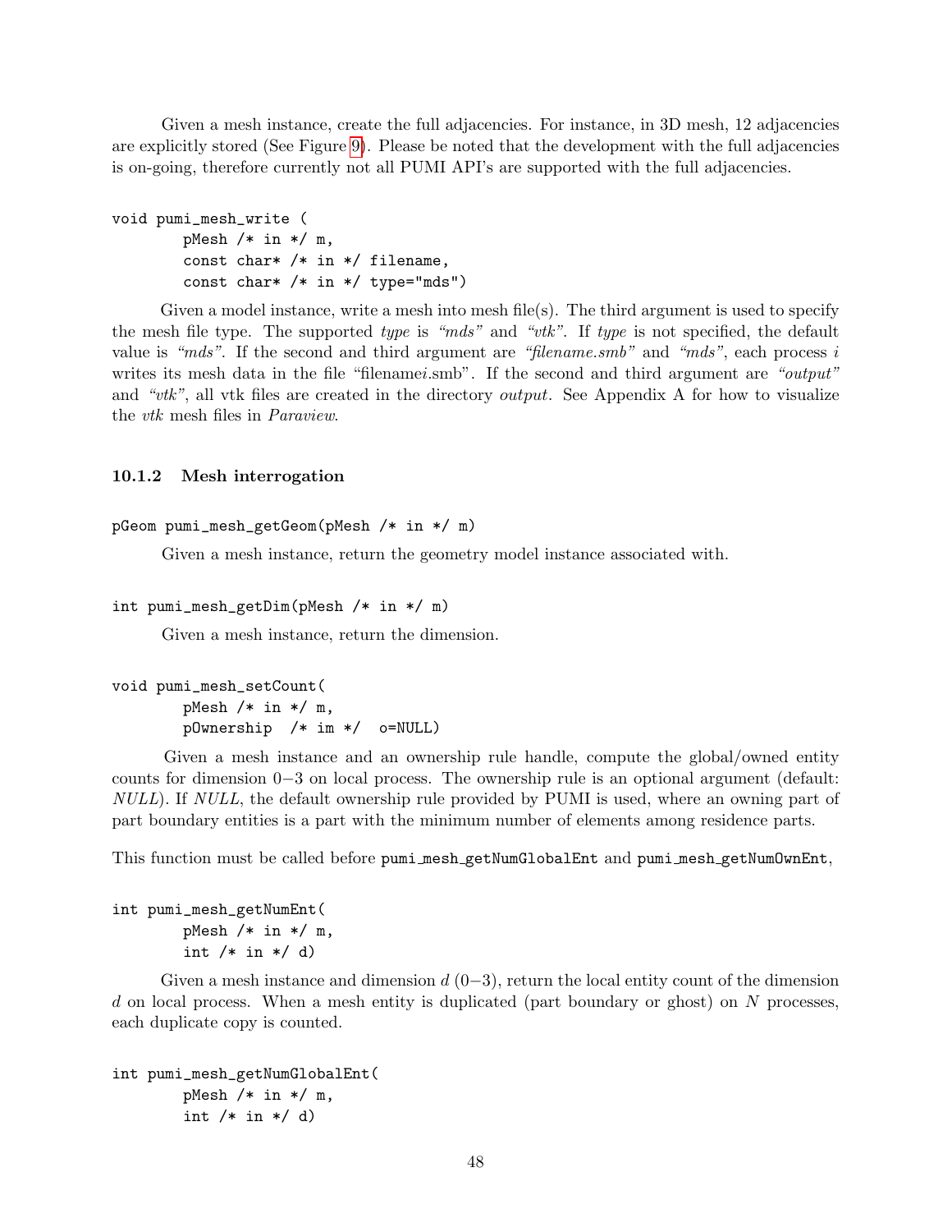Given a mesh instance, create the full adjacencies. For instance, in 3D mesh, 12 adjacencies are explicitly stored (See Figure 9). Please be noted that the development with the full adjacencies is on-going, therefore currently not all PUMI API's are supported with the full adjacencies.

```
void pumi_mesh_write (
        pMesh /* in */ m,
        const char* /* in */ filename,
        const char* /* in */ type="mds")
```

Given a model instance, write a mesh into mesh file(s). The third argument is used to specify the mesh file type. The supported *type* is *"mds"* and *"vtk"*. If *type* is not specified, the default value is *"mds"*. If the second and third argument are *"filename.smb"* and *"mds"*, each process $i$ writes its mesh data in the file "filename*i*.smb". If the second and third argument are *"output"* and *"vtk"*, all vtk files are created in the directory *output*. See Appendix A for how to visualize the *vtk* mesh files in *Paraview*.

### 10.1.2 Mesh interrogation

```
pGeom pumi_mesh_getGeom(pMesh /* in */ m)
```

Given a mesh instance, return the geometry model instance associated with.

```
int pumi_mesh_getDim(pMesh /* in */ m)
```

Given a mesh instance, return the dimension.

```
void pumi_mesh_setCount(
        pMesh /* in */ m,
        pOwnership  /* im */  o=NULL)
```

Given a mesh instance and an ownership rule handle, compute the global/owned entity counts for dimension $0-3$ on local process. The ownership rule is an optional argument (default: *NULL*). If *NULL*, the default ownership rule provided by PUMI is used, where an owning part of part boundary entities is a part with the minimum number of elements among residence parts.

This function must be called before `pumi_mesh_getNumGlobalEnt` and `pumi_mesh_getNumOwnEnt`,

```
int pumi_mesh_getNumEnt(
        pMesh /* in */ m,
        int /* in */ d)
```

Given a mesh instance and dimension $d$ $(0-3)$, return the local entity count of the dimension $d$ on local process. When a mesh entity is duplicated (part boundary or ghost) on $N$ processes, each duplicate copy is counted.

```
int pumi_mesh_getNumGlobalEnt(
        pMesh /* in */ m,
        int /* in */ d)
```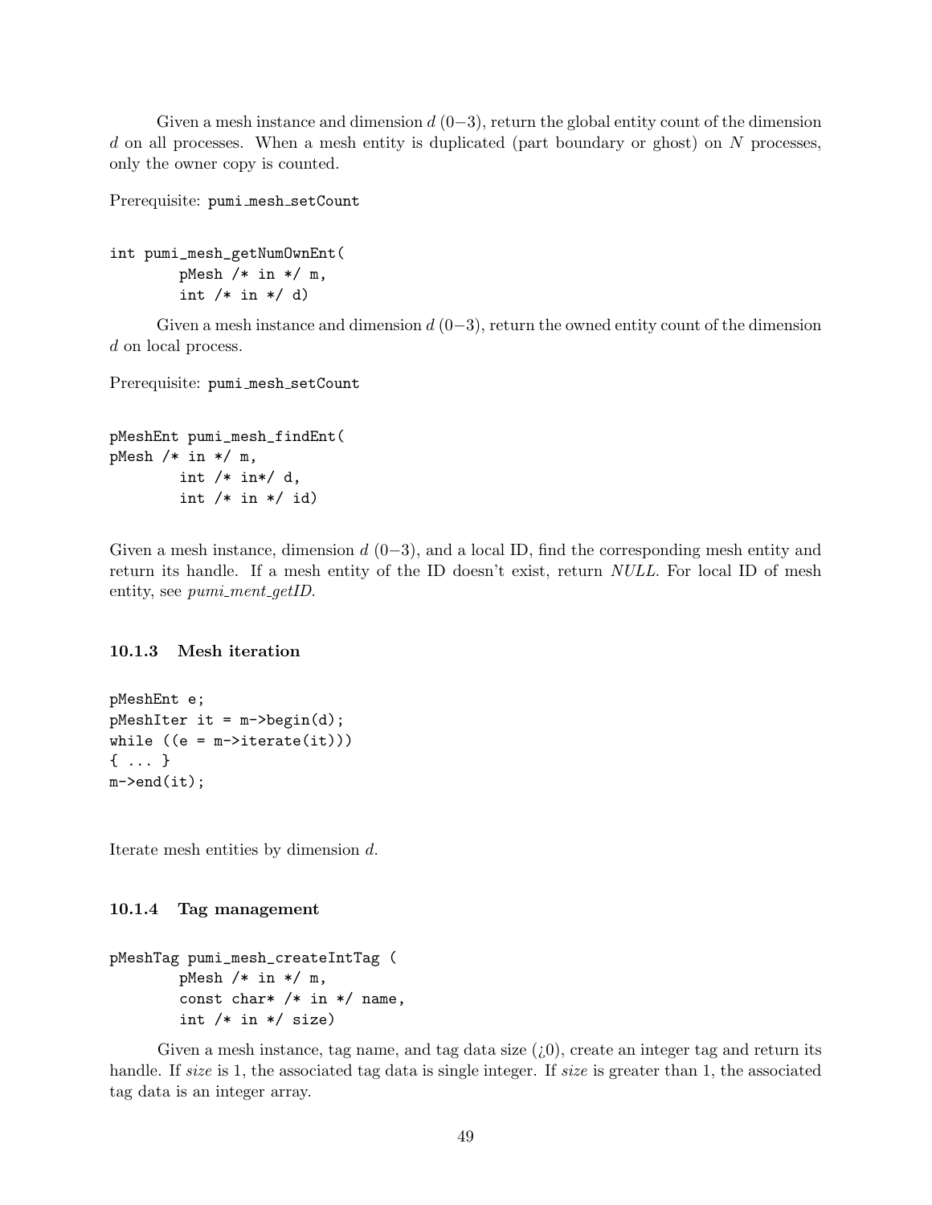Given a mesh instance and dimension $d$ (0−3), return the global entity count of the dimension $d$ on all processes. When a mesh entity is duplicated (part boundary or ghost) on $N$ processes, only the owner copy is counted.

Prerequisite: `pumi_mesh_setCount`

```
int pumi_mesh_getNumOwnEnt(
        pMesh /* in */ m,
        int /* in */ d)
```

Given a mesh instance and dimension $d$ (0−3), return the owned entity count of the dimension $d$ on local process.

Prerequisite: `pumi_mesh_setCount`

```
pMeshEnt pumi_mesh_findEnt(
pMesh /* in */ m,
        int /* in*/ d,
        int /* in */ id)
```

Given a mesh instance, dimension $d$ (0−3), and a local ID, find the corresponding mesh entity and return its handle. If a mesh entity of the ID doesn't exist, return *NULL*. For local ID of mesh entity, see *pumi_ment_getID*.

### 10.1.3 Mesh iteration

```
pMeshEnt e;
pMeshIter it = m->begin(d);
while ((e = m->iterate(it)))
{ ... }
m->end(it);
```

Iterate mesh entities by dimension $d$.

### 10.1.4 Tag management

```
pMeshTag pumi_mesh_createIntTag (
        pMesh /* in */ m,
        const char* /* in */ name,
        int /* in */ size)
```

Given a mesh instance, tag name, and tag data size (¿0), create an integer tag and return its handle. If *size* is 1, the associated tag data is single integer. If *size* is greater than 1, the associated tag data is an integer array.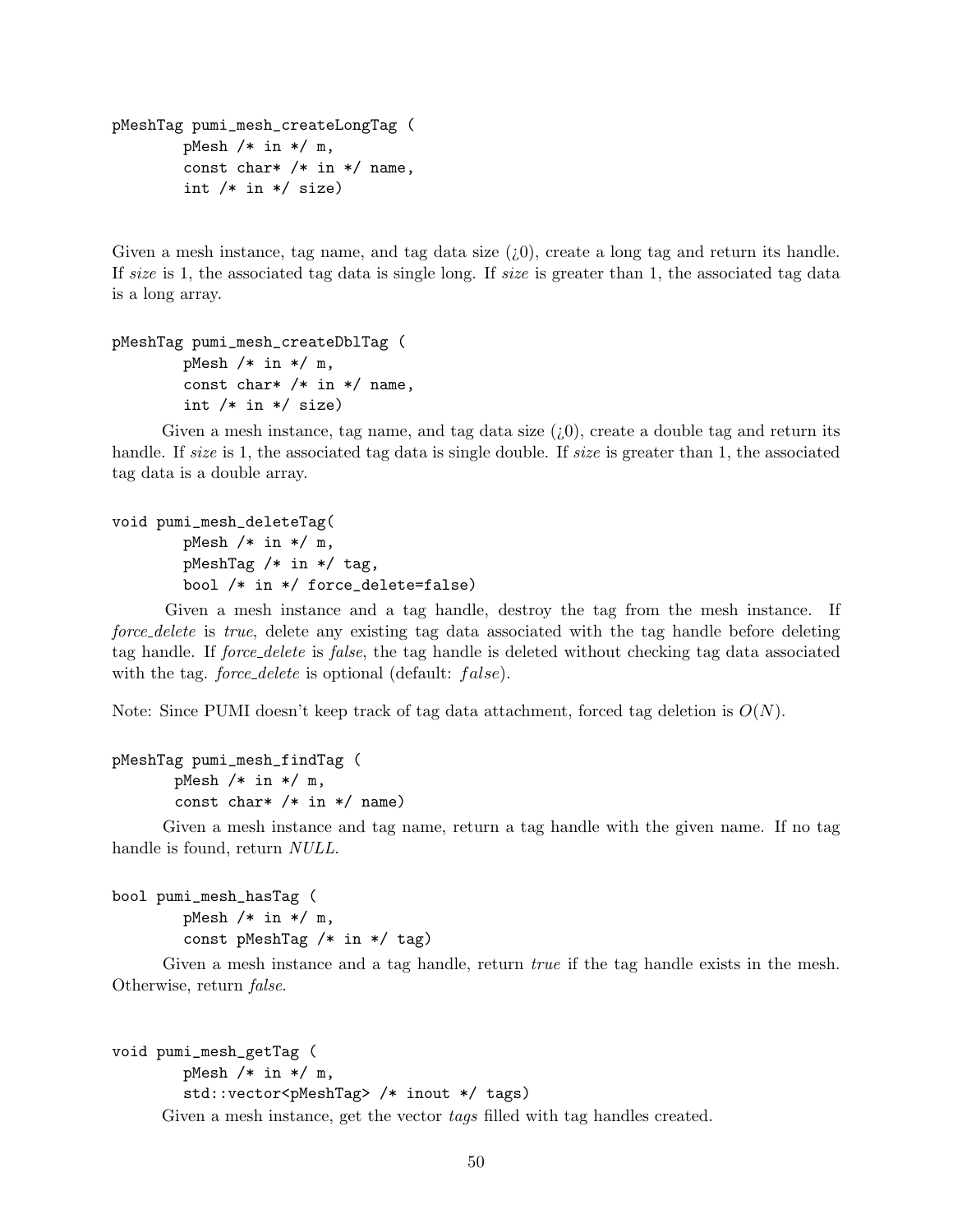```
pMeshTag pumi_mesh_createLongTag (
        pMesh /* in */ m,
        const char* /* in */ name,
        int /* in */ size)
```

Given a mesh instance, tag name, and tag data size (¿0), create a long tag and return its handle. If *size* is 1, the associated tag data is single long. If *size* is greater than 1, the associated tag data is a long array.

```
pMeshTag pumi_mesh_createDblTag (
        pMesh /* in */ m,
        const char* /* in */ name,
        int /* in */ size)
```

Given a mesh instance, tag name, and tag data size (¿0), create a double tag and return its handle. If *size* is 1, the associated tag data is single double. If *size* is greater than 1, the associated tag data is a double array.

```
void pumi_mesh_deleteTag(
        pMesh /* in */ m,
        pMeshTag /* in */ tag,
        bool /* in */ force_delete=false)
```

Given a mesh instance and a tag handle, destroy the tag from the mesh instance. If *force_delete* is *true*, delete any existing tag data associated with the tag handle before deleting tag handle. If *force_delete* is *false*, the tag handle is deleted without checking tag data associated with the tag. *force_delete* is optional (default: $false$).

Note: Since PUMI doesn't keep track of tag data attachment, forced tag deletion is $O(N)$.

```
pMeshTag pumi_mesh_findTag (
       pMesh /* in */ m,
       const char* /* in */ name)
```

Given a mesh instance and tag name, return a tag handle with the given name. If no tag handle is found, return *NULL*.

```
bool pumi_mesh_hasTag (
        pMesh /* in */ m,
        const pMeshTag /* in */ tag)
```

Given a mesh instance and a tag handle, return *true* if the tag handle exists in the mesh. Otherwise, return *false*.

```
void pumi_mesh_getTag (
        pMesh /* in */ m,
        std::vector<pMeshTag> /* inout */ tags)
```

Given a mesh instance, get the vector *tags* filled with tag handles created.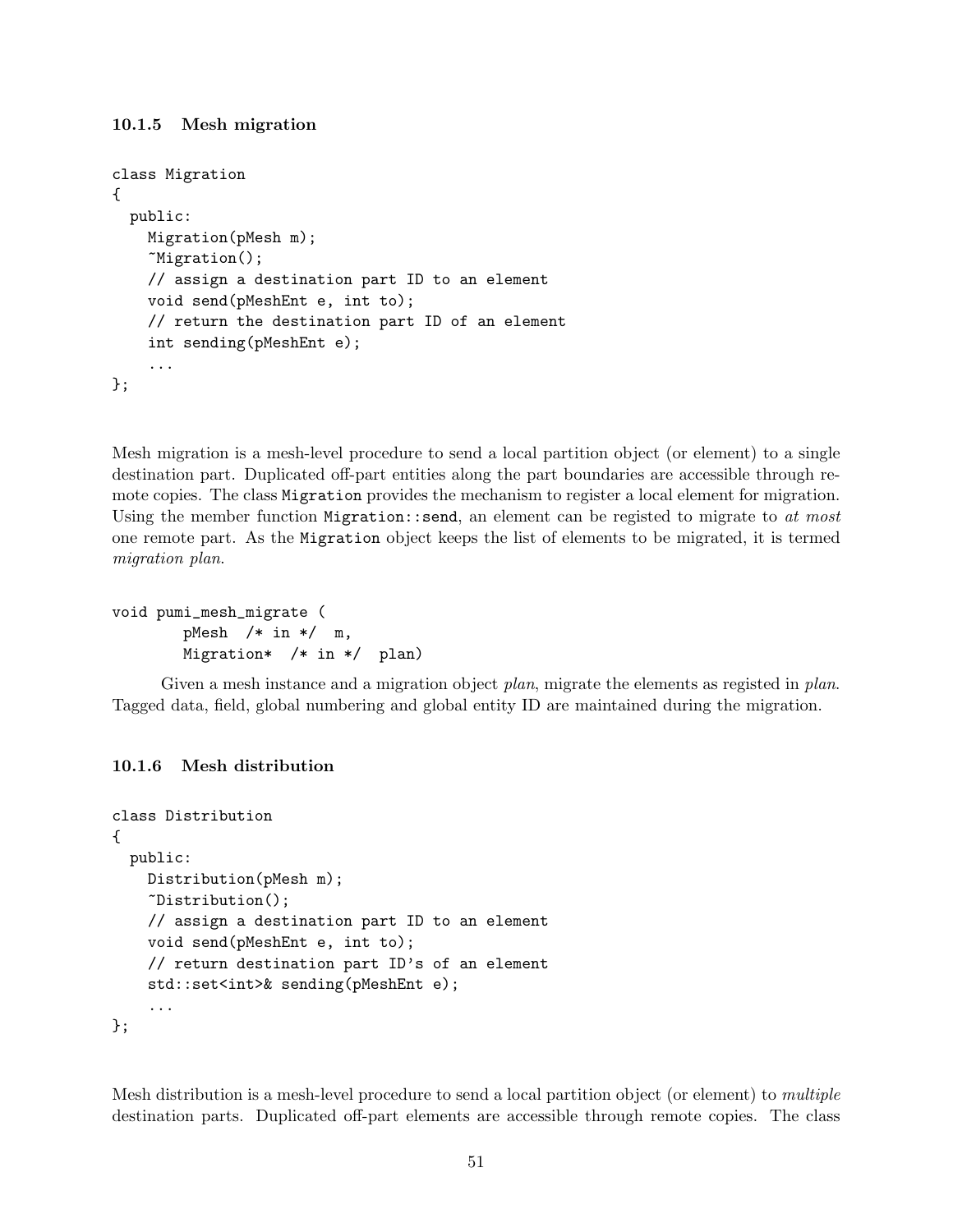### 10.1.5 Mesh migration

```
class Migration
{
  public:
    Migration(pMesh m);
    ~Migration();
    // assign a destination part ID to an element
    void send(pMeshEnt e, int to);
    // return the destination part ID of an element
    int sending(pMeshEnt e);
    ...
};
```

Mesh migration is a mesh-level procedure to send a local partition object (or element) to a single destination part. Duplicated off-part entities along the part boundaries are accessible through remote copies. The class `Migration` provides the mechanism to register a local element for migration. Using the member function `Migration::send`, an element can be registed to migrate to *at most* one remote part. As the `Migration` object keeps the list of elements to be migrated, it is termed *migration plan*.

```
void pumi_mesh_migrate (
        pMesh  /* in */  m,
        Migration*  /* in */  plan)
```

Given a mesh instance and a migration object *plan*, migrate the elements as registed in *plan*. Tagged data, field, global numbering and global entity ID are maintained during the migration.

### 10.1.6 Mesh distribution

```
class Distribution
{
  public:
    Distribution(pMesh m);
    ~Distribution();
    // assign a destination part ID to an element
    void send(pMeshEnt e, int to);
    // return destination part ID's of an element
    std::set<int>& sending(pMeshEnt e);
    ...
};
```

Mesh distribution is a mesh-level procedure to send a local partition object (or element) to *multiple* destination parts. Duplicated off-part elements are accessible through remote copies. The class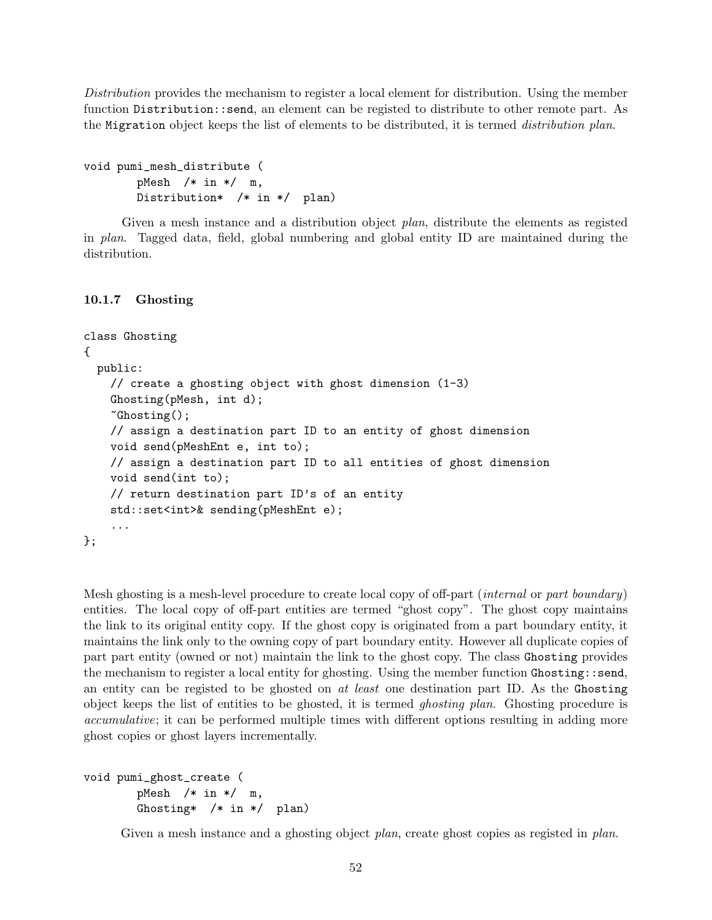*Distribution* provides the mechanism to register a local element for distribution. Using the member function `Distribution::send`, an element can be registed to distribute to other remote part. As the `Migration` object keeps the list of elements to be distributed, it is termed *distribution plan*.

```
void pumi_mesh_distribute (
        pMesh  /* in */  m,
        Distribution*  /* in */  plan)
```

Given a mesh instance and a distribution object *plan*, distribute the elements as registed in *plan*. Tagged data, field, global numbering and global entity ID are maintained during the distribution.

#### 10.1.7 Ghosting

```
class Ghosting
{
  public:
    // create a ghosting object with ghost dimension (1-3)
    Ghosting(pMesh, int d);
    ~Ghosting();
    // assign a destination part ID to an entity of ghost dimension
    void send(pMeshEnt e, int to);
    // assign a destination part ID to all entities of ghost dimension
    void send(int to);
    // return destination part ID's of an entity
    std::set<int>& sending(pMeshEnt e);
    ...
};
```

Mesh ghosting is a mesh-level procedure to create local copy of off-part (*internal* or *part boundary*) entities. The local copy of off-part entities are termed "ghost copy". The ghost copy maintains the link to its original entity copy. If the ghost copy is originated from a part boundary entity, it maintains the link only to the owning copy of part boundary entity. However all duplicate copies of part part entity (owned or not) maintain the link to the ghost copy. The class `Ghosting` provides the mechanism to register a local entity for ghosting. Using the member function `Ghosting::send`, an entity can be registed to be ghosted on *at least* one destination part ID. As the `Ghosting` object keeps the list of entities to be ghosted, it is termed *ghosting plan*. Ghosting procedure is *accumulative*; it can be performed multiple times with different options resulting in adding more ghost copies or ghost layers incrementally.

```
void pumi_ghost_create (
        pMesh  /* in */  m,
        Ghosting*  /* in */  plan)
```

Given a mesh instance and a ghosting object *plan*, create ghost copies as registed in *plan*.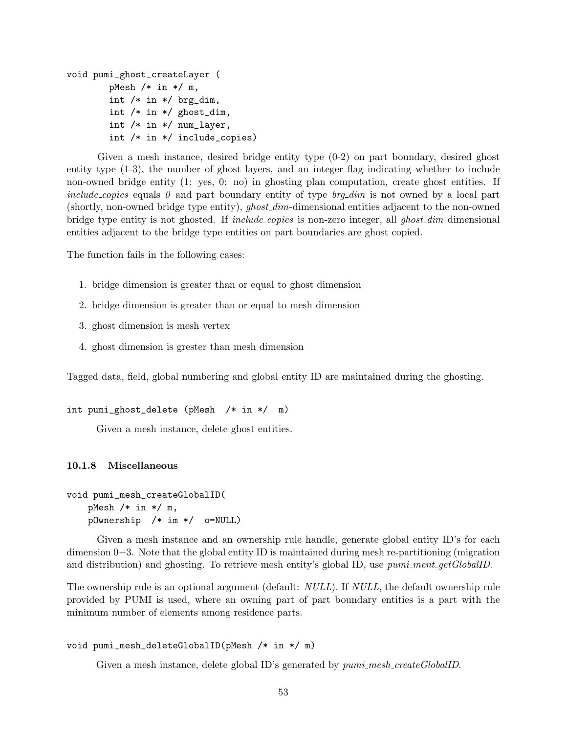```
void pumi_ghost_createLayer (
        pMesh /* in */ m,
        int /* in */ brg_dim,
        int /* in */ ghost_dim,
        int /* in */ num_layer,
        int /* in */ include_copies)
```

Given a mesh instance, desired bridge entity type (0-2) on part boundary, desired ghost entity type (1-3), the number of ghost layers, and an integer flag indicating whether to include non-owned bridge entity (1: yes, 0: no) in ghosting plan computation, create ghost entities. If *include_copies* equals *0* and part boundary entity of type *brg_dim* is not owned by a local part (shortly, non-owned bridge type entity), *ghost_dim*-dimensional entities adjacent to the non-owned bridge type entity is not ghosted. If *include_copies* is non-zero integer, all *ghost_dim* dimensional entities adjacent to the bridge type entities on part boundaries are ghost copied.

The function fails in the following cases:

1. bridge dimension is greater than or equal to ghost dimension
2. bridge dimension is greater than or equal to mesh dimension
3. ghost dimension is mesh vertex
4. ghost dimension is grester than mesh dimension

Tagged data, field, global numbering and global entity ID are maintained during the ghosting.

```
int pumi_ghost_delete (pMesh  /* in */  m)
```

Given a mesh instance, delete ghost entities.

### 10.1.8 Miscellaneous

```
void pumi_mesh_createGlobalID(
    pMesh /* in */ m,
    pOwnership  /* im */  o=NULL)
```

Given a mesh instance and an ownership rule handle, generate global entity ID's for each dimension $0-3$. Note that the global entity ID is maintained during mesh re-partitioning (migration and distribution) and ghosting. To retrieve mesh entity's global ID, use *pumi_ment_getGlobalID*.

The ownership rule is an optional argument (default: *NULL*). If *NULL*, the default ownership rule provided by PUMI is used, where an owning part of part boundary entities is a part with the minimum number of elements among residence parts.

```
void pumi_mesh_deleteGlobalID(pMesh /* in */ m)
```

Given a mesh instance, delete global ID's generated by *pumi_mesh_createGlobalID*.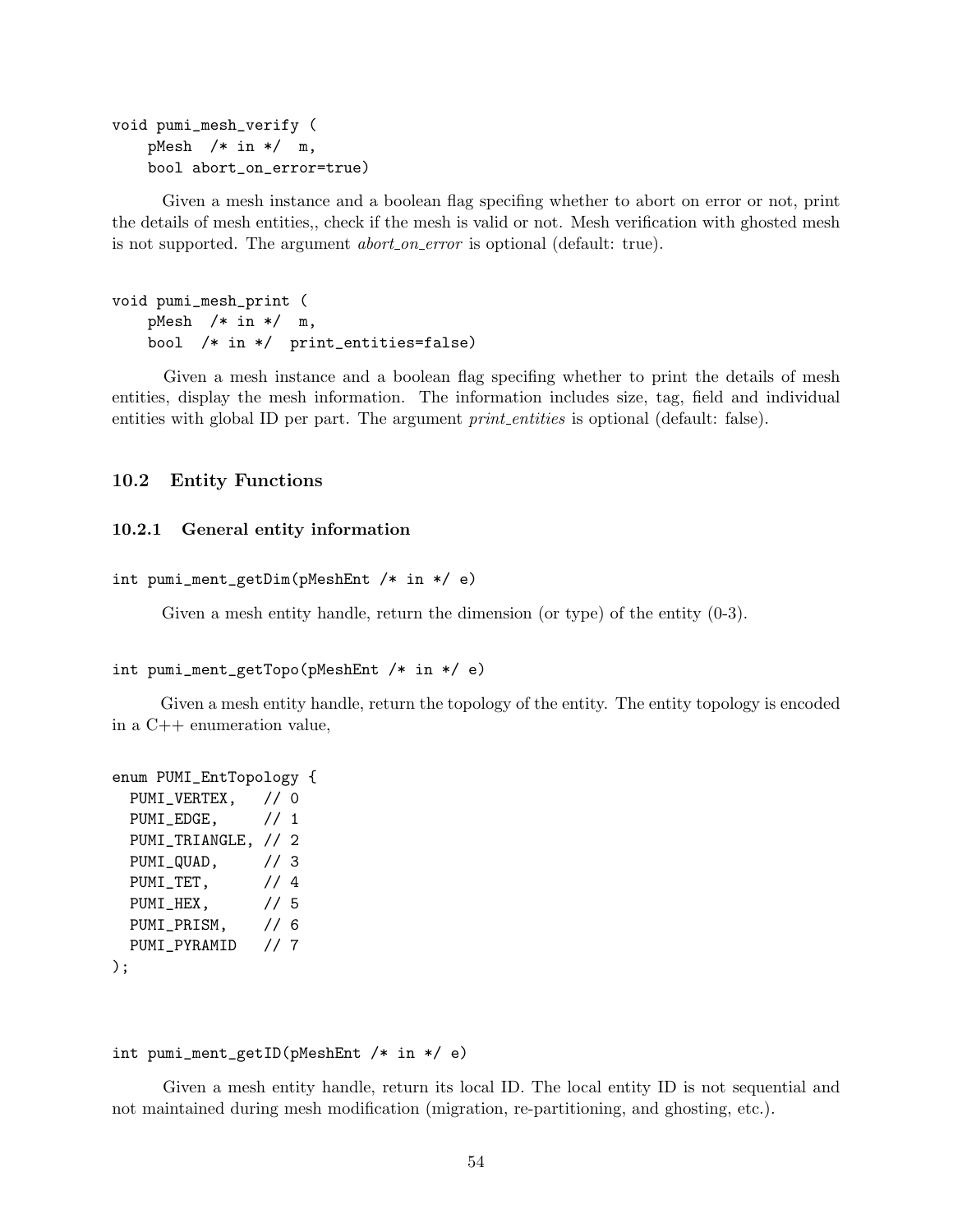```
void pumi_mesh_verify (
    pMesh  /* in */  m,
    bool abort_on_error=true)
```

Given a mesh instance and a boolean flag specifing whether to abort on error or not, print the details of mesh entities,, check if the mesh is valid or not. Mesh verification with ghosted mesh is not supported. The argument *abort_on_error* is optional (default: true).

```
void pumi_mesh_print (
    pMesh  /* in */  m,
    bool  /* in */  print_entities=false)
```

Given a mesh instance and a boolean flag specifing whether to print the details of mesh entities, display the mesh information. The information includes size, tag, field and individual entities with global ID per part. The argument *print_entities* is optional (default: false).

## 10.2 Entity Functions

### 10.2.1 General entity information

```
int pumi_ment_getDim(pMeshEnt /* in */ e)
```

Given a mesh entity handle, return the dimension (or type) of the entity (0-3).

```
int pumi_ment_getTopo(pMeshEnt /* in */ e)
```

Given a mesh entity handle, return the topology of the entity. The entity topology is encoded in a C++ enumeration value,

```
enum PUMI_EntTopology {
  PUMI_VERTEX,   // 0
  PUMI_EDGE,     // 1
  PUMI_TRIANGLE, // 2
  PUMI_QUAD,     // 3
  PUMI_TET,      // 4
  PUMI_HEX,      // 5
  PUMI_PRISM,    // 6
  PUMI_PYRAMID   // 7
);
```

```
int pumi_ment_getID(pMeshEnt /* in */ e)
```

Given a mesh entity handle, return its local ID. The local entity ID is not sequential and not maintained during mesh modification (migration, re-partitioning, and ghosting, etc.).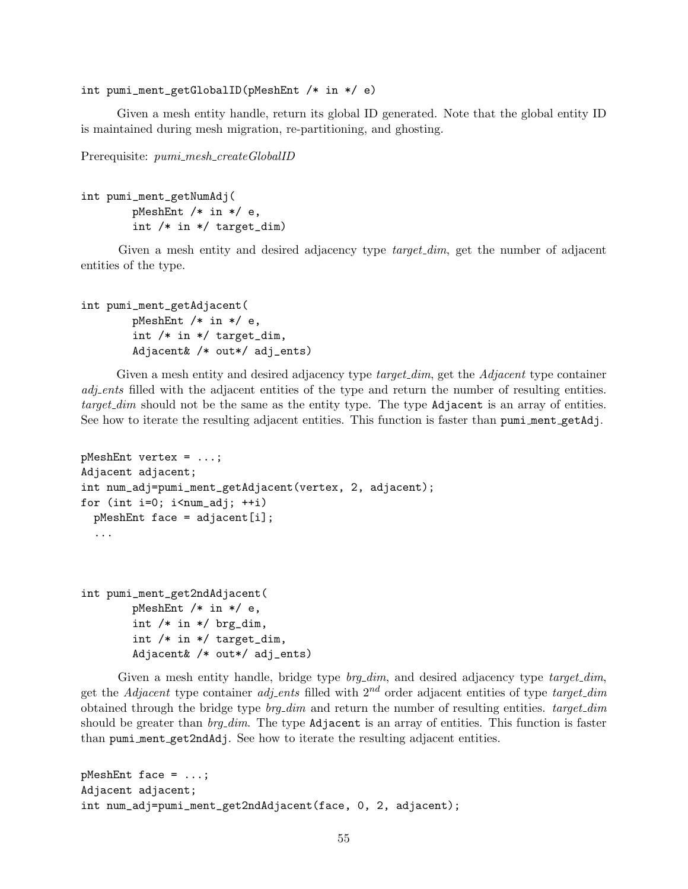```
int pumi_ment_getGlobalID(pMeshEnt /* in */ e)
```

Given a mesh entity handle, return its global ID generated. Note that the global entity ID is maintained during mesh migration, re-partitioning, and ghosting.

Prerequisite: *pumi_mesh_createGlobalID*

```
int pumi_ment_getNumAdj(
        pMeshEnt /* in */ e,
        int /* in */ target_dim)
```

Given a mesh entity and desired adjacency type *target_dim*, get the number of adjacent entities of the type.

```
int pumi_ment_getAdjacent(
        pMeshEnt /* in */ e,
        int /* in */ target_dim,
        Adjacent& /* out*/ adj_ents)
```

Given a mesh entity and desired adjacency type *target_dim*, get the *Adjacent* type container *adj_ents* filled with the adjacent entities of the type and return the number of resulting entities. *target_dim* should not be the same as the entity type. The type `Adjacent` is an array of entities. See how to iterate the resulting adjacent entities. This function is faster than `pumi_ment_getAdj`.

```
pMeshEnt vertex = ...;
Adjacent adjacent;
int num_adj=pumi_ment_getAdjacent(vertex, 2, adjacent);
for (int i=0; i<num_adj; ++i)
  pMeshEnt face = adjacent[i];
  ...
```

```
int pumi_ment_get2ndAdjacent(
        pMeshEnt /* in */ e,
        int /* in */ brg_dim,
        int /* in */ target_dim,
        Adjacent& /* out*/ adj_ents)
```

Given a mesh entity handle, bridge type *brg_dim*, and desired adjacency type *target_dim*, get the *Adjacent* type container *adj_ents* filled with $2^{nd}$ order adjacent entities of type *target_dim* obtained through the bridge type *brg_dim* and return the number of resulting entities. *target_dim* should be greater than *brg_dim*. The type `Adjacent` is an array of entities. This function is faster than `pumi_ment_get2ndAdj`. See how to iterate the resulting adjacent entities.

```
pMeshEnt face = ...;
Adjacent adjacent;
int num_adj=pumi_ment_get2ndAdjacent(face, 0, 2, adjacent);
```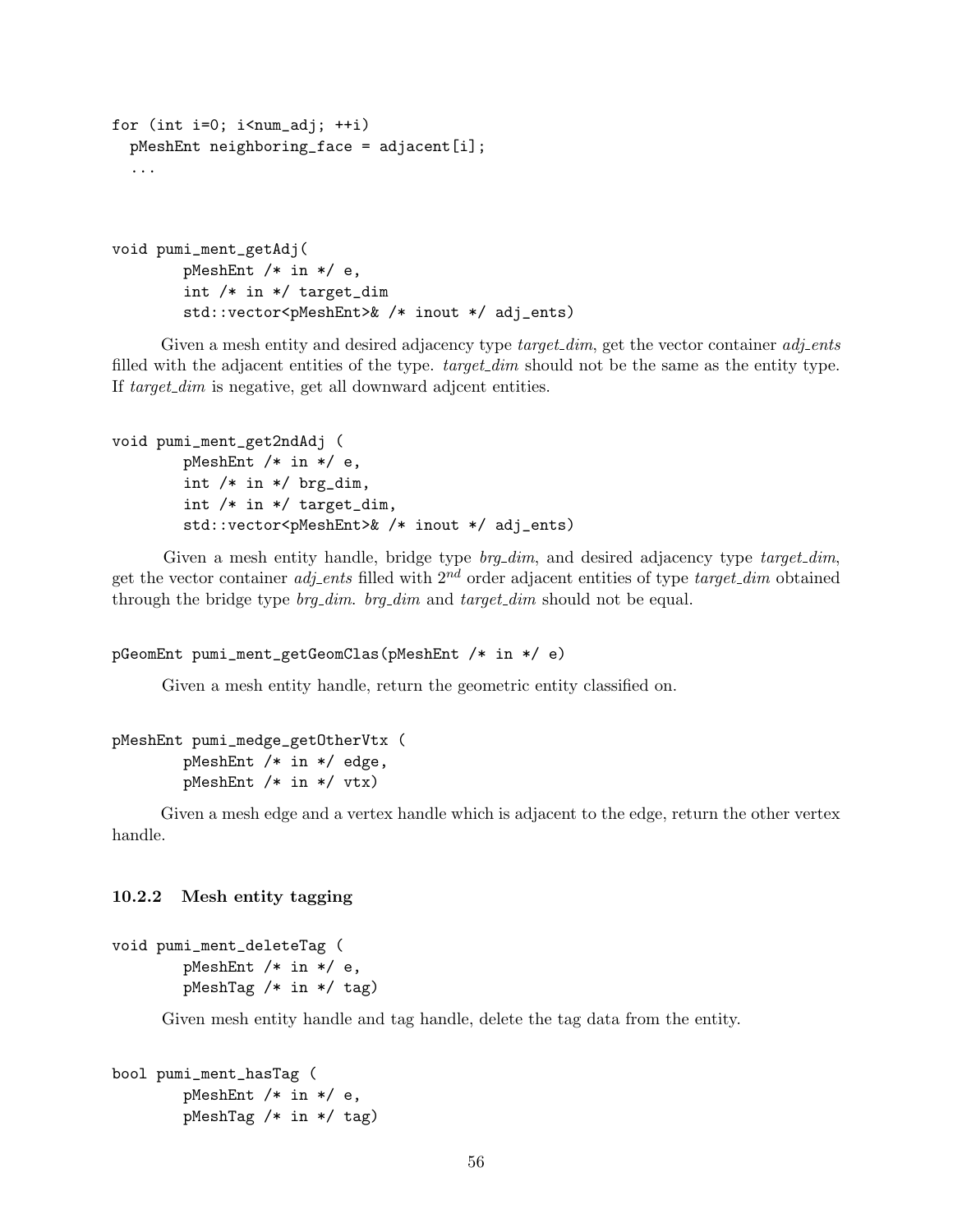```
for (int i=0; i<num_adj; ++i)
  pMeshEnt neighboring_face = adjacent[i];
  ...
```

```
void pumi_ment_getAdj(
        pMeshEnt /* in */ e,
        int /* in */ target_dim
        std::vector<pMeshEnt>& /* inout */ adj_ents)
```

Given a mesh entity and desired adjacency type *target_dim*, get the vector container *adj_ents* filled with the adjacent entities of the type. *target_dim* should not be the same as the entity type. If *target_dim* is negative, get all downward adjcent entities.

```
void pumi_ment_get2ndAdj (
        pMeshEnt /* in */ e,
        int /* in */ brg_dim,
        int /* in */ target_dim,
        std::vector<pMeshEnt>& /* inout */ adj_ents)
```

Given a mesh entity handle, bridge type *brg_dim*, and desired adjacency type *target_dim*, get the vector container *adj_ents* filled with $2^{nd}$ order adjacent entities of type *target_dim* obtained through the bridge type *brg_dim*. *brg_dim* and *target_dim* should not be equal.

```
pGeomEnt pumi_ment_getGeomClas(pMeshEnt /* in */ e)
```

Given a mesh entity handle, return the geometric entity classified on.

```
pMeshEnt pumi_medge_getOtherVtx (
        pMeshEnt /* in */ edge,
        pMeshEnt /* in */ vtx)
```

Given a mesh edge and a vertex handle which is adjacent to the edge, return the other vertex handle.

### 10.2.2 Mesh entity tagging

```
void pumi_ment_deleteTag (
        pMeshEnt /* in */ e,
        pMeshTag /* in */ tag)
```

Given mesh entity handle and tag handle, delete the tag data from the entity.

```
bool pumi_ment_hasTag (
        pMeshEnt /* in */ e,
        pMeshTag /* in */ tag)
```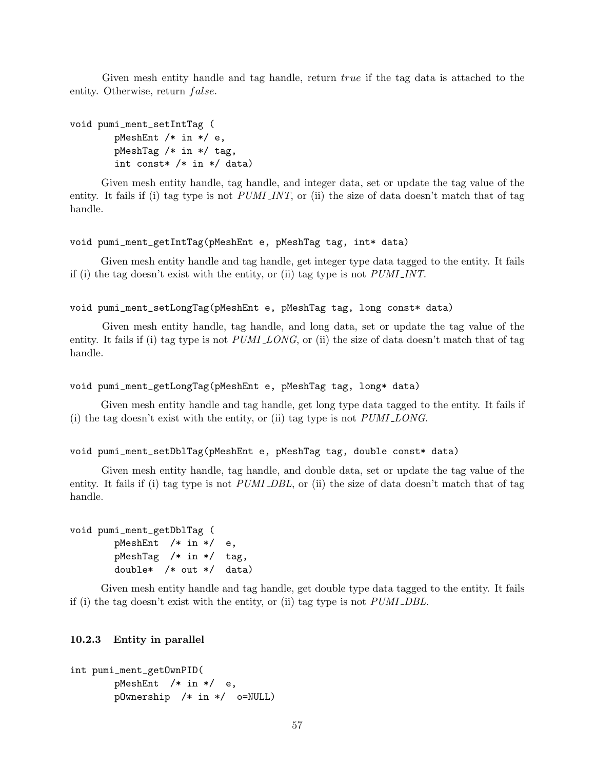Given mesh entity handle and tag handle, return *true* if the tag data is attached to the entity. Otherwise, return *false*.

```
void pumi_ment_setIntTag (
        pMeshEnt /* in */ e,
        pMeshTag /* in */ tag,
        int const* /* in */ data)
```

Given mesh entity handle, tag handle, and integer data, set or update the tag value of the entity. It fails if (i) tag type is not *PUMI_INT*, or (ii) the size of data doesn't match that of tag handle.

```
void pumi_ment_getIntTag(pMeshEnt e, pMeshTag tag, int* data)
```

Given mesh entity handle and tag handle, get integer type data tagged to the entity. It fails if (i) the tag doesn't exist with the entity, or (ii) tag type is not *PUMI_INT*.

```
void pumi_ment_setLongTag(pMeshEnt e, pMeshTag tag, long const* data)
```

Given mesh entity handle, tag handle, and long data, set or update the tag value of the entity. It fails if (i) tag type is not *PUMI_LONG*, or (ii) the size of data doesn't match that of tag handle.

```
void pumi_ment_getLongTag(pMeshEnt e, pMeshTag tag, long* data)
```

Given mesh entity handle and tag handle, get long type data tagged to the entity. It fails if (i) the tag doesn't exist with the entity, or (ii) tag type is not *PUMI_LONG*.

```
void pumi_ment_setDblTag(pMeshEnt e, pMeshTag tag, double const* data)
```

Given mesh entity handle, tag handle, and double data, set or update the tag value of the entity. It fails if (i) tag type is not *PUMI_DBL*, or (ii) the size of data doesn't match that of tag handle.

```
void pumi_ment_getDblTag (
        pMeshEnt  /* in */  e,
        pMeshTag  /* in */  tag,
        double*  /* out */  data)
```

Given mesh entity handle and tag handle, get double type data tagged to the entity. It fails if (i) the tag doesn't exist with the entity, or (ii) tag type is not *PUMI_DBL*.

### 10.2.3 Entity in parallel

```
int pumi_ment_getOwnPID(
        pMeshEnt  /* in */  e,
        pOwnership  /* in */  o=NULL)
```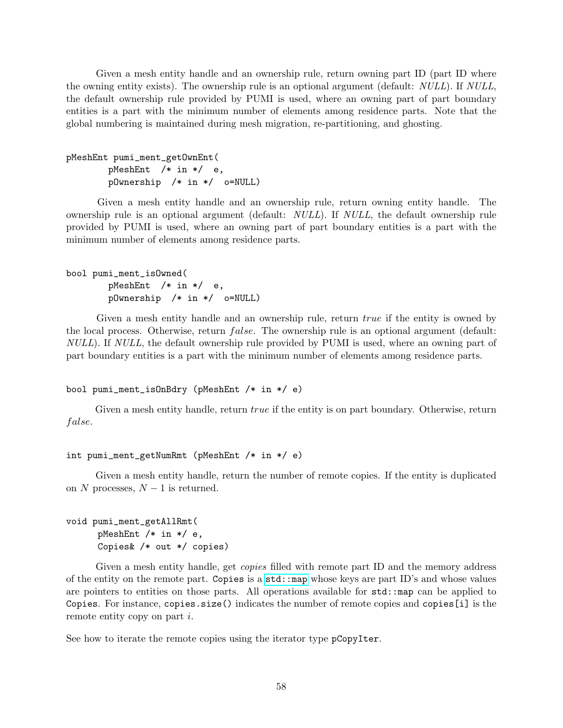Given a mesh entity handle and an ownership rule, return owning part ID (part ID where the owning entity exists). The ownership rule is an optional argument (default: *NULL*). If *NULL*, the default ownership rule provided by PUMI is used, where an owning part of part boundary entities is a part with the minimum number of elements among residence parts. Note that the global numbering is maintained during mesh migration, re-partitioning, and ghosting.

```
pMeshEnt pumi_ment_getOwnEnt(
        pMeshEnt  /* in */  e,
        pOwnership  /* in */  o=NULL)
```

Given a mesh entity handle and an ownership rule, return owning entity handle. The ownership rule is an optional argument (default: *NULL*). If *NULL*, the default ownership rule provided by PUMI is used, where an owning part of part boundary entities is a part with the minimum number of elements among residence parts.

```
bool pumi_ment_isOwned(
        pMeshEnt  /* in */  e,
        pOwnership  /* in */  o=NULL)
```

Given a mesh entity handle and an ownership rule, return *true* if the entity is owned by the local process. Otherwise, return $false$. The ownership rule is an optional argument (default: *NULL*). If *NULL*, the default ownership rule provided by PUMI is used, where an owning part of part boundary entities is a part with the minimum number of elements among residence parts.

```
bool pumi_ment_isOnBdry (pMeshEnt /* in */ e)
```

Given a mesh entity handle, return *true* if the entity is on part boundary. Otherwise, return $false$.

```
int pumi_ment_getNumRmt (pMeshEnt /* in */ e)
```

Given a mesh entity handle, return the number of remote copies. If the entity is duplicated on $N$ processes, $N-1$ is returned.

```
void pumi_ment_getAllRmt(
      pMeshEnt /* in */ e,
      Copies& /* out */ copies)
```

Given a mesh entity handle, get *copies* filled with remote part ID and the memory address of the entity on the remote part. `Copies` is a `std::map` whose keys are part ID's and whose values are pointers to entities on those parts. All operations available for `std::map` can be applied to `Copies`. For instance, `copies.size()` indicates the number of remote copies and `copies[i]` is the remote entity copy on part $i$.

See how to iterate the remote copies using the iterator type `pCopyIter`.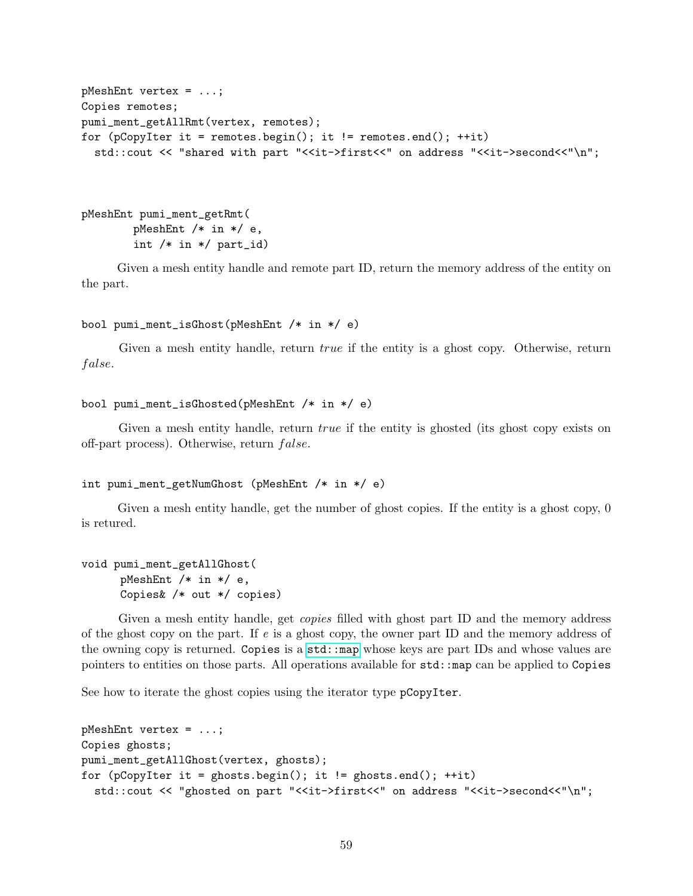```
pMeshEnt vertex = ...;
Copies remotes;
pumi_ment_getAllRmt(vertex, remotes);
for (pCopyIter it = remotes.begin(); it != remotes.end(); ++it)
  std::cout << "shared with part "<<it->first<<" on address "<<it->second<<"\n";
```

```
pMeshEnt pumi_ment_getRmt(
        pMeshEnt /* in */ e,
        int /* in */ part_id)
```

Given a mesh entity handle and remote part ID, return the memory address of the entity on the part.

```
bool pumi_ment_isGhost(pMeshEnt /* in */ e)
```

Given a mesh entity handle, return *true* if the entity is a ghost copy. Otherwise, return *false*.

```
bool pumi_ment_isGhosted(pMeshEnt /* in */ e)
```

Given a mesh entity handle, return *true* if the entity is ghosted (its ghost copy exists on off-part process). Otherwise, return *false*.

```
int pumi_ment_getNumGhost (pMeshEnt /* in */ e)
```

Given a mesh entity handle, get the number of ghost copies. If the entity is a ghost copy, 0 is retured.

```
void pumi_ment_getAllGhost(
      pMeshEnt /* in */ e,
      Copies& /* out */ copies)
```

Given a mesh entity handle, get *copies* filled with ghost part ID and the memory address of the ghost copy on the part. If *e* is a ghost copy, the owner part ID and the memory address of the owning copy is returned. `Copies` is a `std::map` whose keys are part IDs and whose values are pointers to entities on those parts. All operations available for `std::map` can be applied to `Copies`

See how to iterate the ghost copies using the iterator type `pCopyIter`.

```
pMeshEnt vertex = ...;
Copies ghosts;
pumi_ment_getAllGhost(vertex, ghosts);
for (pCopyIter it = ghosts.begin(); it != ghosts.end(); ++it)
  std::cout << "ghosted on part "<<it->first<<" on address "<<it->second<<"\n";
```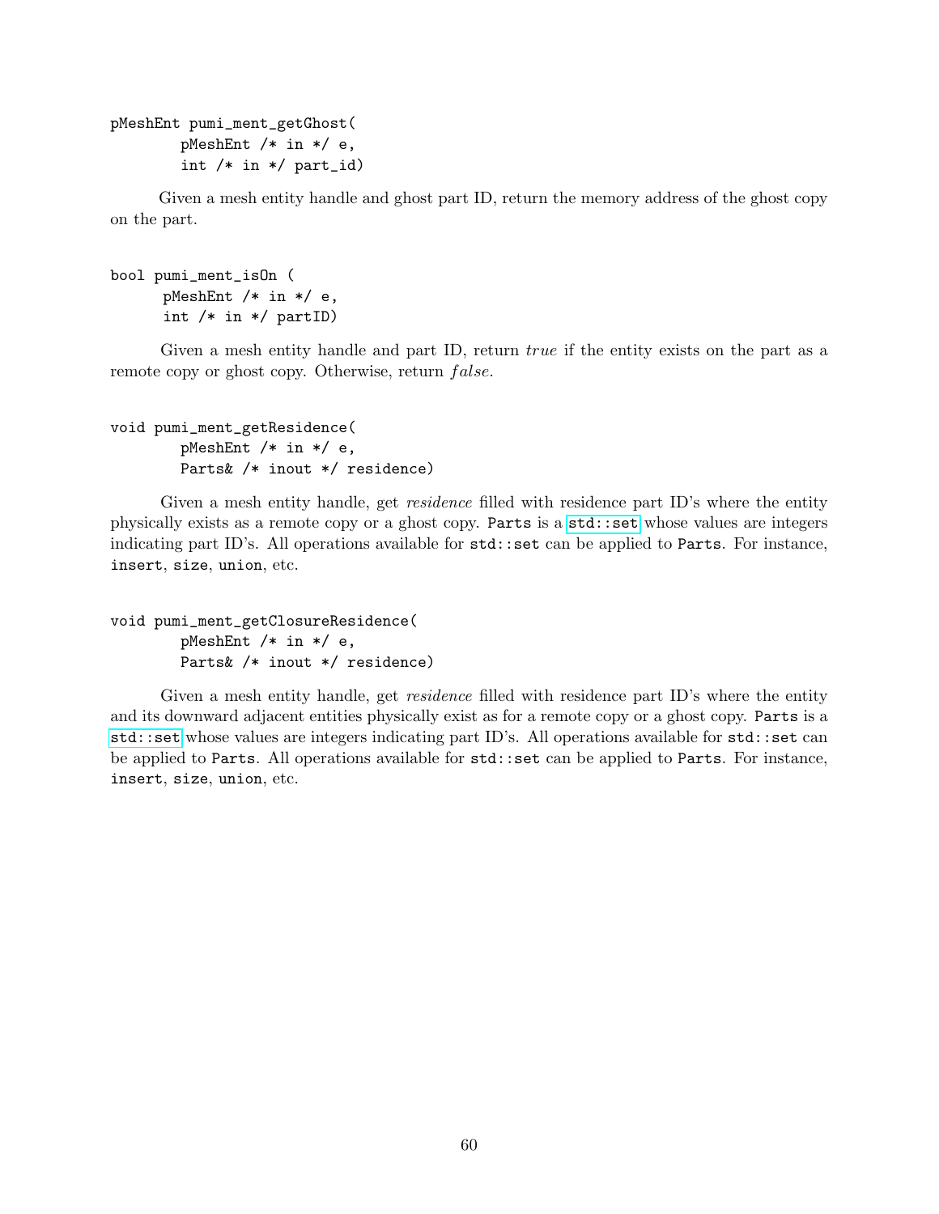```
pMeshEnt pumi_ment_getGhost(
        pMeshEnt /* in */ e,
        int /* in */ part_id)
```

Given a mesh entity handle and ghost part ID, return the memory address of the ghost copy on the part.

```
bool pumi_ment_isOn (
      pMeshEnt /* in */ e,
      int /* in */ partID)
```

Given a mesh entity handle and part ID, return *true* if the entity exists on the part as a remote copy or ghost copy. Otherwise, return *false*.

```
void pumi_ment_getResidence(
        pMeshEnt /* in */ e,
        Parts& /* inout */ residence)
```

Given a mesh entity handle, get *residence* filled with residence part ID's where the entity physically exists as a remote copy or a ghost copy. `Parts` is a `std::set` whose values are integers indicating part ID's. All operations available for `std::set` can be applied to `Parts`. For instance, `insert`, `size`, `union`, etc.

```
void pumi_ment_getClosureResidence(
        pMeshEnt /* in */ e,
        Parts& /* inout */ residence)
```

Given a mesh entity handle, get *residence* filled with residence part ID's where the entity and its downward adjacent entities physically exist as for a remote copy or a ghost copy. `Parts` is a `std::set` whose values are integers indicating part ID's. All operations available for `std::set` can be applied to `Parts`. All operations available for `std::set` can be applied to `Parts`. For instance, `insert`, `size`, `union`, etc.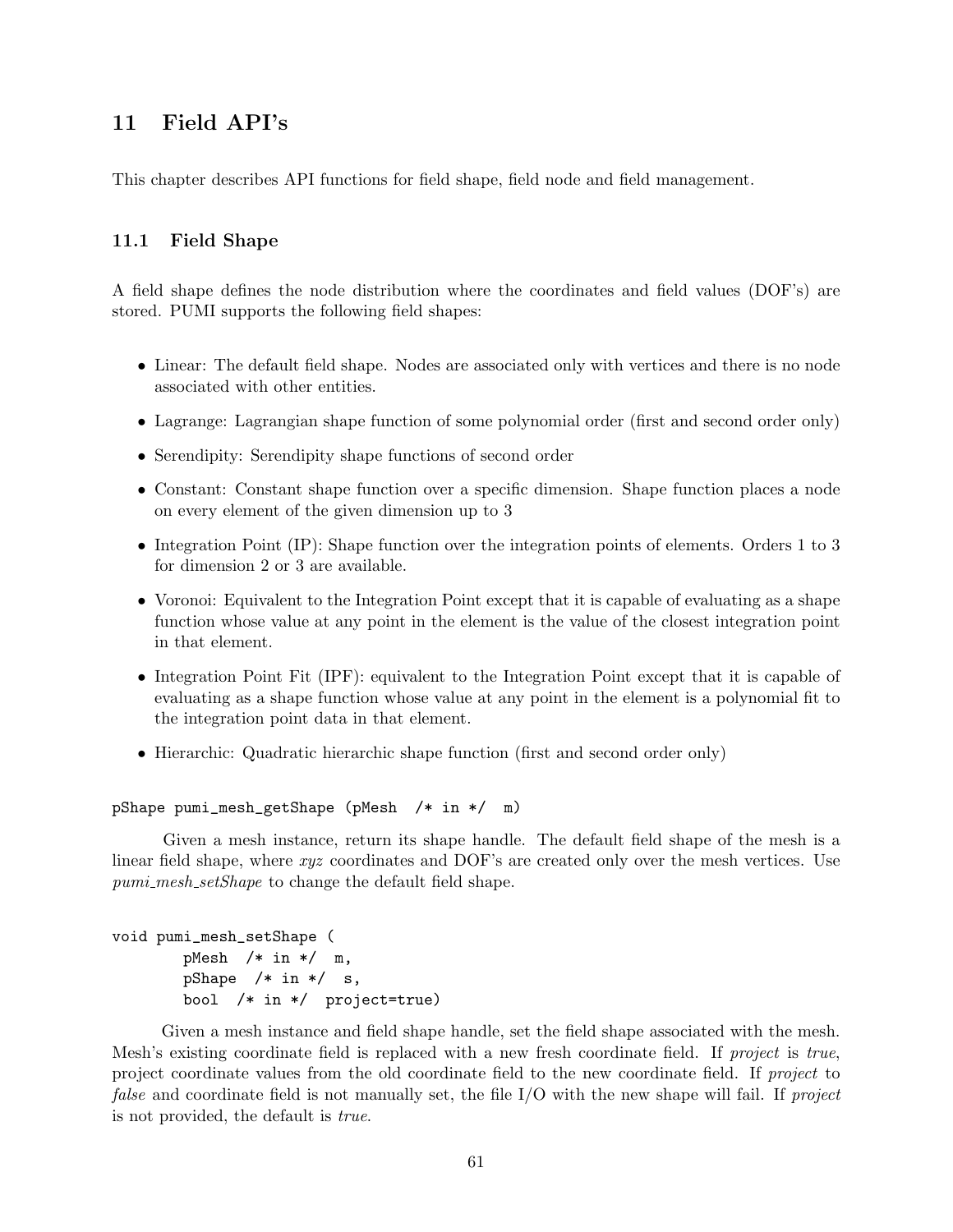## 11 Field API's

This chapter describes API functions for field shape, field node and field management.

### 11.1 Field Shape

A field shape defines the node distribution where the coordinates and field values (DOF's) are stored. PUMI supports the following field shapes:

- Linear: The default field shape. Nodes are associated only with vertices and there is no node associated with other entities.
- Lagrange: Lagrangian shape function of some polynomial order (first and second order only)
- Serendipity: Serendipity shape functions of second order
- Constant: Constant shape function over a specific dimension. Shape function places a node on every element of the given dimension up to 3
- Integration Point (IP): Shape function over the integration points of elements. Orders 1 to 3 for dimension 2 or 3 are available.
- Voronoi: Equivalent to the Integration Point except that it is capable of evaluating as a shape function whose value at any point in the element is the value of the closest integration point in that element.
- Integration Point Fit (IPF): equivalent to the Integration Point except that it is capable of evaluating as a shape function whose value at any point in the element is a polynomial fit to the integration point data in that element.
- Hierarchic: Quadratic hierarchic shape function (first and second order only)

```
pShape pumi_mesh_getShape (pMesh  /* in */  m)
```

Given a mesh instance, return its shape handle. The default field shape of the mesh is a linear field shape, where *xyz* coordinates and DOF's are created only over the mesh vertices. Use *pumi_mesh_setShape* to change the default field shape.

```
void pumi_mesh_setShape (
        pMesh  /* in */  m,
        pShape  /* in */  s,
        bool  /* in */  project=true)
```

Given a mesh instance and field shape handle, set the field shape associated with the mesh. Mesh's existing coordinate field is replaced with a new fresh coordinate field. If *project* is *true*, project coordinate values from the old coordinate field to the new coordinate field. If *project* to *false* and coordinate field is not manually set, the file I/O with the new shape will fail. If *project* is not provided, the default is *true*.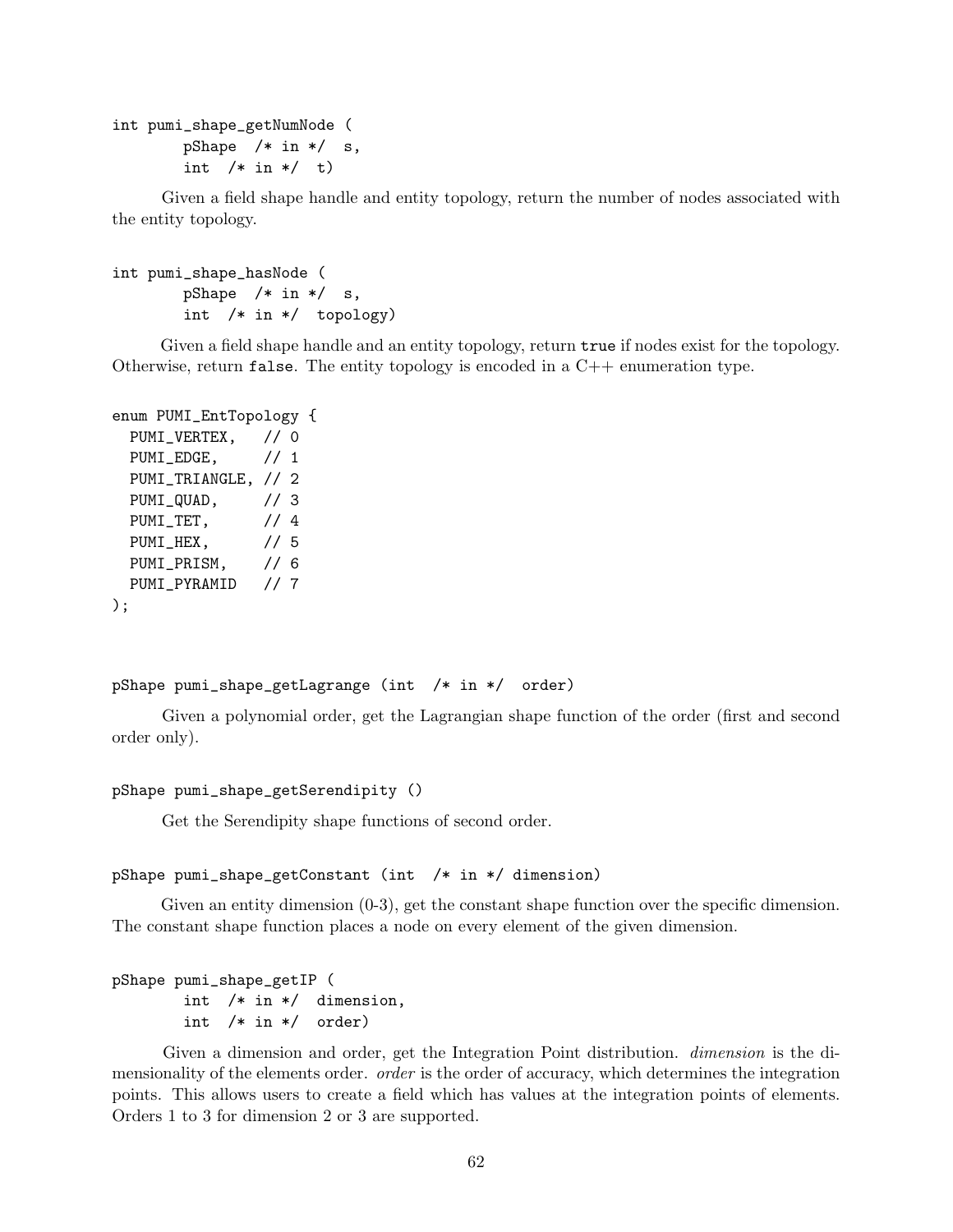```
int pumi_shape_getNumNode (
        pShape  /* in */  s,
        int  /* in */  t)
```

Given a field shape handle and entity topology, return the number of nodes associated with the entity topology.

```
int pumi_shape_hasNode (
        pShape  /* in */  s,
        int  /* in */  topology)
```

Given a field shape handle and an entity topology, return `true` if nodes exist for the topology. Otherwise, return `false`. The entity topology is encoded in a C++ enumeration type.

```
enum PUMI_EntTopology {
  PUMI_VERTEX,   // 0
  PUMI_EDGE,     // 1
  PUMI_TRIANGLE, // 2
  PUMI_QUAD,     // 3
  PUMI_TET,      // 4
  PUMI_HEX,      // 5
  PUMI_PRISM,    // 6
  PUMI_PYRAMID   // 7
);
```

```
pShape pumi_shape_getLagrange (int  /* in */  order)
```

Given a polynomial order, get the Lagrangian shape function of the order (first and second order only).

```
pShape pumi_shape_getSerendipity ()
```

Get the Serendipity shape functions of second order.

```
pShape pumi_shape_getConstant (int  /* in */ dimension)
```

Given an entity dimension (0-3), get the constant shape function over the specific dimension. The constant shape function places a node on every element of the given dimension.

```
pShape pumi_shape_getIP (
        int  /* in */  dimension,
        int  /* in */  order)
```

Given a dimension and order, get the Integration Point distribution. *dimension* is the dimensionality of the elements order. *order* is the order of accuracy, which determines the integration points. This allows users to create a field which has values at the integration points of elements. Orders 1 to 3 for dimension 2 or 3 are supported.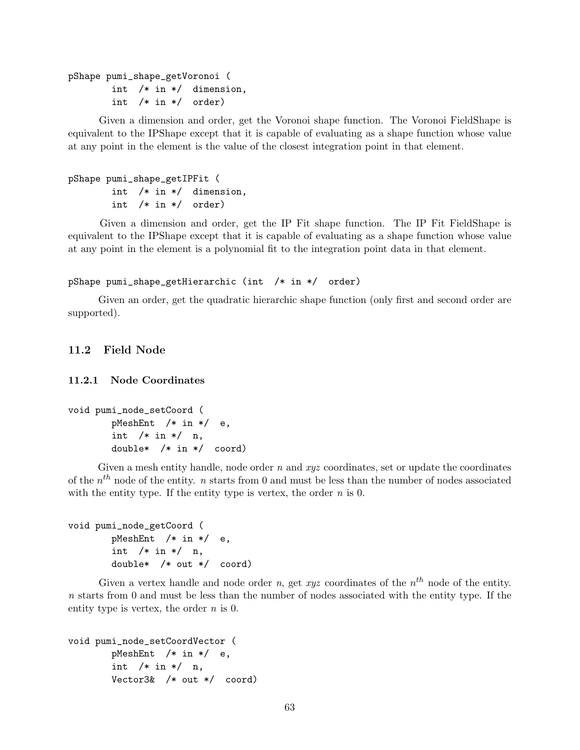```
pShape pumi_shape_getVoronoi (
        int  /* in */  dimension,
        int  /* in */  order)
```

Given a dimension and order, get the Voronoi shape function. The Voronoi FieldShape is equivalent to the IPShape except that it is capable of evaluating as a shape function whose value at any point in the element is the value of the closest integration point in that element.

```
pShape pumi_shape_getIPFit (
        int  /* in */  dimension,
        int  /* in */  order)
```

Given a dimension and order, get the IP Fit shape function. The IP Fit FieldShape is equivalent to the IPShape except that it is capable of evaluating as a shape function whose value at any point in the element is a polynomial fit to the integration point data in that element.

```
pShape pumi_shape_getHierarchic (int  /* in */  order)
```

Given an order, get the quadratic hierarchic shape function (only first and second order are supported).

## 11.2 Field Node

### 11.2.1 Node Coordinates

```
void pumi_node_setCoord (
        pMeshEnt  /* in */  e,
        int  /* in */  n,
        double*  /* in */  coord)
```

Given a mesh entity handle, node order $n$ and $xyz$ coordinates, set or update the coordinates of the $n^{th}$ node of the entity. $n$ starts from 0 and must be less than the number of nodes associated with the entity type. If the entity type is vertex, the order $n$ is 0.

```
void pumi_node_getCoord (
        pMeshEnt  /* in */  e,
        int  /* in */  n,
        double*  /* out */  coord)
```

Given a vertex handle and node order $n$, get $xyz$ coordinates of the $n^{th}$ node of the entity. $n$ starts from 0 and must be less than the number of nodes associated with the entity type. If the entity type is vertex, the order $n$ is 0.

```
void pumi_node_setCoordVector (
        pMeshEnt  /* in */  e,
        int  /* in */  n,
        Vector3&  /* out */  coord)
```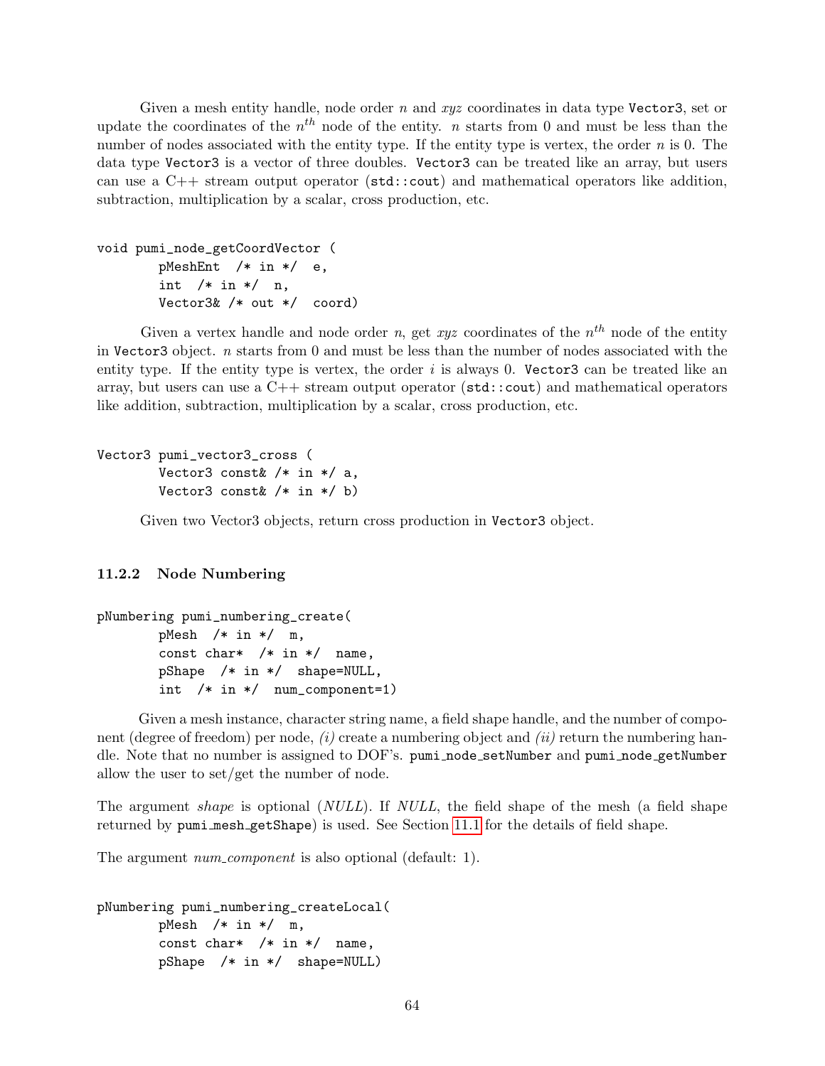Given a mesh entity handle, node order $n$ and $xyz$ coordinates in data type `Vector3`, set or update the coordinates of the $n^{th}$ node of the entity. $n$ starts from 0 and must be less than the number of nodes associated with the entity type. If the entity type is vertex, the order $n$ is 0. The data type `Vector3` is a vector of three doubles. `Vector3` can be treated like an array, but users can use a C++ stream output operator (`std::cout`) and mathematical operators like addition, subtraction, multiplication by a scalar, cross production, etc.

```
void pumi_node_getCoordVector (
        pMeshEnt  /* in */  e,
        int  /* in */  n,
        Vector3& /* out */  coord)
```

Given a vertex handle and node order $n$, get $xyz$ coordinates of the $n^{th}$ node of the entity in `Vector3` object. $n$ starts from 0 and must be less than the number of nodes associated with the entity type. If the entity type is vertex, the order $i$ is always 0. `Vector3` can be treated like an array, but users can use a C++ stream output operator (`std::cout`) and mathematical operators like addition, subtraction, multiplication by a scalar, cross production, etc.

```
Vector3 pumi_vector3_cross (
        Vector3 const& /* in */ a,
        Vector3 const& /* in */ b)
```

Given two Vector3 objects, return cross production in `Vector3` object.

### 11.2.2 Node Numbering

```
pNumbering pumi_numbering_create(
        pMesh  /* in */  m,
        const char*  /* in */  name,
        pShape  /* in */  shape=NULL,
        int  /* in */  num_component=1)
```

Given a mesh instance, character string name, a field shape handle, and the number of component (degree of freedom) per node, *(i)* create a numbering object and *(ii)* return the numbering handle. Note that no number is assigned to DOF's. `pumi_node_setNumber` and `pumi_node_getNumber` allow the user to set/get the number of node.

The argument *shape* is optional (*NULL*). If *NULL*, the field shape of the mesh (a field shape returned by `pumi_mesh_getShape`) is used. See Section 11.1 for the details of field shape.

The argument *num_component* is also optional (default: 1).

```
pNumbering pumi_numbering_createLocal(
        pMesh  /* in */  m,
        const char*  /* in */  name,
        pShape  /* in */  shape=NULL)
```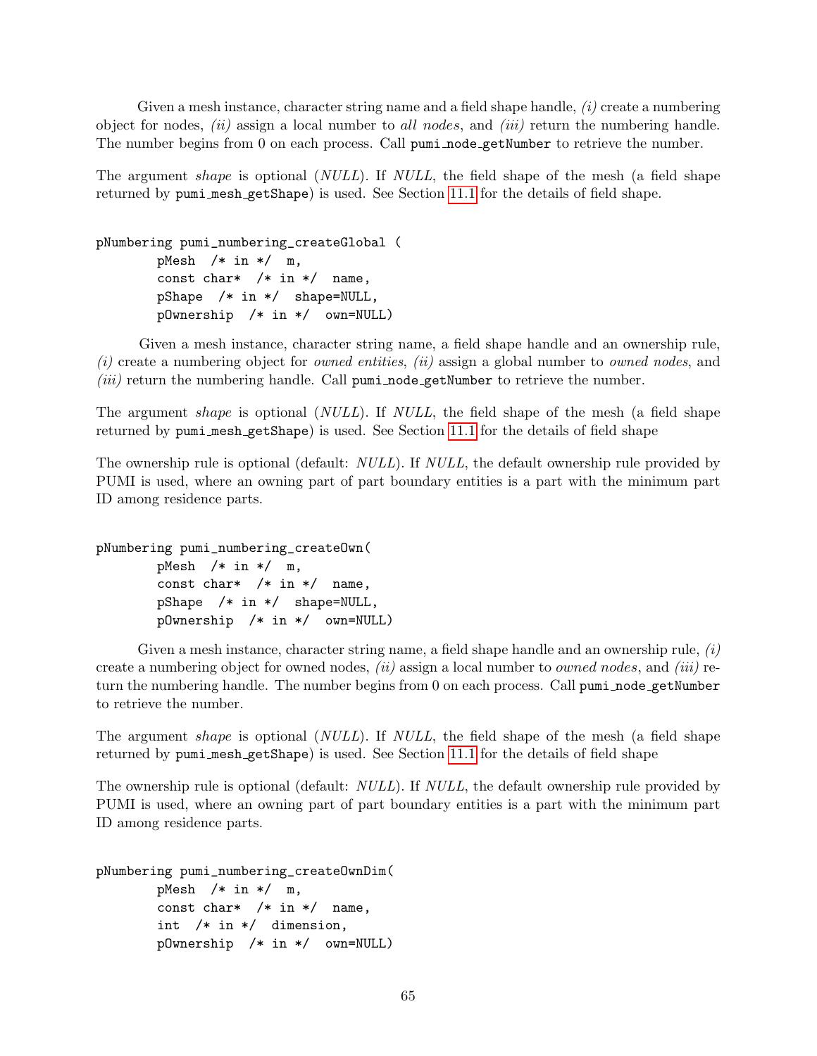Given a mesh instance, character string name and a field shape handle, *(i)* create a numbering object for nodes, *(ii)* assign a local number to *all nodes*, and *(iii)* return the numbering handle. The number begins from 0 on each process. Call `pumi_node_getNumber` to retrieve the number.

The argument *shape* is optional (*NULL*). If *NULL*, the field shape of the mesh (a field shape returned by `pumi_mesh_getShape`) is used. See Section 11.1 for the details of field shape.

```
pNumbering pumi_numbering_createGlobal (
        pMesh  /* in */  m,
        const char*  /* in */  name,
        pShape  /* in */  shape=NULL,
        pOwnership  /* in */  own=NULL)
```

Given a mesh instance, character string name, a field shape handle and an ownership rule, *(i)* create a numbering object for *owned entities*, *(ii)* assign a global number to *owned nodes*, and *(iii)* return the numbering handle. Call `pumi_node_getNumber` to retrieve the number.

The argument *shape* is optional (*NULL*). If *NULL*, the field shape of the mesh (a field shape returned by `pumi_mesh_getShape`) is used. See Section 11.1 for the details of field shape

The ownership rule is optional (default: *NULL*). If *NULL*, the default ownership rule provided by PUMI is used, where an owning part of part boundary entities is a part with the minimum part ID among residence parts.

```
pNumbering pumi_numbering_createOwn(
        pMesh  /* in */  m,
        const char*  /* in */  name,
        pShape  /* in */  shape=NULL,
        pOwnership  /* in */  own=NULL)
```

Given a mesh instance, character string name, a field shape handle and an ownership rule, *(i)* create a numbering object for owned nodes, *(ii)* assign a local number to *owned nodes*, and *(iii)* return the numbering handle. The number begins from 0 on each process. Call `pumi_node_getNumber` to retrieve the number.

The argument *shape* is optional (*NULL*). If *NULL*, the field shape of the mesh (a field shape returned by `pumi_mesh_getShape`) is used. See Section 11.1 for the details of field shape

The ownership rule is optional (default: *NULL*). If *NULL*, the default ownership rule provided by PUMI is used, where an owning part of part boundary entities is a part with the minimum part ID among residence parts.

```
pNumbering pumi_numbering_createOwnDim(
        pMesh  /* in */  m,
        const char*  /* in */  name,
        int  /* in */  dimension,
        pOwnership  /* in */  own=NULL)
```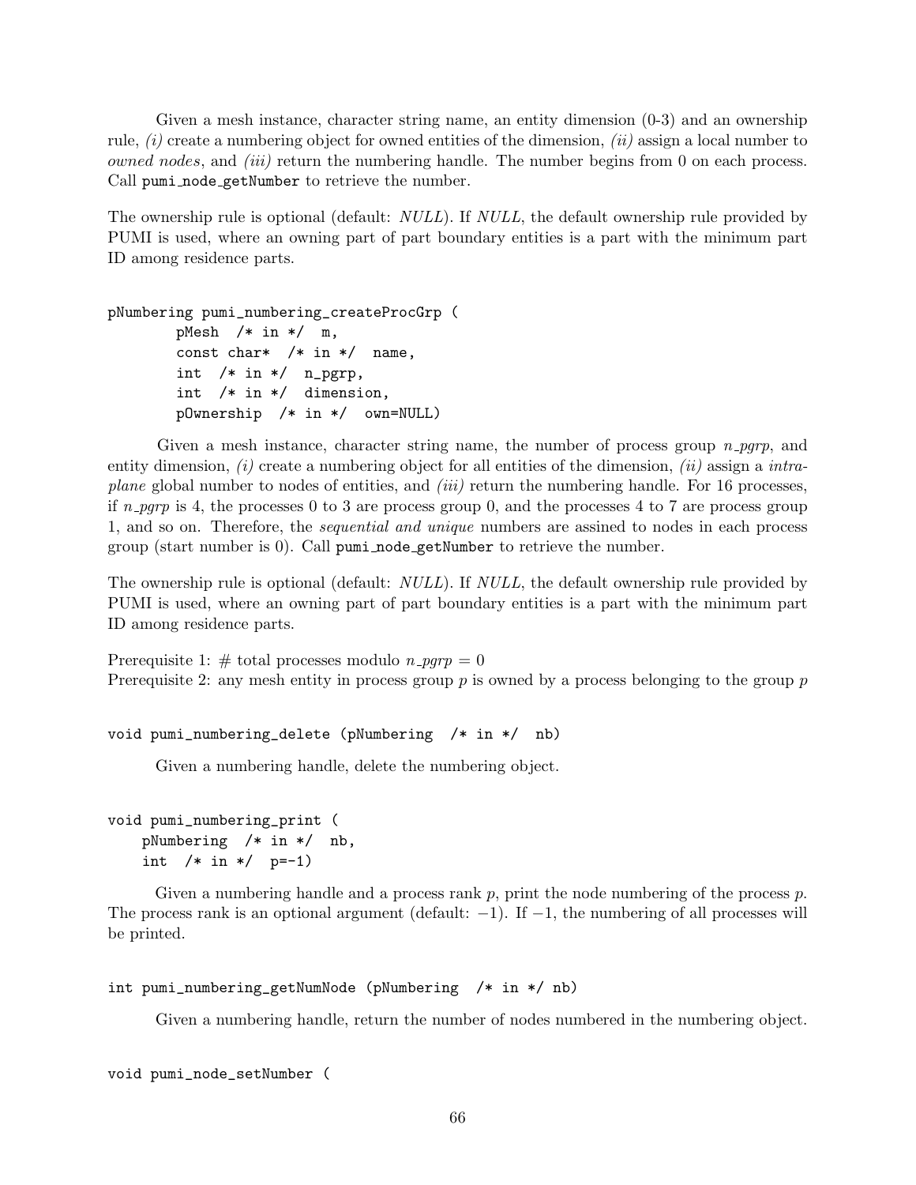Given a mesh instance, character string name, an entity dimension (0-3) and an ownership rule, *(i)* create a numbering object for owned entities of the dimension, *(ii)* assign a local number to *owned nodes*, and *(iii)* return the numbering handle. The number begins from 0 on each process. Call `pumi_node_getNumber` to retrieve the number.

The ownership rule is optional (default: *NULL*). If *NULL*, the default ownership rule provided by PUMI is used, where an owning part of part boundary entities is a part with the minimum part ID among residence parts.

```
pNumbering pumi_numbering_createProcGrp (
        pMesh  /* in */  m,
        const char*  /* in */  name,
        int  /* in */  n_pgrp,
        int  /* in */  dimension,
        pOwnership  /* in */  own=NULL)
```

Given a mesh instance, character string name, the number of process group *n_pgrp*, and entity dimension, *(i)* create a numbering object for all entities of the dimension, *(ii)* assign a *intra-plane* global number to nodes of entities, and *(iii)* return the numbering handle. For 16 processes, if *n_pgrp* is 4, the processes 0 to 3 are process group 0, and the processes 4 to 7 are process group 1, and so on. Therefore, the *sequential and unique* numbers are assined to nodes in each process group (start number is 0). Call `pumi_node_getNumber` to retrieve the number.

The ownership rule is optional (default: *NULL*). If *NULL*, the default ownership rule provided by PUMI is used, where an owning part of part boundary entities is a part with the minimum part ID among residence parts.

Prerequisite 1: # total processes modulo *n_pgrp* = 0
Prerequisite 2: any mesh entity in process group *p* is owned by a process belonging to the group *p*

```
void pumi_numbering_delete (pNumbering  /* in */  nb)
```

Given a numbering handle, delete the numbering object.

```
void pumi_numbering_print (
    pNumbering  /* in */  nb,
    int  /* in */  p=-1)
```

Given a numbering handle and a process rank *p*, print the node numbering of the process *p*. The process rank is an optional argument (default: $-1$). If $-1$, the numbering of all processes will be printed.

```
int pumi_numbering_getNumNode (pNumbering  /* in */ nb)
```

Given a numbering handle, return the number of nodes numbered in the numbering object.

```
void pumi_node_setNumber (
```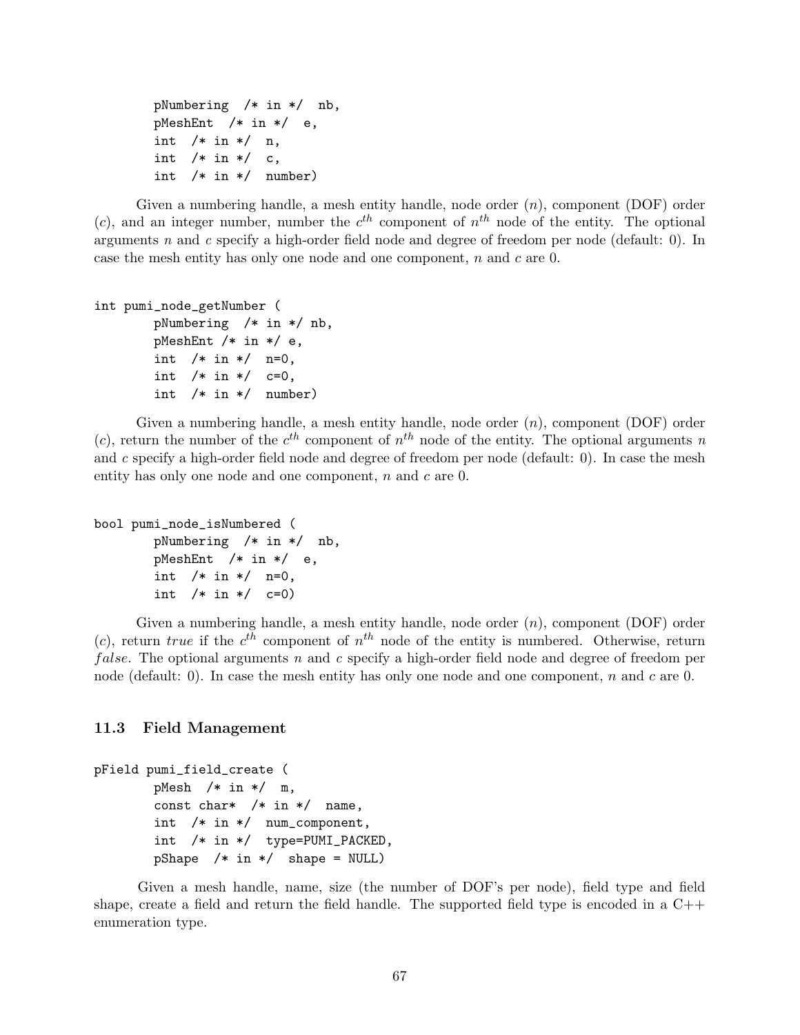```
        pNumbering  /* in */  nb,
        pMeshEnt  /* in */  e,
        int  /* in */  n,
        int  /* in */  c,
        int  /* in */  number)
```

Given a numbering handle, a mesh entity handle, node order ($n$), component (DOF) order ($c$), and an integer number, number the $c^{th}$ component of $n^{th}$ node of the entity. The optional arguments $n$ and $c$ specify a high-order field node and degree of freedom per node (default: 0). In case the mesh entity has only one node and one component, $n$ and $c$ are 0.

```
int pumi_node_getNumber (
        pNumbering  /* in */ nb,
        pMeshEnt /* in */ e,
        int  /* in */  n=0,
        int  /* in */  c=0,
        int  /* in */  number)
```

Given a numbering handle, a mesh entity handle, node order ($n$), component (DOF) order ($c$), return the number of the $c^{th}$ component of $n^{th}$ node of the entity. The optional arguments $n$ and $c$ specify a high-order field node and degree of freedom per node (default: 0). In case the mesh entity has only one node and one component, $n$ and $c$ are 0.

```
bool pumi_node_isNumbered (
        pNumbering  /* in */  nb,
        pMeshEnt  /* in */  e,
        int  /* in */  n=0,
        int  /* in */  c=0)
```

Given a numbering handle, a mesh entity handle, node order ($n$), component (DOF) order ($c$), return *true* if the $c^{th}$ component of $n^{th}$ node of the entity is numbered. Otherwise, return *false*. The optional arguments $n$ and $c$ specify a high-order field node and degree of freedom per node (default: 0). In case the mesh entity has only one node and one component, $n$ and $c$ are 0.

### 11.3 Field Management

```
pField pumi_field_create (
        pMesh  /* in */  m,
        const char*  /* in */  name,
        int  /* in */  num_component,
        int  /* in */  type=PUMI_PACKED,
        pShape  /* in */  shape = NULL)
```

Given a mesh handle, name, size (the number of DOF's per node), field type and field shape, create a field and return the field handle. The supported field type is encoded in a C++ enumeration type.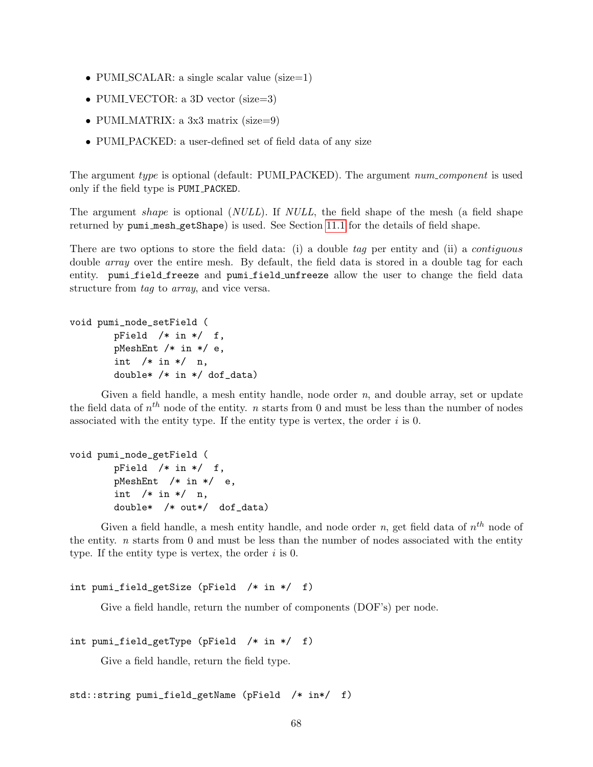- PUMI_SCALAR: a single scalar value (size=1)
- PUMI_VECTOR: a 3D vector (size=3)
- PUMI_MATRIX: a 3x3 matrix (size=9)
- PUMI_PACKED: a user-defined set of field data of any size

The argument *type* is optional (default: PUMI_PACKED). The argument *num_component* is used only if the field type is `PUMI_PACKED`.

The argument *shape* is optional (*NULL*). If *NULL*, the field shape of the mesh (a field shape returned by `pumi_mesh_getShape`) is used. See Section 11.1 for the details of field shape.

There are two options to store the field data: (i) a double *tag* per entity and (ii) a *contiguous* double *array* over the entire mesh. By default, the field data is stored in a double tag for each entity. `pumi_field_freeze` and `pumi_field_unfreeze` allow the user to change the field data structure from *tag* to *array*, and vice versa.

```
void pumi_node_setField (
        pField  /* in */  f,
        pMeshEnt /* in */ e,
        int  /* in */  n,
        double* /* in */ dof_data)
```

Given a field handle, a mesh entity handle, node order $n$, and double array, set or update the field data of $n^{th}$ node of the entity. $n$ starts from 0 and must be less than the number of nodes associated with the entity type. If the entity type is vertex, the order $i$ is 0.

```
void pumi_node_getField (
        pField  /* in */  f,
        pMeshEnt  /* in */  e,
        int  /* in */  n,
        double*  /* out*/  dof_data)
```

Given a field handle, a mesh entity handle, and node order $n$, get field data of $n^{th}$ node of the entity. $n$ starts from 0 and must be less than the number of nodes associated with the entity type. If the entity type is vertex, the order $i$ is 0.

```
int pumi_field_getSize (pField  /* in */  f)
```

Give a field handle, return the number of components (DOF's) per node.

```
int pumi_field_getType (pField  /* in */  f)
```

Give a field handle, return the field type.

```
std::string pumi_field_getName (pField  /* in*/  f)
```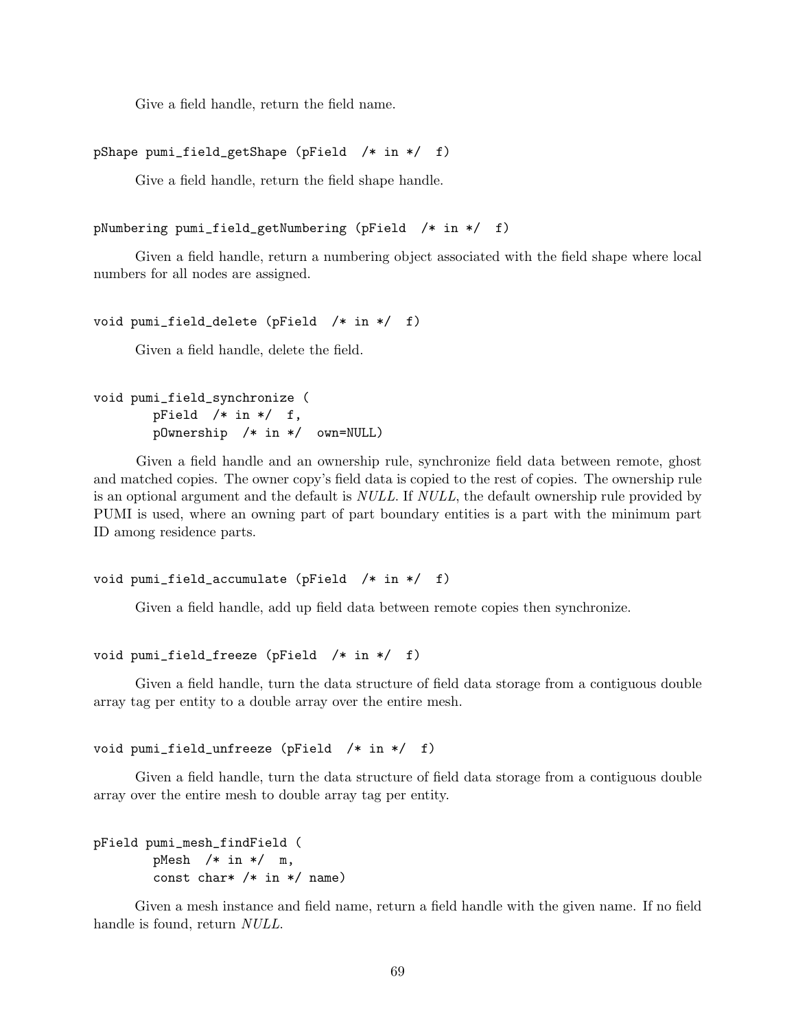Give a field handle, return the field name.

```
pShape pumi_field_getShape (pField  /* in */  f)
```

Give a field handle, return the field shape handle.

```
pNumbering pumi_field_getNumbering (pField  /* in */  f)
```

Given a field handle, return a numbering object associated with the field shape where local numbers for all nodes are assigned.

```
void pumi_field_delete (pField  /* in */  f)
```

Given a field handle, delete the field.

```
void pumi_field_synchronize (
        pField  /* in */  f,
        pOwnership  /* in */  own=NULL)
```

Given a field handle and an ownership rule, synchronize field data between remote, ghost and matched copies. The owner copy's field data is copied to the rest of copies. The ownership rule is an optional argument and the default is *NULL*. If *NULL*, the default ownership rule provided by PUMI is used, where an owning part of part boundary entities is a part with the minimum part ID among residence parts.

```
void pumi_field_accumulate (pField  /* in */  f)
```

Given a field handle, add up field data between remote copies then synchronize.

```
void pumi_field_freeze (pField  /* in */  f)
```

Given a field handle, turn the data structure of field data storage from a contiguous double array tag per entity to a double array over the entire mesh.

```
void pumi_field_unfreeze (pField  /* in */  f)
```

Given a field handle, turn the data structure of field data storage from a contiguous double array over the entire mesh to double array tag per entity.

```
pField pumi_mesh_findField (
        pMesh  /* in */  m,
        const char* /* in */ name)
```

Given a mesh instance and field name, return a field handle with the given name. If no field handle is found, return *NULL*.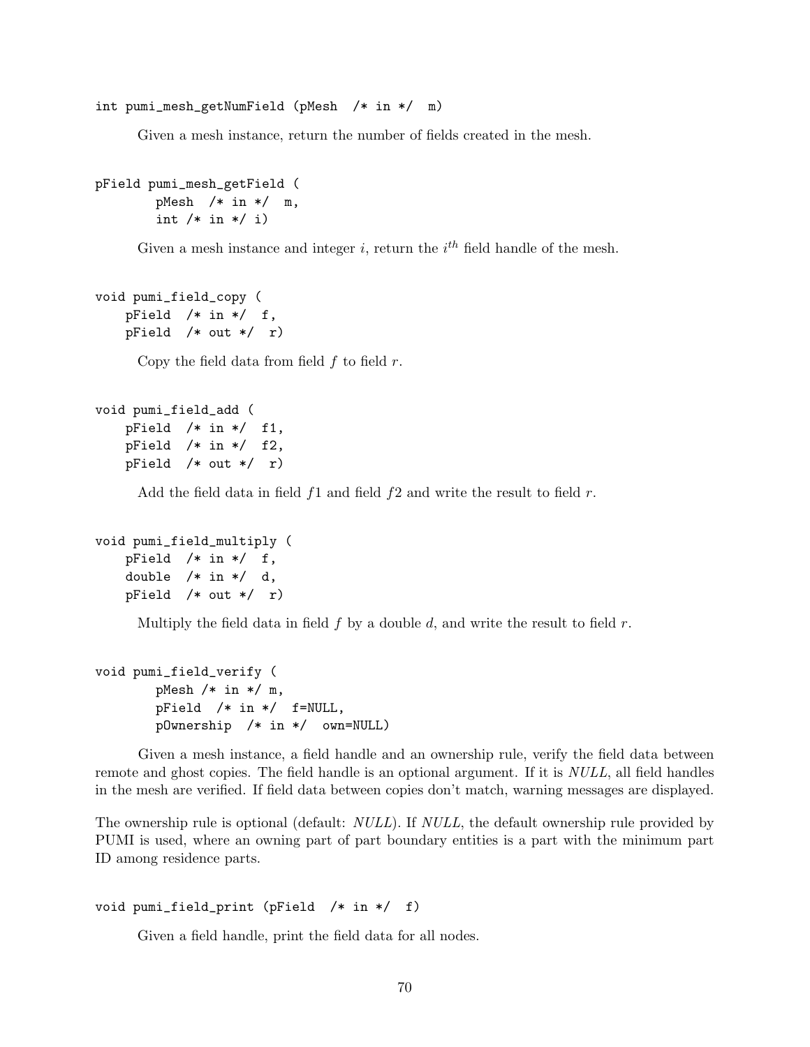```
int pumi_mesh_getNumField (pMesh  /* in */  m)
```

Given a mesh instance, return the number of fields created in the mesh.

```
pField pumi_mesh_getField (
        pMesh  /* in */  m,
        int /* in */ i)
```

Given a mesh instance and integer $i$, return the $i^{th}$ field handle of the mesh.

```
void pumi_field_copy (
    pField  /* in */  f,
    pField  /* out */  r)
```

Copy the field data from field $f$ to field $r$.

```
void pumi_field_add (
    pField  /* in */  f1,
    pField  /* in */  f2,
    pField  /* out */  r)
```

Add the field data in field $f1$ and field $f2$ and write the result to field $r$.

```
void pumi_field_multiply (
    pField  /* in */  f,
    double  /* in */  d,
    pField  /* out */  r)
```

Multiply the field data in field $f$ by a double $d$, and write the result to field $r$.

```
void pumi_field_verify (
        pMesh /* in */ m,
        pField  /* in */  f=NULL,
        pOwnership  /* in */  own=NULL)
```

Given a mesh instance, a field handle and an ownership rule, verify the field data between remote and ghost copies. The field handle is an optional argument. If it is *NULL*, all field handles in the mesh are verified. If field data between copies don't match, warning messages are displayed.

The ownership rule is optional (default: *NULL*). If *NULL*, the default ownership rule provided by PUMI is used, where an owning part of part boundary entities is a part with the minimum part ID among residence parts.

```
void pumi_field_print (pField  /* in */  f)
```

Given a field handle, print the field data for all nodes.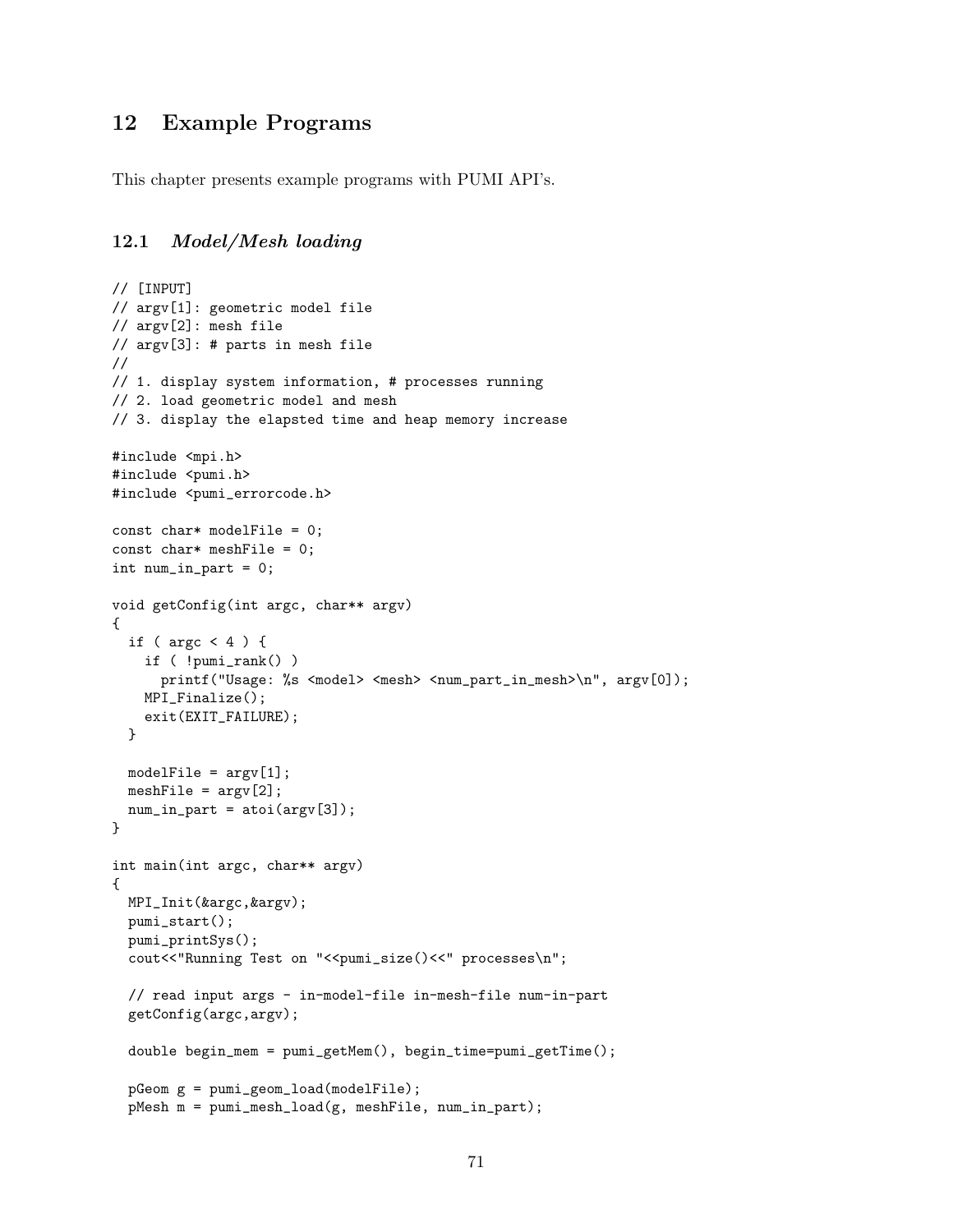# 12 Example Programs

This chapter presents example programs with PUMI API's.

## 12.1 *Model/Mesh loading*

```
// [INPUT]
// argv[1]: geometric model file
// argv[2]: mesh file
// argv[3]: # parts in mesh file
//
// 1. display system information, # processes running
// 2. load geometric model and mesh
// 3. display the elapsted time and heap memory increase

#include <mpi.h>
#include <pumi.h>
#include <pumi_errorcode.h>

const char* modelFile = 0;
const char* meshFile = 0;
int num_in_part = 0;

void getConfig(int argc, char** argv)
{
  if ( argc < 4 ) {
    if ( !pumi_rank() )
      printf("Usage: %s <model> <mesh> <num_part_in_mesh>\n", argv[0]);
    MPI_Finalize();
    exit(EXIT_FAILURE);
  }

  modelFile = argv[1];
  meshFile = argv[2];
  num_in_part = atoi(argv[3]);
}

int main(int argc, char** argv)
{
  MPI_Init(&argc,&argv);
  pumi_start();
  pumi_printSys();
  cout<<"Running Test on "<<pumi_size()<<" processes\n";

  // read input args - in-model-file in-mesh-file num-in-part
  getConfig(argc,argv);

  double begin_mem = pumi_getMem(), begin_time=pumi_getTime();

  pGeom g = pumi_geom_load(modelFile);
  pMesh m = pumi_mesh_load(g, meshFile, num_in_part);
```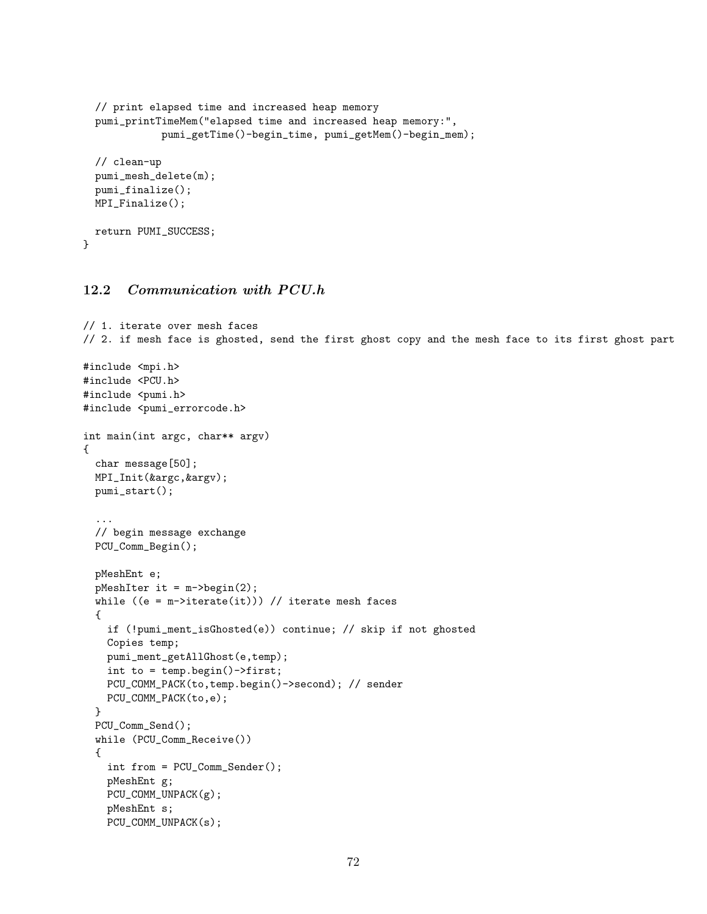```
  // print elapsed time and increased heap memory
  pumi_printTimeMem("elapsed time and increased heap memory:",
              pumi_getTime()-begin_time, pumi_getMem()-begin_mem);

  // clean-up
  pumi_mesh_delete(m);
  pumi_finalize();
  MPI_Finalize();

  return PUMI_SUCCESS;
}
```

## 12.2 *Communication with PCU.h*

```
// 1. iterate over mesh faces
// 2. if mesh face is ghosted, send the first ghost copy and the mesh face to its first ghost part

#include <mpi.h>
#include <PCU.h>
#include <pumi.h>
#include <pumi_errorcode.h>

int main(int argc, char** argv)
{
  char message[50];
  MPI_Init(&argc,&argv);
  pumi_start();

  ...
  // begin message exchange
  PCU_Comm_Begin();

  pMeshEnt e;
  pMeshIter it = m->begin(2);
  while ((e = m->iterate(it))) // iterate mesh faces
  {
    if (!pumi_ment_isGhosted(e)) continue; // skip if not ghosted
    Copies temp;
    pumi_ment_getAllGhost(e,temp);
    int to = temp.begin()->first;
    PCU_COMM_PACK(to,temp.begin()->second); // sender
    PCU_COMM_PACK(to,e);
  }
  PCU_Comm_Send();
  while (PCU_Comm_Receive())
  {
    int from = PCU_Comm_Sender();
    pMeshEnt g;
    PCU_COMM_UNPACK(g);
    pMeshEnt s;
    PCU_COMM_UNPACK(s);
```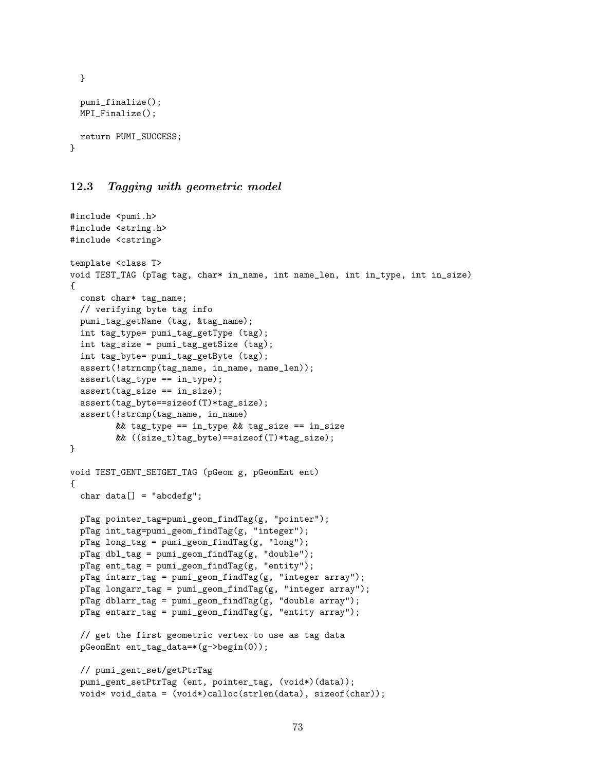```
  }

  pumi_finalize();
  MPI_Finalize();

  return PUMI_SUCCESS;
}
```

## 12.3 *Tagging with geometric model*

```
#include <pumi.h>
#include <string.h>
#include <cstring>

template <class T>
void TEST_TAG (pTag tag, char* in_name, int name_len, int in_type, int in_size)
{
  const char* tag_name;
  // verifying byte tag info
  pumi_tag_getName (tag, &tag_name);
  int tag_type= pumi_tag_getType (tag);
  int tag_size = pumi_tag_getSize (tag);
  int tag_byte= pumi_tag_getByte (tag);
  assert(!strncmp(tag_name, in_name, name_len));
  assert(tag_type == in_type);
  assert(tag_size == in_size);
  assert(tag_byte==sizeof(T)*tag_size);
  assert(!strcmp(tag_name, in_name)
         && tag_type == in_type && tag_size == in_size
         && ((size_t)tag_byte)==sizeof(T)*tag_size);
}

void TEST_GENT_SETGET_TAG (pGeom g, pGeomEnt ent)
{
  char data[] = "abcdefg";

  pTag pointer_tag=pumi_geom_findTag(g, "pointer");
  pTag int_tag=pumi_geom_findTag(g, "integer");
  pTag long_tag = pumi_geom_findTag(g, "long");
  pTag dbl_tag = pumi_geom_findTag(g, "double");
  pTag ent_tag = pumi_geom_findTag(g, "entity");
  pTag intarr_tag = pumi_geom_findTag(g, "integer array");
  pTag longarr_tag = pumi_geom_findTag(g, "integer array");
  pTag dblarr_tag = pumi_geom_findTag(g, "double array");
  pTag entarr_tag = pumi_geom_findTag(g, "entity array");

  // get the first geometric vertex to use as tag data
  pGeomEnt ent_tag_data=*(g->begin(0));

  // pumi_gent_set/getPtrTag
  pumi_gent_setPtrTag (ent, pointer_tag, (void*)(data));
  void* void_data = (void*)calloc(strlen(data), sizeof(char));
```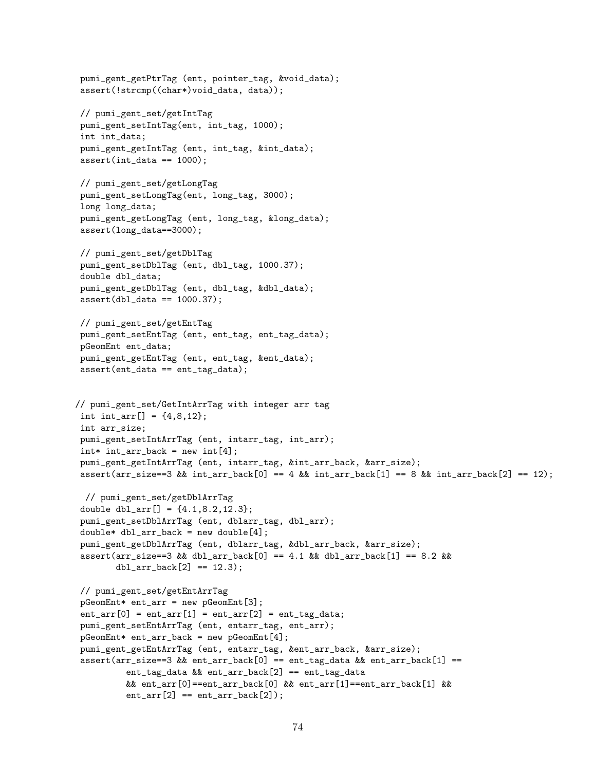```
pumi_gent_getPtrTag (ent, pointer_tag, &void_data);
assert(!strcmp((char*)void_data, data));

// pumi_gent_set/getIntTag
pumi_gent_setIntTag(ent, int_tag, 1000);
int int_data;
pumi_gent_getIntTag (ent, int_tag, &int_data);
assert(int_data == 1000);

// pumi_gent_set/getLongTag
pumi_gent_setLongTag(ent, long_tag, 3000);
long long_data;
pumi_gent_getLongTag (ent, long_tag, &long_data);
assert(long_data==3000);

// pumi_gent_set/getDblTag
pumi_gent_setDblTag (ent, dbl_tag, 1000.37);
double dbl_data;
pumi_gent_getDblTag (ent, dbl_tag, &dbl_data);
assert(dbl_data == 1000.37);

// pumi_gent_set/getEntTag
pumi_gent_setEntTag (ent, ent_tag, ent_tag_data);
pGeomEnt ent_data;
pumi_gent_getEntTag (ent, ent_tag, &ent_data);
assert(ent_data == ent_tag_data);


// pumi_gent_set/GetIntArrTag with integer arr tag
int int_arr[] = {4,8,12};
int arr_size;
pumi_gent_setIntArrTag (ent, intarr_tag, int_arr);
int* int_arr_back = new int[4];
pumi_gent_getIntArrTag (ent, intarr_tag, &int_arr_back, &arr_size);
assert(arr_size==3 && int_arr_back[0] == 4 && int_arr_back[1] == 8 && int_arr_back[2] == 12);

 // pumi_gent_set/getDblArrTag
double dbl_arr[] = {4.1,8.2,12.3};
pumi_gent_setDblArrTag (ent, dblarr_tag, dbl_arr);
double* dbl_arr_back = new double[4];
pumi_gent_getDblArrTag (ent, dblarr_tag, &dbl_arr_back, &arr_size);
assert(arr_size==3 && dbl_arr_back[0] == 4.1 && dbl_arr_back[1] == 8.2 &&
       dbl_arr_back[2] == 12.3);

// pumi_gent_set/getEntArrTag
pGeomEnt* ent_arr = new pGeomEnt[3];
ent_arr[0] = ent_arr[1] = ent_arr[2] = ent_tag_data;
pumi_gent_setEntArrTag (ent, entarr_tag, ent_arr);
pGeomEnt* ent_arr_back = new pGeomEnt[4];
pumi_gent_getEntArrTag (ent, entarr_tag, &ent_arr_back, &arr_size);
assert(arr_size==3 && ent_arr_back[0] == ent_tag_data && ent_arr_back[1] ==
         ent_tag_data && ent_arr_back[2] == ent_tag_data
         && ent_arr[0]==ent_arr_back[0] && ent_arr[1]==ent_arr_back[1] &&
         ent_arr[2] == ent_arr_back[2]);
```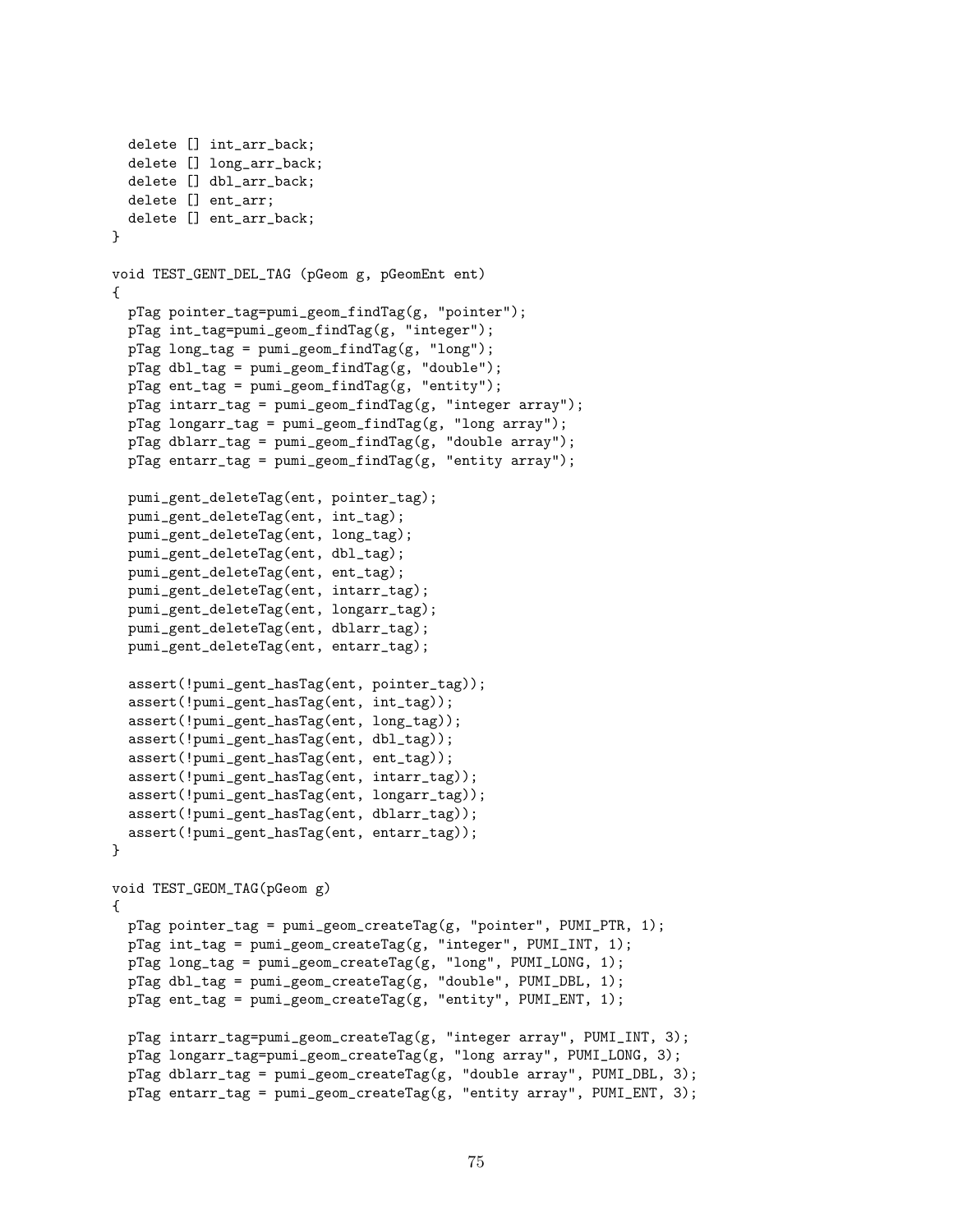```
  delete [] int_arr_back;
  delete [] long_arr_back;
  delete [] dbl_arr_back;
  delete [] ent_arr;
  delete [] ent_arr_back;
}

void TEST_GENT_DEL_TAG (pGeom g, pGeomEnt ent)
{
  pTag pointer_tag=pumi_geom_findTag(g, "pointer");
  pTag int_tag=pumi_geom_findTag(g, "integer");
  pTag long_tag = pumi_geom_findTag(g, "long");
  pTag dbl_tag = pumi_geom_findTag(g, "double");
  pTag ent_tag = pumi_geom_findTag(g, "entity");
  pTag intarr_tag = pumi_geom_findTag(g, "integer array");
  pTag longarr_tag = pumi_geom_findTag(g, "long array");
  pTag dblarr_tag = pumi_geom_findTag(g, "double array");
  pTag entarr_tag = pumi_geom_findTag(g, "entity array");

  pumi_gent_deleteTag(ent, pointer_tag);
  pumi_gent_deleteTag(ent, int_tag);
  pumi_gent_deleteTag(ent, long_tag);
  pumi_gent_deleteTag(ent, dbl_tag);
  pumi_gent_deleteTag(ent, ent_tag);
  pumi_gent_deleteTag(ent, intarr_tag);
  pumi_gent_deleteTag(ent, longarr_tag);
  pumi_gent_deleteTag(ent, dblarr_tag);
  pumi_gent_deleteTag(ent, entarr_tag);

  assert(!pumi_gent_hasTag(ent, pointer_tag));
  assert(!pumi_gent_hasTag(ent, int_tag));
  assert(!pumi_gent_hasTag(ent, long_tag));
  assert(!pumi_gent_hasTag(ent, dbl_tag));
  assert(!pumi_gent_hasTag(ent, ent_tag));
  assert(!pumi_gent_hasTag(ent, intarr_tag));
  assert(!pumi_gent_hasTag(ent, longarr_tag));
  assert(!pumi_gent_hasTag(ent, dblarr_tag));
  assert(!pumi_gent_hasTag(ent, entarr_tag));
}

void TEST_GEOM_TAG(pGeom g)
{
  pTag pointer_tag = pumi_geom_createTag(g, "pointer", PUMI_PTR, 1);
  pTag int_tag = pumi_geom_createTag(g, "integer", PUMI_INT, 1);
  pTag long_tag = pumi_geom_createTag(g, "long", PUMI_LONG, 1);
  pTag dbl_tag = pumi_geom_createTag(g, "double", PUMI_DBL, 1);
  pTag ent_tag = pumi_geom_createTag(g, "entity", PUMI_ENT, 1);

  pTag intarr_tag=pumi_geom_createTag(g, "integer array", PUMI_INT, 3);
  pTag longarr_tag=pumi_geom_createTag(g, "long array", PUMI_LONG, 3);
  pTag dblarr_tag = pumi_geom_createTag(g, "double array", PUMI_DBL, 3);
  pTag entarr_tag = pumi_geom_createTag(g, "entity array", PUMI_ENT, 3);
```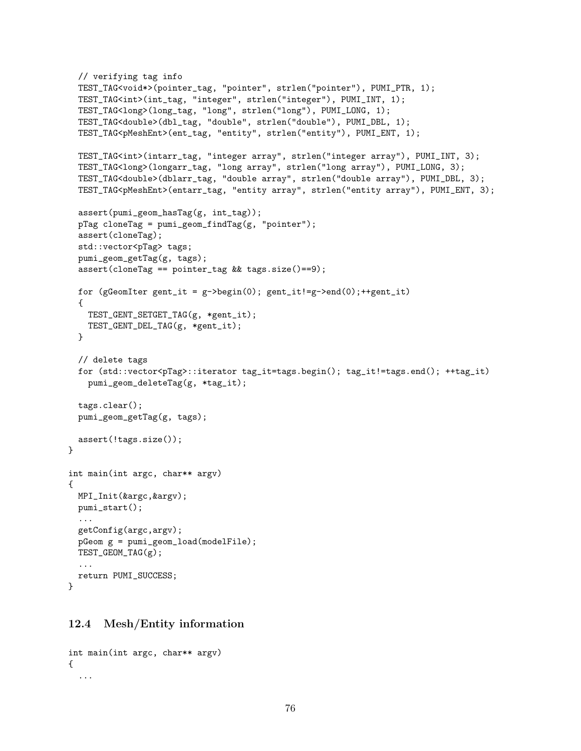```
  // verifying tag info
  TEST_TAG<void*>(pointer_tag, "pointer", strlen("pointer"), PUMI_PTR, 1);
  TEST_TAG<int>(int_tag, "integer", strlen("integer"), PUMI_INT, 1);
  TEST_TAG<long>(long_tag, "long", strlen("long"), PUMI_LONG, 1);
  TEST_TAG<double>(dbl_tag, "double", strlen("double"), PUMI_DBL, 1);
  TEST_TAG<pMeshEnt>(ent_tag, "entity", strlen("entity"), PUMI_ENT, 1);

  TEST_TAG<int>(intarr_tag, "integer array", strlen("integer array"), PUMI_INT, 3);
  TEST_TAG<long>(longarr_tag, "long array", strlen("long array"), PUMI_LONG, 3);
  TEST_TAG<double>(dblarr_tag, "double array", strlen("double array"), PUMI_DBL, 3);
  TEST_TAG<pMeshEnt>(entarr_tag, "entity array", strlen("entity array"), PUMI_ENT, 3);

  assert(pumi_geom_hasTag(g, int_tag));
  pTag cloneTag = pumi_geom_findTag(g, "pointer");
  assert(cloneTag);
  std::vector<pTag> tags;
  pumi_geom_getTag(g, tags);
  assert(cloneTag == pointer_tag && tags.size()==9);

  for (gGeomIter gent_it = g->begin(0); gent_it!=g->end(0);++gent_it)
  {
    TEST_GENT_SETGET_TAG(g, *gent_it);
    TEST_GENT_DEL_TAG(g, *gent_it);
  }

  // delete tags
  for (std::vector<pTag>::iterator tag_it=tags.begin(); tag_it!=tags.end(); ++tag_it)
    pumi_geom_deleteTag(g, *tag_it);

  tags.clear();
  pumi_geom_getTag(g, tags);

  assert(!tags.size());
}

int main(int argc, char** argv)
{
  MPI_Init(&argc,&argv);
  pumi_start();
  ...
  getConfig(argc,argv);
  pGeom g = pumi_geom_load(modelFile);
  TEST_GEOM_TAG(g);
  ...
  return PUMI_SUCCESS;
}
```

## 12.4 Mesh/Entity information

```
int main(int argc, char** argv)
{
  ...
```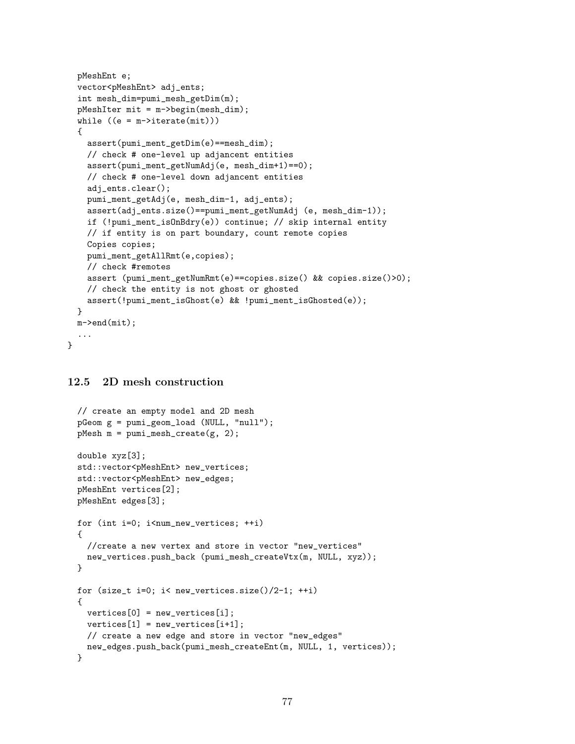```
  pMeshEnt e;
  vector<pMeshEnt> adj_ents;
  int mesh_dim=pumi_mesh_getDim(m);
  pMeshIter mit = m->begin(mesh_dim);
  while ((e = m->iterate(mit)))
  {
    assert(pumi_ment_getDim(e)==mesh_dim);
    // check # one-level up adjancent entities
    assert(pumi_ment_getNumAdj(e, mesh_dim+1)==0);
    // check # one-level down adjancent entities
    adj_ents.clear();
    pumi_ment_getAdj(e, mesh_dim-1, adj_ents);
    assert(adj_ents.size()==pumi_ment_getNumAdj (e, mesh_dim-1));
    if (!pumi_ment_isOnBdry(e)) continue; // skip internal entity
    // if entity is on part boundary, count remote copies
    Copies copies;
    pumi_ment_getAllRmt(e,copies);
    // check #remotes
    assert (pumi_ment_getNumRmt(e)==copies.size() && copies.size()>0);
    // check the entity is not ghost or ghosted
    assert(!pumi_ment_isGhost(e) && !pumi_ment_isGhosted(e));
  }
  m->end(mit);
  ...
}
```

### 12.5 2D mesh construction

```
  // create an empty model and 2D mesh
  pGeom g = pumi_geom_load (NULL, "null");
  pMesh m = pumi_mesh_create(g, 2);

  double xyz[3];
  std::vector<pMeshEnt> new_vertices;
  std::vector<pMeshEnt> new_edges;
  pMeshEnt vertices[2];
  pMeshEnt edges[3];

  for (int i=0; i<num_new_vertices; ++i)
  {
    //create a new vertex and store in vector "new_vertices"
    new_vertices.push_back (pumi_mesh_createVtx(m, NULL, xyz));
  }

  for (size_t i=0; i< new_vertices.size()/2-1; ++i)
  {
    vertices[0] = new_vertices[i];
    vertices[1] = new_vertices[i+1];
    // create a new edge and store in vector "new_edges"
    new_edges.push_back(pumi_mesh_createEnt(m, NULL, 1, vertices));
  }
```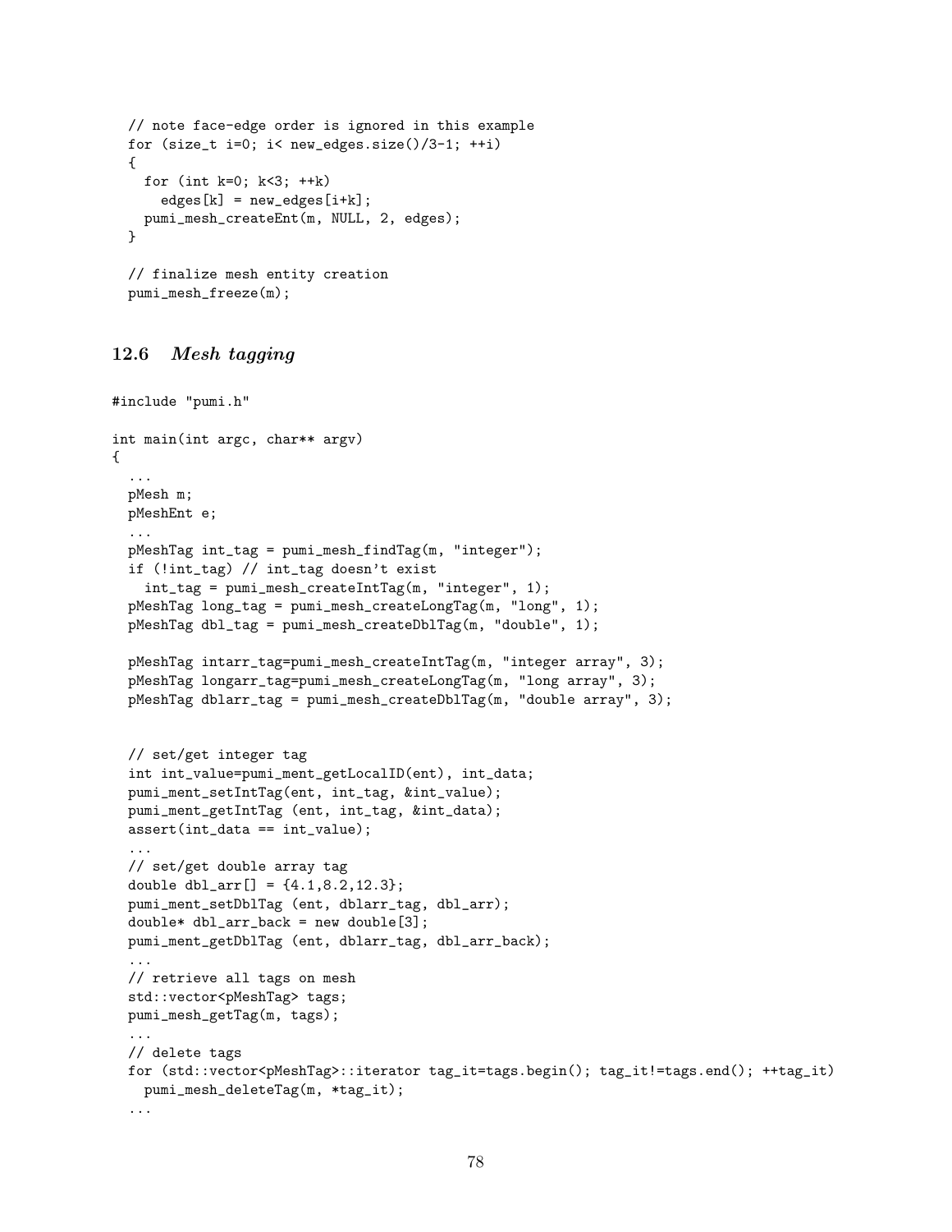```
  // note face-edge order is ignored in this example
  for (size_t i=0; i< new_edges.size()/3-1; ++i)
  {
    for (int k=0; k<3; ++k)
      edges[k] = new_edges[i+k];
    pumi_mesh_createEnt(m, NULL, 2, edges);
  }

  // finalize mesh entity creation
  pumi_mesh_freeze(m);
```

### 12.6 *Mesh tagging*

```
#include "pumi.h"

int main(int argc, char** argv)
{
  ...
  pMesh m;
  pMeshEnt e;
  ...
  pMeshTag int_tag = pumi_mesh_findTag(m, "integer");
  if (!int_tag) // int_tag doesn't exist
    int_tag = pumi_mesh_createIntTag(m, "integer", 1);
  pMeshTag long_tag = pumi_mesh_createLongTag(m, "long", 1);
  pMeshTag dbl_tag = pumi_mesh_createDblTag(m, "double", 1);

  pMeshTag intarr_tag=pumi_mesh_createIntTag(m, "integer array", 3);
  pMeshTag longarr_tag=pumi_mesh_createLongTag(m, "long array", 3);
  pMeshTag dblarr_tag = pumi_mesh_createDblTag(m, "double array", 3);


  // set/get integer tag
  int int_value=pumi_ment_getLocalID(ent), int_data;
  pumi_ment_setIntTag(ent, int_tag, &int_value);
  pumi_ment_getIntTag (ent, int_tag, &int_data);
  assert(int_data == int_value);
  ...
  // set/get double array tag
  double dbl_arr[] = {4.1,8.2,12.3};
  pumi_ment_setDblTag (ent, dblarr_tag, dbl_arr);
  double* dbl_arr_back = new double[3];
  pumi_ment_getDblTag (ent, dblarr_tag, dbl_arr_back);
  ...
  // retrieve all tags on mesh
  std::vector<pMeshTag> tags;
  pumi_mesh_getTag(m, tags);
  ...
  // delete tags
  for (std::vector<pMeshTag>::iterator tag_it=tags.begin(); tag_it!=tags.end(); ++tag_it)
    pumi_mesh_deleteTag(m, *tag_it);
  ...
```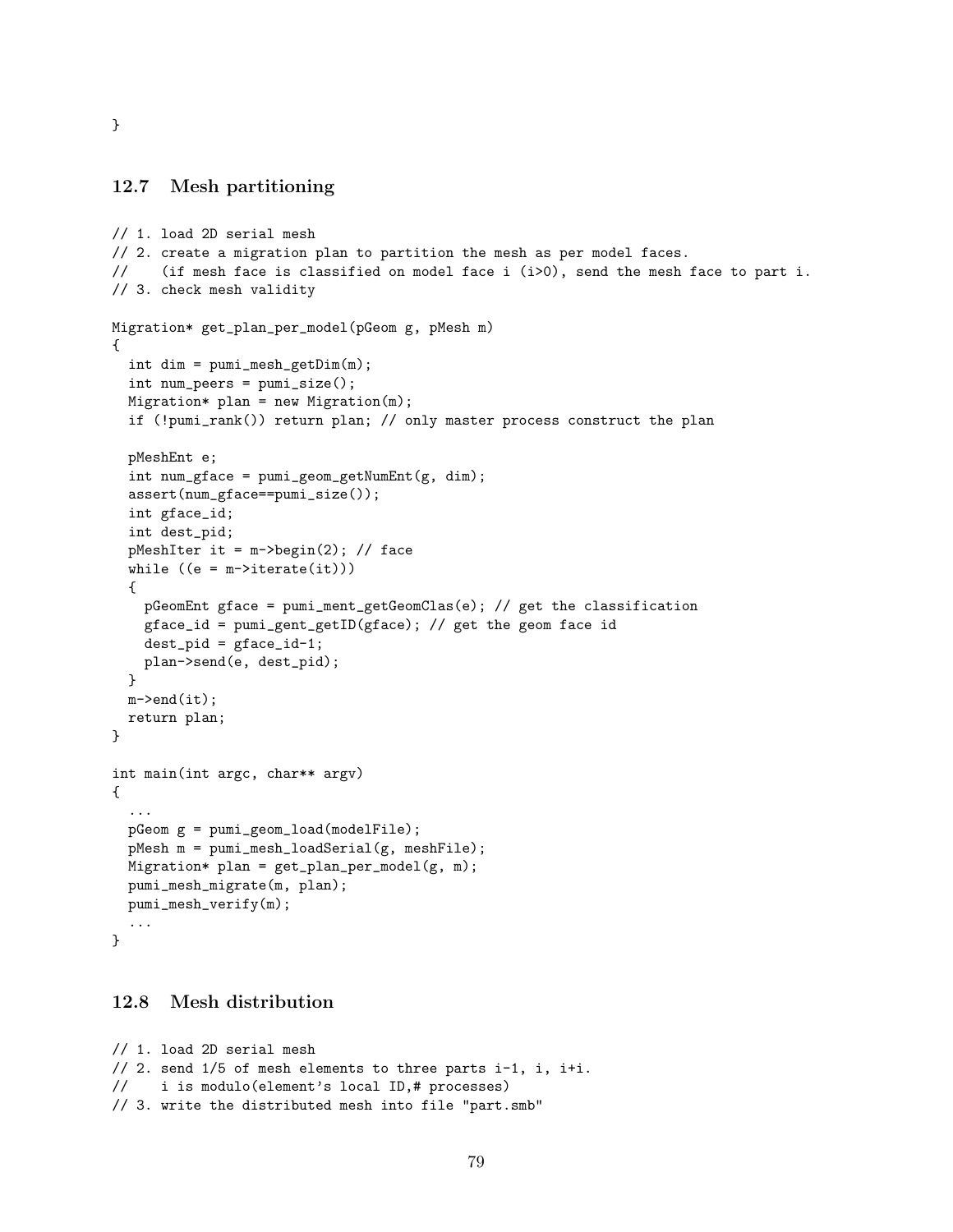```
}
```

## 12.7 Mesh partitioning

```
// 1. load 2D serial mesh
// 2. create a migration plan to partition the mesh as per model faces.
//    (if mesh face is classified on model face i (i>0), send the mesh face to part i.
// 3. check mesh validity

Migration* get_plan_per_model(pGeom g, pMesh m)
{
  int dim = pumi_mesh_getDim(m);
  int num_peers = pumi_size();
  Migration* plan = new Migration(m);
  if (!pumi_rank()) return plan; // only master process construct the plan

  pMeshEnt e;
  int num_gface = pumi_geom_getNumEnt(g, dim);
  assert(num_gface==pumi_size());
  int gface_id;
  int dest_pid;
  pMeshIter it = m->begin(2); // face
  while ((e = m->iterate(it)))
  {
    pGeomEnt gface = pumi_ment_getGeomClas(e); // get the classification
    gface_id = pumi_gent_getID(gface); // get the geom face id
    dest_pid = gface_id-1;
    plan->send(e, dest_pid);
  }
  m->end(it);
  return plan;
}

int main(int argc, char** argv)
{
  ...
  pGeom g = pumi_geom_load(modelFile);
  pMesh m = pumi_mesh_loadSerial(g, meshFile);
  Migration* plan = get_plan_per_model(g, m);
  pumi_mesh_migrate(m, plan);
  pumi_mesh_verify(m);
  ...
}
```

## 12.8 Mesh distribution

```
// 1. load 2D serial mesh
// 2. send 1/5 of mesh elements to three parts i-1, i, i+i.
//    i is modulo(element's local ID,# processes)
// 3. write the distributed mesh into file "part.smb"
```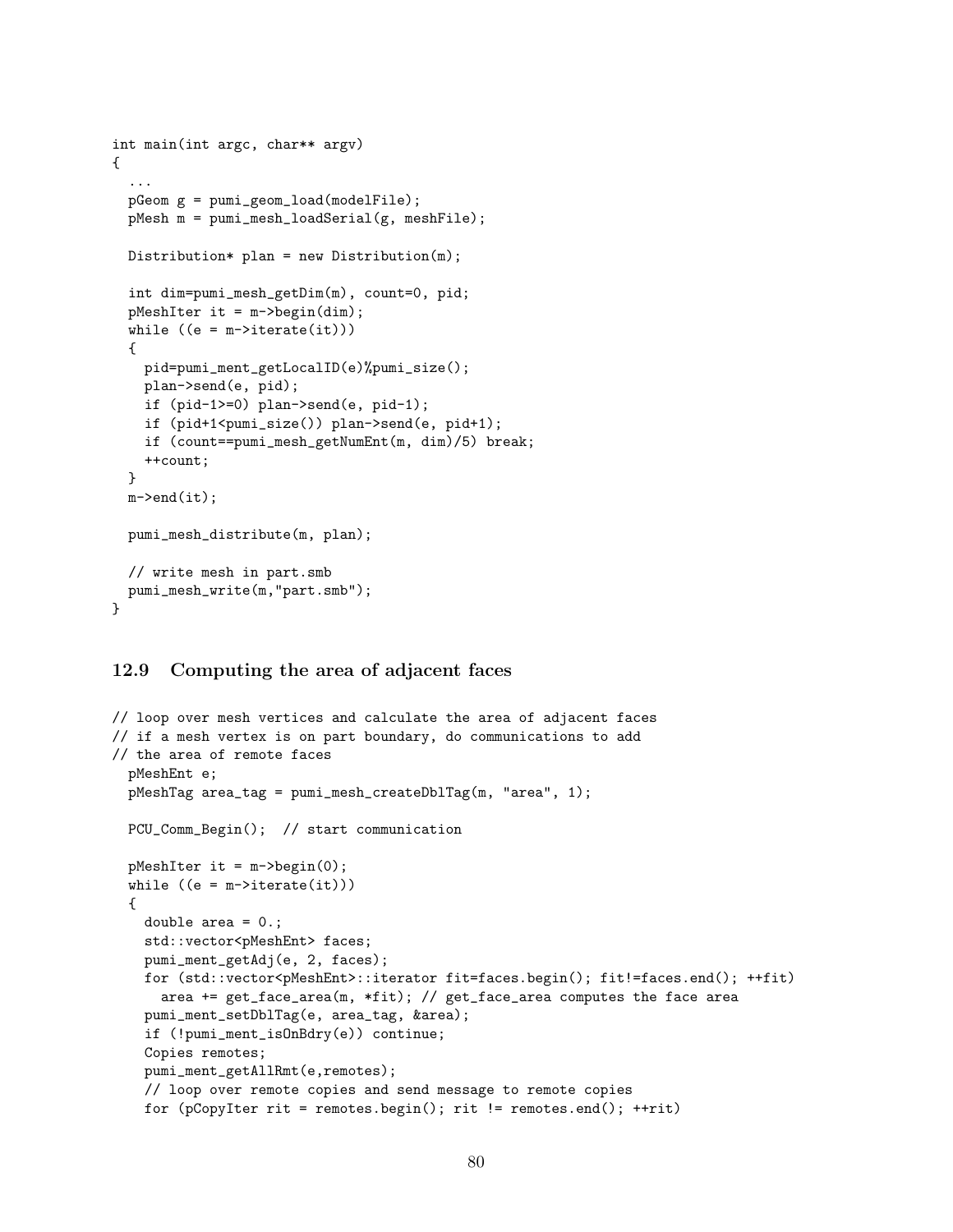```
int main(int argc, char** argv)
{
  ...
  pGeom g = pumi_geom_load(modelFile);
  pMesh m = pumi_mesh_loadSerial(g, meshFile);

  Distribution* plan = new Distribution(m);

  int dim=pumi_mesh_getDim(m), count=0, pid;
  pMeshIter it = m->begin(dim);
  while ((e = m->iterate(it)))
  {
    pid=pumi_ment_getLocalID(e)%pumi_size();
    plan->send(e, pid);
    if (pid-1>=0) plan->send(e, pid-1);
    if (pid+1<pumi_size()) plan->send(e, pid+1);
    if (count==pumi_mesh_getNumEnt(m, dim)/5) break;
    ++count;
  }
  m->end(it);

  pumi_mesh_distribute(m, plan);

  // write mesh in part.smb
  pumi_mesh_write(m,"part.smb");
}
```

## 12.9 Computing the area of adjacent faces

```
// loop over mesh vertices and calculate the area of adjacent faces
// if a mesh vertex is on part boundary, do communications to add
// the area of remote faces
  pMeshEnt e;
  pMeshTag area_tag = pumi_mesh_createDblTag(m, "area", 1);

  PCU_Comm_Begin();  // start communication

  pMeshIter it = m->begin(0);
  while ((e = m->iterate(it)))
  {
    double area = 0.;
    std::vector<pMeshEnt> faces;
    pumi_ment_getAdj(e, 2, faces);
    for (std::vector<pMeshEnt>::iterator fit=faces.begin(); fit!=faces.end(); ++fit)
      area += get_face_area(m, *fit); // get_face_area computes the face area
    pumi_ment_setDblTag(e, area_tag, &area);
    if (!pumi_ment_isOnBdry(e)) continue;
    Copies remotes;
    pumi_ment_getAllRmt(e,remotes);
    // loop over remote copies and send message to remote copies
    for (pCopyIter rit = remotes.begin(); rit != remotes.end(); ++rit)
```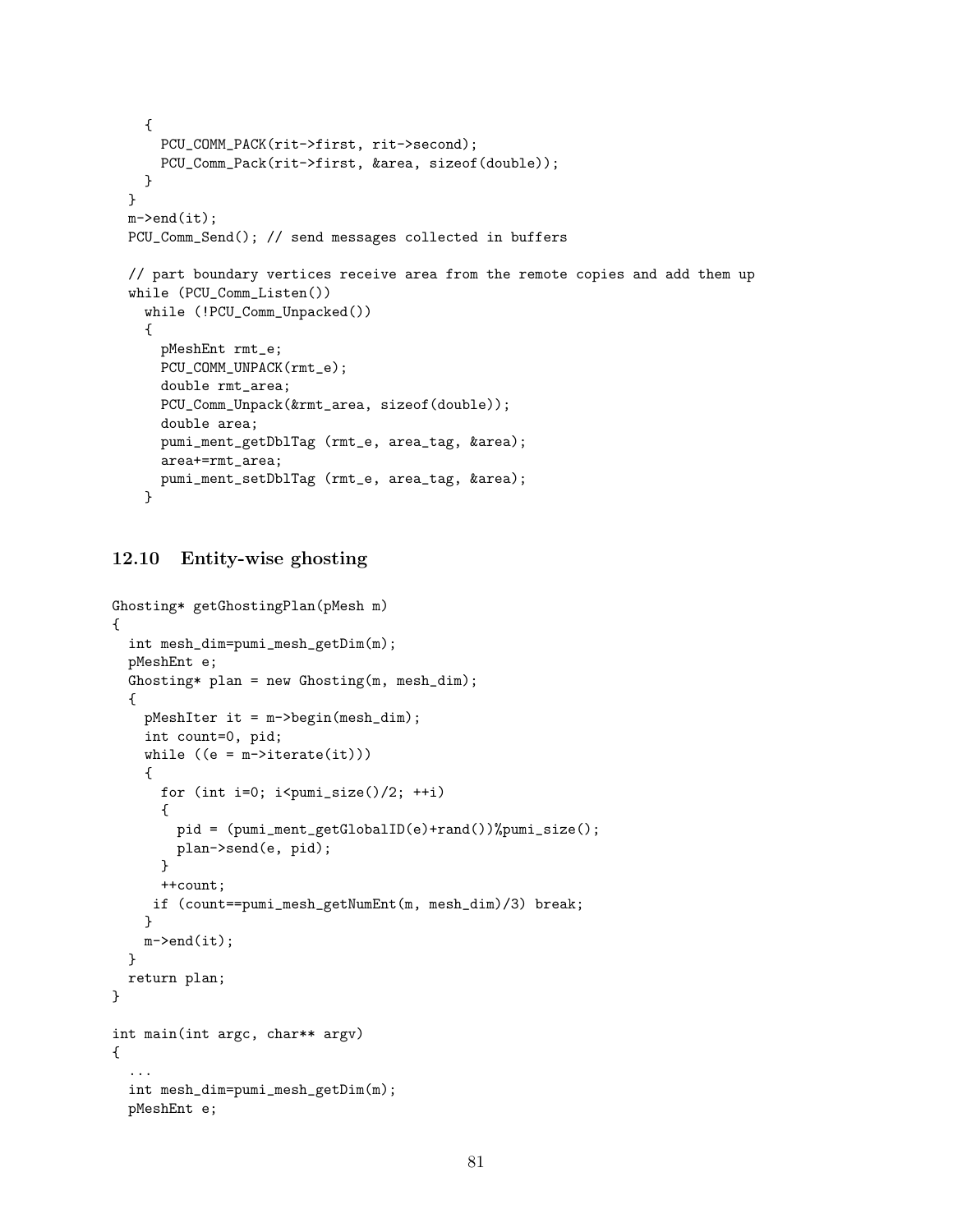```
    {
      PCU_COMM_PACK(rit->first, rit->second);
      PCU_Comm_Pack(rit->first, &area, sizeof(double));
    }
  }
  m->end(it);
  PCU_Comm_Send(); // send messages collected in buffers

  // part boundary vertices receive area from the remote copies and add them up
  while (PCU_Comm_Listen())
    while (!PCU_Comm_Unpacked())
    {
      pMeshEnt rmt_e;
      PCU_COMM_UNPACK(rmt_e);
      double rmt_area;
      PCU_Comm_Unpack(&rmt_area, sizeof(double));
      double area;
      pumi_ment_getDblTag (rmt_e, area_tag, &area);
      area+=rmt_area;
      pumi_ment_setDblTag (rmt_e, area_tag, &area);
    }
```

## 12.10 Entity-wise ghosting

```
Ghosting* getGhostingPlan(pMesh m)
{
  int mesh_dim=pumi_mesh_getDim(m);
  pMeshEnt e;
  Ghosting* plan = new Ghosting(m, mesh_dim);
  {
    pMeshIter it = m->begin(mesh_dim);
    int count=0, pid;
    while ((e = m->iterate(it)))
    {
      for (int i=0; i<pumi_size()/2; ++i)
      {
        pid = (pumi_ment_getGlobalID(e)+rand())%pumi_size();
        plan->send(e, pid);
      }
      ++count;
     if (count==pumi_mesh_getNumEnt(m, mesh_dim)/3) break;
    }
    m->end(it);
  }
  return plan;
}

int main(int argc, char** argv)
{
  ...
  int mesh_dim=pumi_mesh_getDim(m);
  pMeshEnt e;
```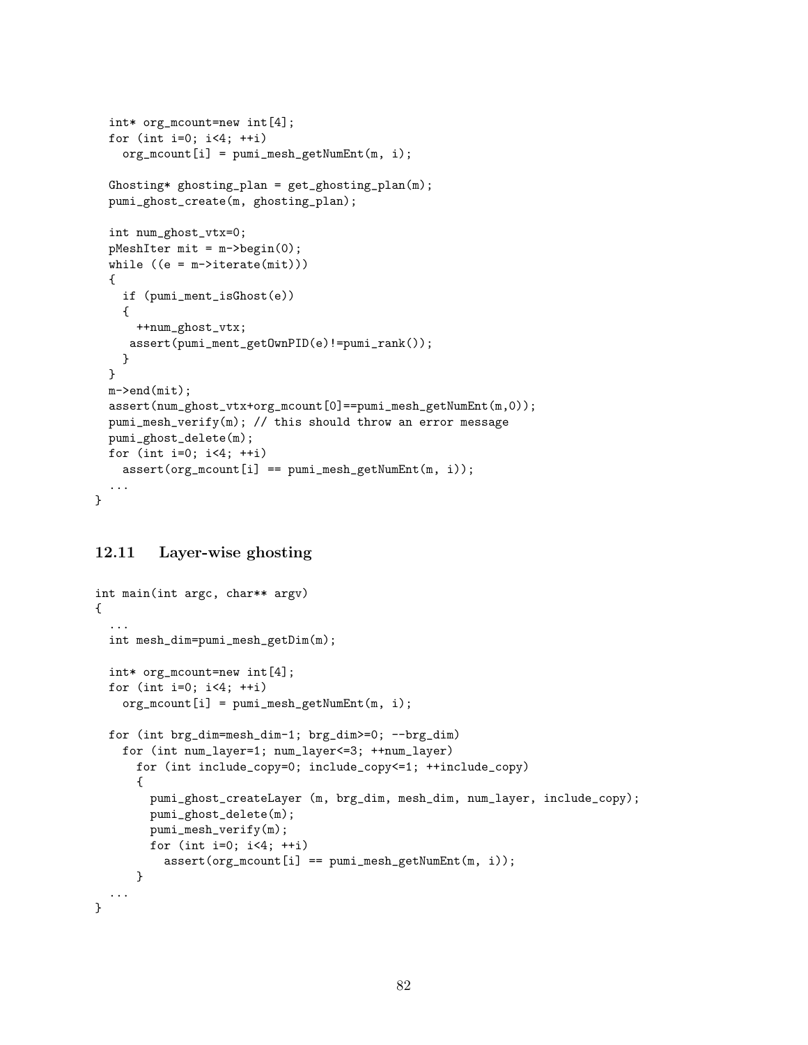```
  int* org_mcount=new int[4];
  for (int i=0; i<4; ++i)
    org_mcount[i] = pumi_mesh_getNumEnt(m, i);

  Ghosting* ghosting_plan = get_ghosting_plan(m);
  pumi_ghost_create(m, ghosting_plan);

  int num_ghost_vtx=0;
  pMeshIter mit = m->begin(0);
  while ((e = m->iterate(mit)))
  {
    if (pumi_ment_isGhost(e))
    {
      ++num_ghost_vtx;
     assert(pumi_ment_getOwnPID(e)!=pumi_rank());
    }
  }
  m->end(mit);
  assert(num_ghost_vtx+org_mcount[0]==pumi_mesh_getNumEnt(m,0));
  pumi_mesh_verify(m); // this should throw an error message
  pumi_ghost_delete(m);
  for (int i=0; i<4; ++i)
    assert(org_mcount[i] == pumi_mesh_getNumEnt(m, i));
  ...
}
```

## 12.11 Layer-wise ghosting

```
int main(int argc, char** argv)
{
  ...
  int mesh_dim=pumi_mesh_getDim(m);

  int* org_mcount=new int[4];
  for (int i=0; i<4; ++i)
    org_mcount[i] = pumi_mesh_getNumEnt(m, i);

  for (int brg_dim=mesh_dim-1; brg_dim>=0; --brg_dim)
    for (int num_layer=1; num_layer<=3; ++num_layer)
      for (int include_copy=0; include_copy<=1; ++include_copy)
      {
        pumi_ghost_createLayer (m, brg_dim, mesh_dim, num_layer, include_copy);
        pumi_ghost_delete(m);
        pumi_mesh_verify(m);
        for (int i=0; i<4; ++i)
          assert(org_mcount[i] == pumi_mesh_getNumEnt(m, i));
      }
  ...
}
```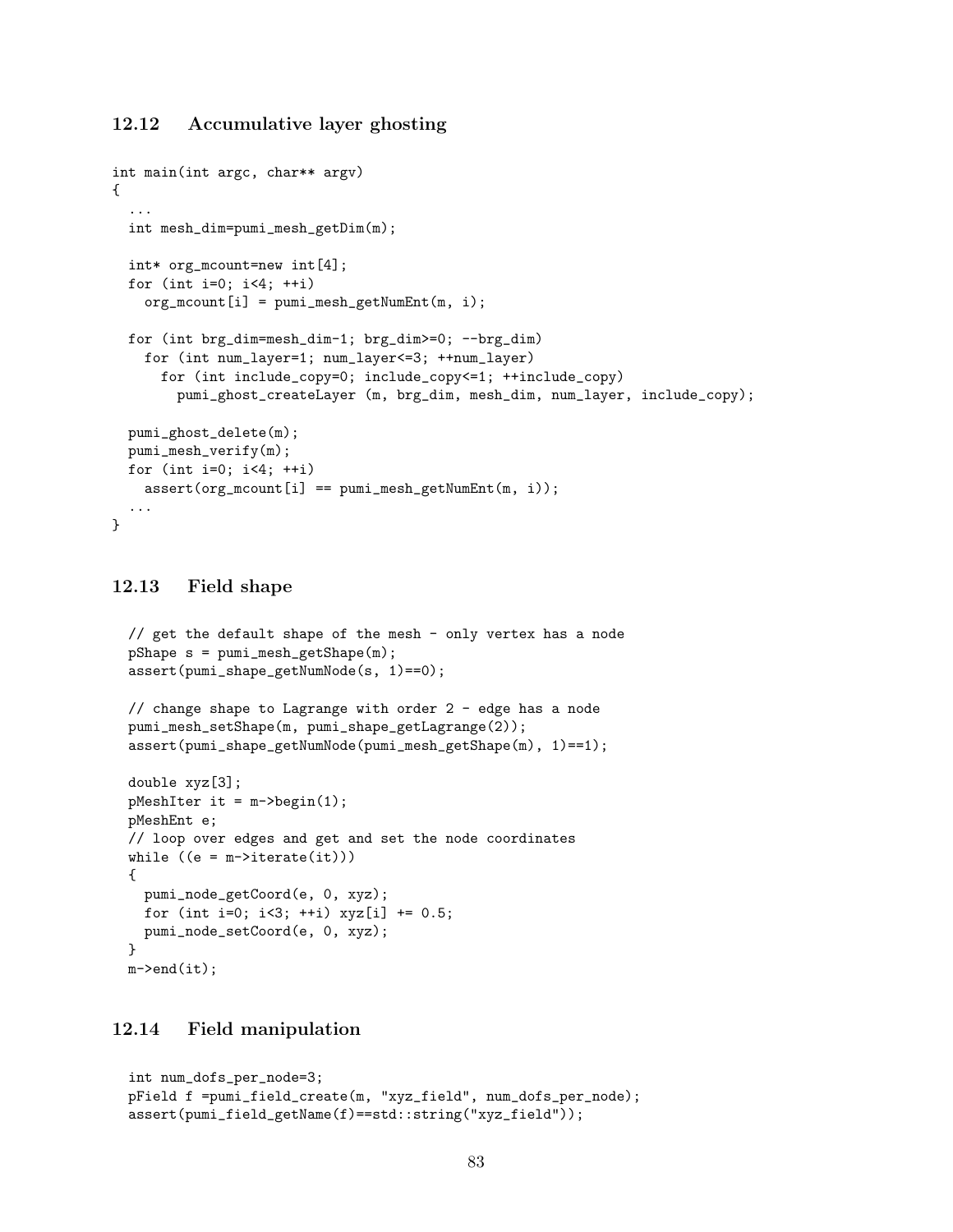### 12.12 Accumulative layer ghosting

```
int main(int argc, char** argv)
{
  ...
  int mesh_dim=pumi_mesh_getDim(m);

  int* org_mcount=new int[4];
  for (int i=0; i<4; ++i)
    org_mcount[i] = pumi_mesh_getNumEnt(m, i);

  for (int brg_dim=mesh_dim-1; brg_dim>=0; --brg_dim)
    for (int num_layer=1; num_layer<=3; ++num_layer)
      for (int include_copy=0; include_copy<=1; ++include_copy)
        pumi_ghost_createLayer (m, brg_dim, mesh_dim, num_layer, include_copy);

  pumi_ghost_delete(m);
  pumi_mesh_verify(m);
  for (int i=0; i<4; ++i)
    assert(org_mcount[i] == pumi_mesh_getNumEnt(m, i));
  ...
}
```

### 12.13 Field shape

```
  // get the default shape of the mesh - only vertex has a node
  pShape s = pumi_mesh_getShape(m);
  assert(pumi_shape_getNumNode(s, 1)==0);

  // change shape to Lagrange with order 2 - edge has a node
  pumi_mesh_setShape(m, pumi_shape_getLagrange(2));
  assert(pumi_shape_getNumNode(pumi_mesh_getShape(m), 1)==1);

  double xyz[3];
  pMeshIter it = m->begin(1);
  pMeshEnt e;
  // loop over edges and get and set the node coordinates
  while ((e = m->iterate(it)))
  {
    pumi_node_getCoord(e, 0, xyz);
    for (int i=0; i<3; ++i) xyz[i] += 0.5;
    pumi_node_setCoord(e, 0, xyz);
  }
  m->end(it);
```

### 12.14 Field manipulation

```
  int num_dofs_per_node=3;
  pField f =pumi_field_create(m, "xyz_field", num_dofs_per_node);
  assert(pumi_field_getName(f)==std::string("xyz_field"));
```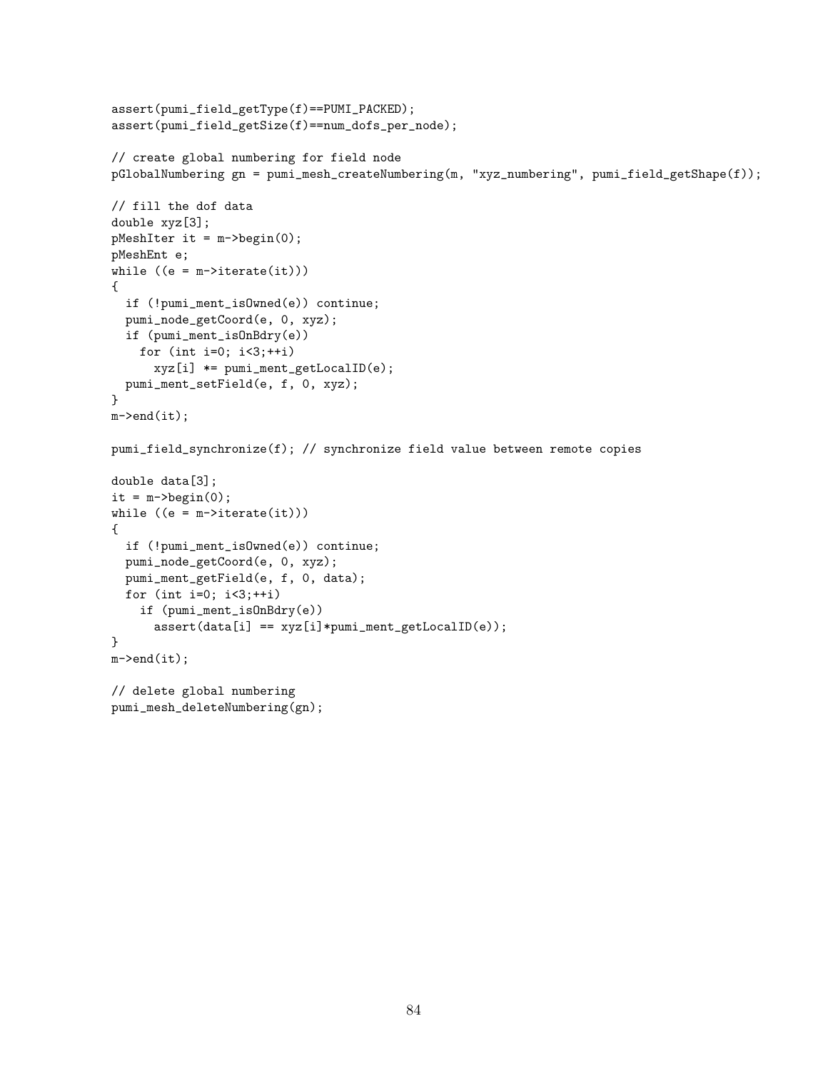```
assert(pumi_field_getType(f)==PUMI_PACKED);
assert(pumi_field_getSize(f)==num_dofs_per_node);

// create global numbering for field node
pGlobalNumbering gn = pumi_mesh_createNumbering(m, "xyz_numbering", pumi_field_getShape(f));

// fill the dof data
double xyz[3];
pMeshIter it = m->begin(0);
pMeshEnt e;
while ((e = m->iterate(it)))
{
  if (!pumi_ment_isOwned(e)) continue;
  pumi_node_getCoord(e, 0, xyz);
  if (pumi_ment_isOnBdry(e))
    for (int i=0; i<3;++i)
      xyz[i] *= pumi_ment_getLocalID(e);
  pumi_ment_setField(e, f, 0, xyz);
}
m->end(it);

pumi_field_synchronize(f); // synchronize field value between remote copies

double data[3];
it = m->begin(0);
while ((e = m->iterate(it)))
{
  if (!pumi_ment_isOwned(e)) continue;
  pumi_node_getCoord(e, 0, xyz);
  pumi_ment_getField(e, f, 0, data);
  for (int i=0; i<3;++i)
    if (pumi_ment_isOnBdry(e))
      assert(data[i] == xyz[i]*pumi_ment_getLocalID(e));
}
m->end(it);

// delete global numbering
pumi_mesh_deleteNumbering(gn);
```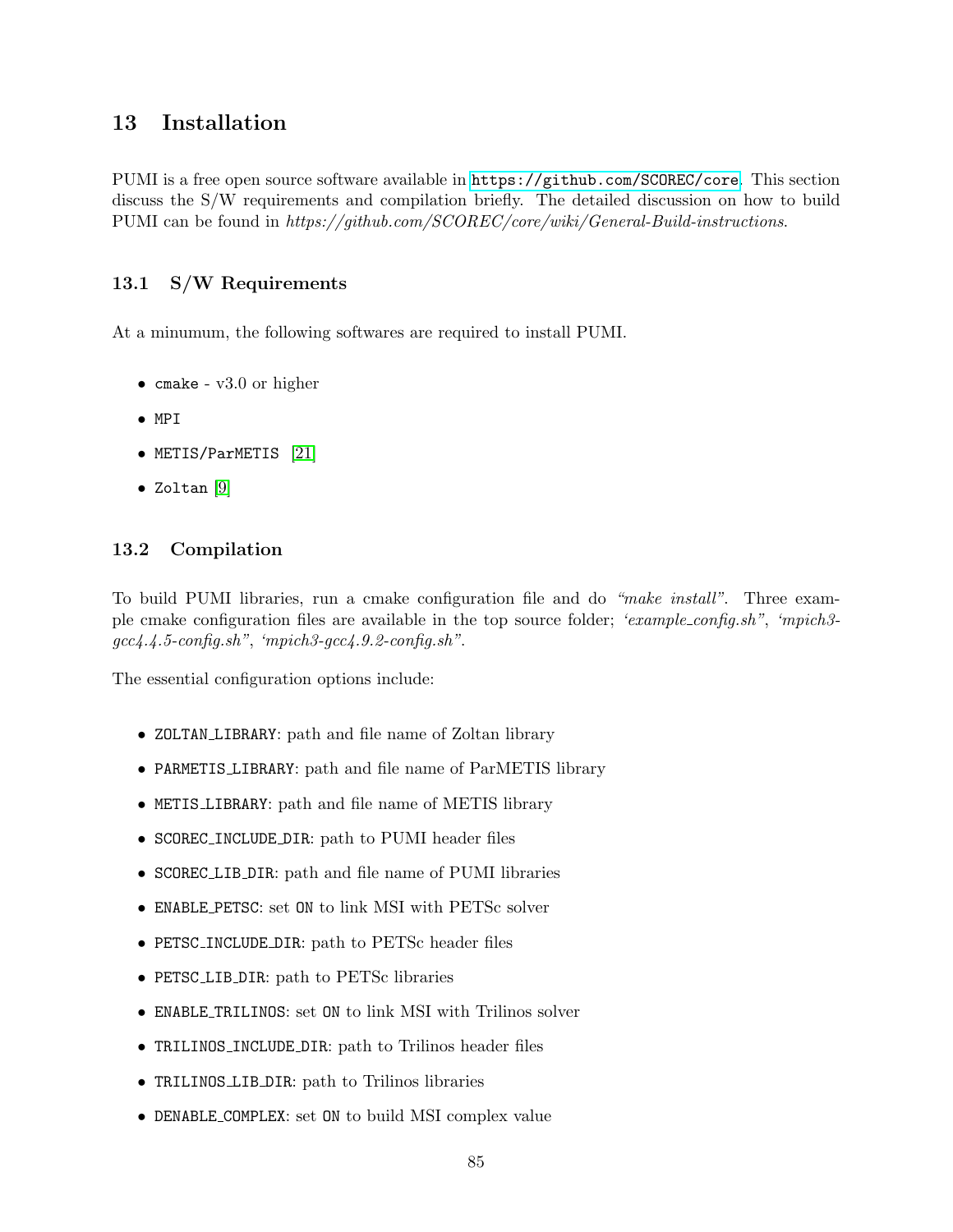## 13 Installation

PUMI is a free open source software available in https://github.com/SCOREC/core. This section discuss the S/W requirements and compilation briefly. The detailed discussion on how to build PUMI can be found in *https://github.com/SCOREC/core/wiki/General-Build-instructions*.

### 13.1 S/W Requirements

At a minumum, the following softwares are required to install PUMI.

- `cmake` - v3.0 or higher
- `MPI`
- `METIS/ParMETIS` [21]
- `Zoltan` [9]

### 13.2 Compilation

To build PUMI libraries, run a cmake configuration file and do *"make install"*. Three example cmake configuration files are available in the top source folder; *'example_config.sh"*, *'mpich3-gcc4.4.5-config.sh"*, *'mpich3-gcc4.9.2-config.sh"*.

The essential configuration options include:

- `ZOLTAN_LIBRARY`: path and file name of Zoltan library
- `PARMETIS_LIBRARY`: path and file name of ParMETIS library
- `METIS_LIBRARY`: path and file name of METIS library
- `SCOREC_INCLUDE_DIR`: path to PUMI header files
- `SCOREC_LIB_DIR`: path and file name of PUMI libraries
- `ENABLE_PETSC`: set `ON` to link MSI with PETSc solver
- `PETSC_INCLUDE_DIR`: path to PETSc header files
- `PETSC_LIB_DIR`: path to PETSc libraries
- `ENABLE_TRILINOS`: set `ON` to link MSI with Trilinos solver
- `TRILINOS_INCLUDE_DIR`: path to Trilinos header files
- `TRILINOS_LIB_DIR`: path to Trilinos libraries
- `DENABLE_COMPLEX`: set `ON` to build MSI complex value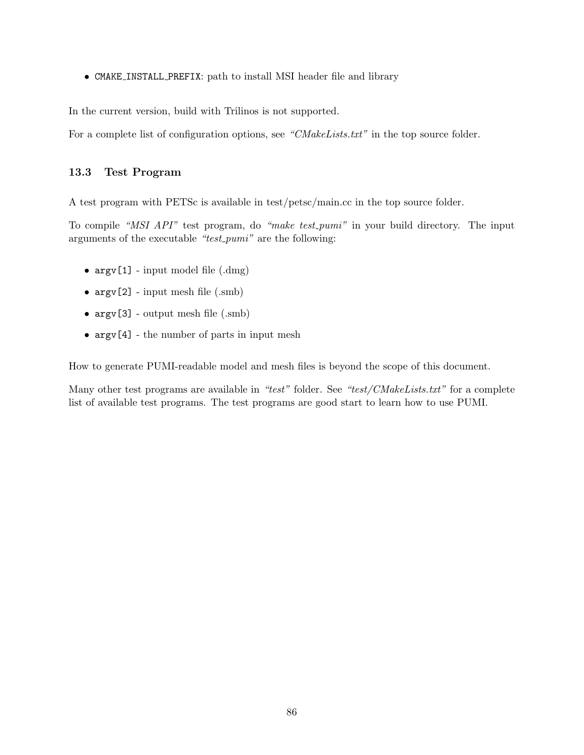- `CMAKE_INSTALL_PREFIX`: path to install MSI header file and library

In the current version, build with Trilinos is not supported.

For a complete list of configuration options, see *"CMakeLists.txt"* in the top source folder.

### 13.3 Test Program

A test program with PETSc is available in test/petsc/main.cc in the top source folder.

To compile *"MSI API"* test program, do *"make test_pumi"* in your build directory. The input arguments of the executable *"test_pumi"* are the following:

- `argv[1]` - input model file (.dmg)
- `argv[2]` - input mesh file (.smb)
- `argv[3]` - output mesh file (.smb)
- `argv[4]` - the number of parts in input mesh

How to generate PUMI-readable model and mesh files is beyond the scope of this document.

Many other test programs are available in *"test"* folder. See *"test/CMakeLists.txt"* for a complete list of available test programs. The test programs are good start to learn how to use PUMI.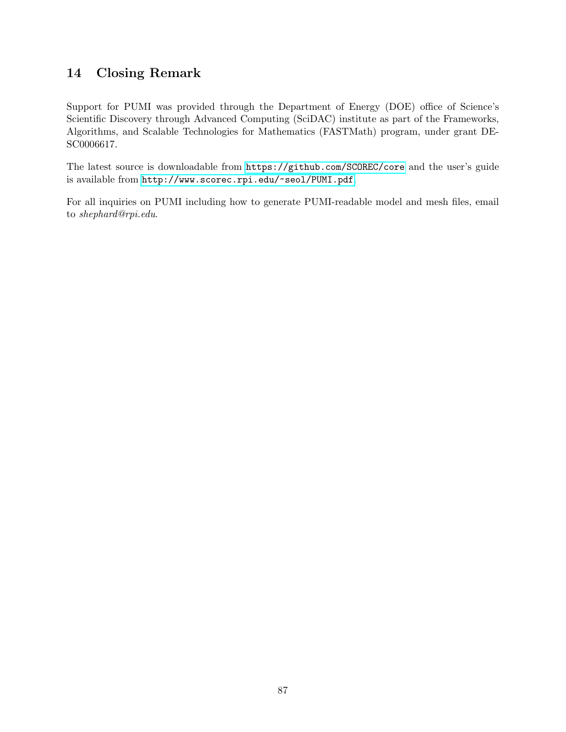## 14 Closing Remark

Support for PUMI was provided through the Department of Energy (DOE) office of Science's Scientific Discovery through Advanced Computing (SciDAC) institute as part of the Frameworks, Algorithms, and Scalable Technologies for Mathematics (FASTMath) program, under grant DE-SC0006617.

The latest source is downloadable from `https://github.com/SCOREC/core` and the user's guide is available from `http://www.scorec.rpi.edu/~seol/PUMI.pdf`.

For all inquiries on PUMI including how to generate PUMI-readable model and mesh files, email to *shephard@rpi.edu*.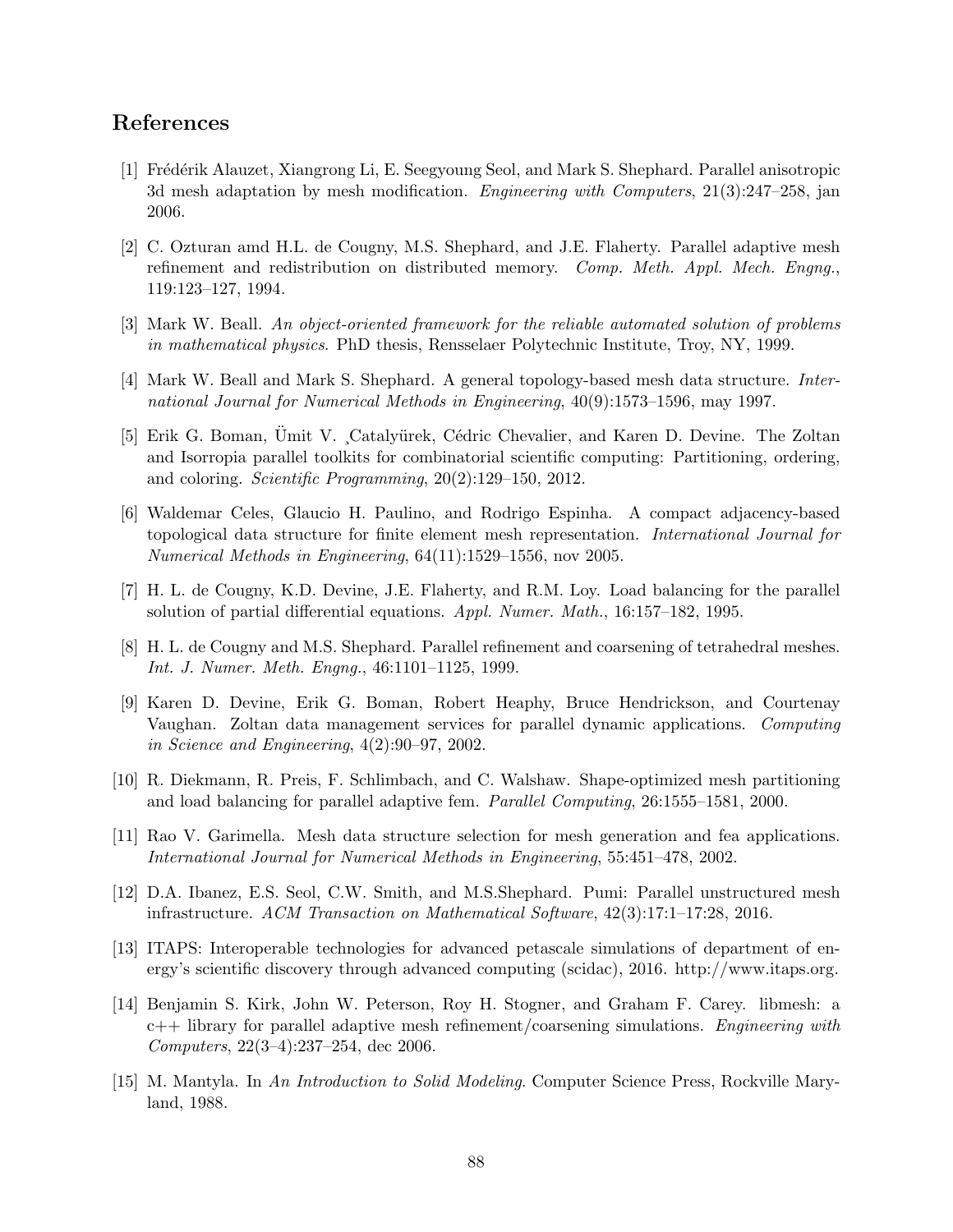## References

[1] Frédérik Alauzet, Xiangrong Li, E. Seegyoung Seol, and Mark S. Shephard. Parallel anisotropic 3d mesh adaptation by mesh modification. *Engineering with Computers*, 21(3):247–258, jan 2006.

[2] C. Ozturan amd H.L. de Cougny, M.S. Shephard, and J.E. Flaherty. Parallel adaptive mesh refinement and redistribution on distributed memory. *Comp. Meth. Appl. Mech. Engng.*, 119:123–127, 1994.

[3] Mark W. Beall. *An object-oriented framework for the reliable automated solution of problems in mathematical physics*. PhD thesis, Rensselaer Polytechnic Institute, Troy, NY, 1999.

[4] Mark W. Beall and Mark S. Shephard. A general topology-based mesh data structure. *International Journal for Numerical Methods in Engineering*, 40(9):1573–1596, may 1997.

[5] Erik G. Boman, Ümit V. ¸Catalyürek, Cédric Chevalier, and Karen D. Devine. The Zoltan and Isorropia parallel toolkits for combinatorial scientific computing: Partitioning, ordering, and coloring. *Scientific Programming*, 20(2):129–150, 2012.

[6] Waldemar Celes, Glaucio H. Paulino, and Rodrigo Espinha. A compact adjacency-based topological data structure for finite element mesh representation. *International Journal for Numerical Methods in Engineering*, 64(11):1529–1556, nov 2005.

[7] H. L. de Cougny, K.D. Devine, J.E. Flaherty, and R.M. Loy. Load balancing for the parallel solution of partial differential equations. *Appl. Numer. Math.*, 16:157–182, 1995.

[8] H. L. de Cougny and M.S. Shephard. Parallel refinement and coarsening of tetrahedral meshes. *Int. J. Numer. Meth. Engng.*, 46:1101–1125, 1999.

[9] Karen D. Devine, Erik G. Boman, Robert Heaphy, Bruce Hendrickson, and Courtenay Vaughan. Zoltan data management services for parallel dynamic applications. *Computing in Science and Engineering*, 4(2):90–97, 2002.

[10] R. Diekmann, R. Preis, F. Schlimbach, and C. Walshaw. Shape-optimized mesh partitioning and load balancing for parallel adaptive fem. *Parallel Computing*, 26:1555–1581, 2000.

[11] Rao V. Garimella. Mesh data structure selection for mesh generation and fea applications. *International Journal for Numerical Methods in Engineering*, 55:451–478, 2002.

[12] D.A. Ibanez, E.S. Seol, C.W. Smith, and M.S.Shephard. Pumi: Parallel unstructured mesh infrastructure. *ACM Transaction on Mathematical Software*, 42(3):17:1–17:28, 2016.

[13] ITAPS: Interoperable technologies for advanced petascale simulations of department of energy's scientific discovery through advanced computing (scidac), 2016. http://www.itaps.org.

[14] Benjamin S. Kirk, John W. Peterson, Roy H. Stogner, and Graham F. Carey. libmesh: a c++ library for parallel adaptive mesh refinement/coarsening simulations. *Engineering with Computers*, 22(3–4):237–254, dec 2006.

[15] M. Mantyla. In *An Introduction to Solid Modeling*. Computer Science Press, Rockville Maryland, 1988.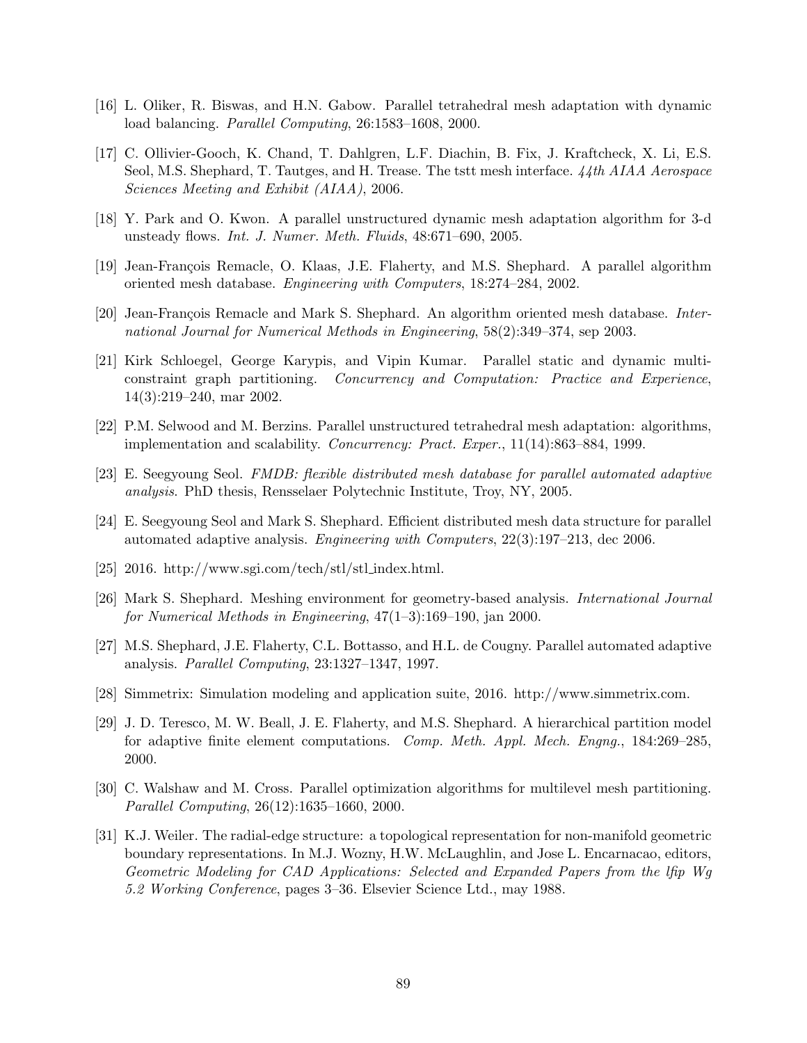[16] L. Oliker, R. Biswas, and H.N. Gabow. Parallel tetrahedral mesh adaptation with dynamic load balancing. *Parallel Computing*, 26:1583–1608, 2000.

[17] C. Ollivier-Gooch, K. Chand, T. Dahlgren, L.F. Diachin, B. Fix, J. Kraftcheck, X. Li, E.S. Seol, M.S. Shephard, T. Tautges, and H. Trease. The tstt mesh interface. *44th AIAA Aerospace Sciences Meeting and Exhibit (AIAA)*, 2006.

[18] Y. Park and O. Kwon. A parallel unstructured dynamic mesh adaptation algorithm for 3-d unsteady flows. *Int. J. Numer. Meth. Fluids*, 48:671–690, 2005.

[19] Jean-François Remacle, O. Klaas, J.E. Flaherty, and M.S. Shephard. A parallel algorithm oriented mesh database. *Engineering with Computers*, 18:274–284, 2002.

[20] Jean-François Remacle and Mark S. Shephard. An algorithm oriented mesh database. *International Journal for Numerical Methods in Engineering*, 58(2):349–374, sep 2003.

[21] Kirk Schloegel, George Karypis, and Vipin Kumar. Parallel static and dynamic multi-constraint graph partitioning. *Concurrency and Computation: Practice and Experience*, 14(3):219–240, mar 2002.

[22] P.M. Selwood and M. Berzins. Parallel unstructured tetrahedral mesh adaptation: algorithms, implementation and scalability. *Concurrency: Pract. Exper.*, 11(14):863–884, 1999.

[23] E. Seegyoung Seol. *FMDB: flexible distributed mesh database for parallel automated adaptive analysis*. PhD thesis, Rensselaer Polytechnic Institute, Troy, NY, 2005.

[24] E. Seegyoung Seol and Mark S. Shephard. Efficient distributed mesh data structure for parallel automated adaptive analysis. *Engineering with Computers*, 22(3):197–213, dec 2006.

[25] 2016. http://www.sgi.com/tech/stl/stl_index.html.

[26] Mark S. Shephard. Meshing environment for geometry-based analysis. *International Journal for Numerical Methods in Engineering*, 47(1–3):169–190, jan 2000.

[27] M.S. Shephard, J.E. Flaherty, C.L. Bottasso, and H.L. de Cougny. Parallel automated adaptive analysis. *Parallel Computing*, 23:1327–1347, 1997.

[28] Simmetrix: Simulation modeling and application suite, 2016. http://www.simmetrix.com.

[29] J. D. Teresco, M. W. Beall, J. E. Flaherty, and M.S. Shephard. A hierarchical partition model for adaptive finite element computations. *Comp. Meth. Appl. Mech. Engng.*, 184:269–285, 2000.

[30] C. Walshaw and M. Cross. Parallel optimization algorithms for multilevel mesh partitioning. *Parallel Computing*, 26(12):1635–1660, 2000.

[31] K.J. Weiler. The radial-edge structure: a topological representation for non-manifold geometric boundary representations. In M.J. Wozny, H.W. McLaughlin, and Jose L. Encarnacao, editors, *Geometric Modeling for CAD Applications: Selected and Expanded Papers from the Ifip Wg 5.2 Working Conference*, pages 3–36. Elsevier Science Ltd., may 1988.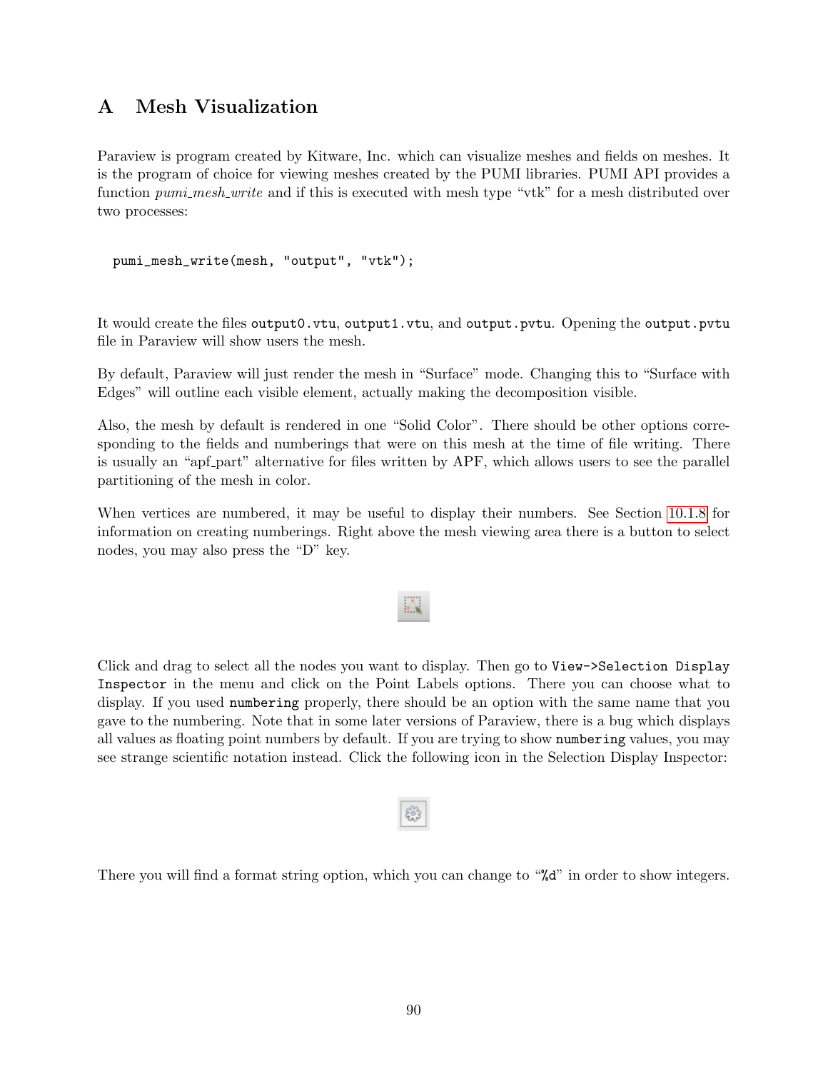# A Mesh Visualization

Paraview is program created by Kitware, Inc. which can visualize meshes and fields on meshes. It is the program of choice for viewing meshes created by the PUMI libraries. PUMI API provides a function *pumi_mesh_write* and if this is executed with mesh type "vtk" for a mesh distributed over two processes:

```
pumi_mesh_write(mesh, "output", "vtk");
```

It would create the files `output0.vtu`, `output1.vtu`, and `output.pvtu`. Opening the `output.pvtu` file in Paraview will show users the mesh.

By default, Paraview will just render the mesh in "Surface" mode. Changing this to "Surface with Edges" will outline each visible element, actually making the decomposition visible.

Also, the mesh by default is rendered in one "Solid Color". There should be other options corresponding to the fields and numberings that were on this mesh at the time of file writing. There is usually an "apf_part" alternative for files written by APF, which allows users to see the parallel partitioning of the mesh in color.

When vertices are numbered, it may be useful to display their numbers. See Section 10.1.8 for information on creating numberings. Right above the mesh viewing area there is a button to select nodes, you may also press the "D" key.

Click and drag to select all the nodes you want to display. Then go to `View->Selection Display Inspector` in the menu and click on the Point Labels options. There you can choose what to display. If you used `numbering` properly, there should be an option with the same name that you gave to the numbering. Note that in some later versions of Paraview, there is a bug which displays all values as floating point numbers by default. If you are trying to show `numbering` values, you may see strange scientific notation instead. Click the following icon in the Selection Display Inspector:

There you will find a format string option, which you can change to "`%d`" in order to show integers.